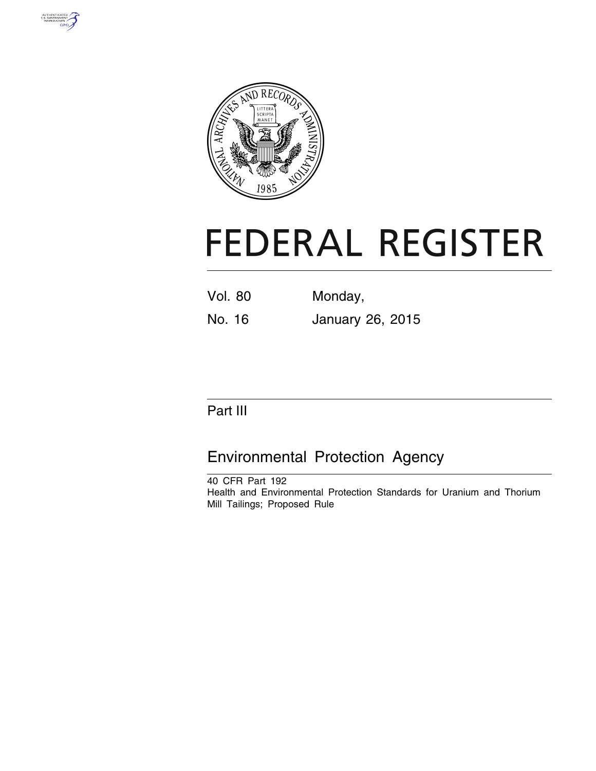# FEDERAL REGISTER

Vol. 80 Monday,

No. 16 January 26, 2015

## Part III

## Environmental Protection Agency

40 CFR Part 192

Health and Environmental Protection Standards for Uranium and Thorium Mill Tailings; Proposed Rule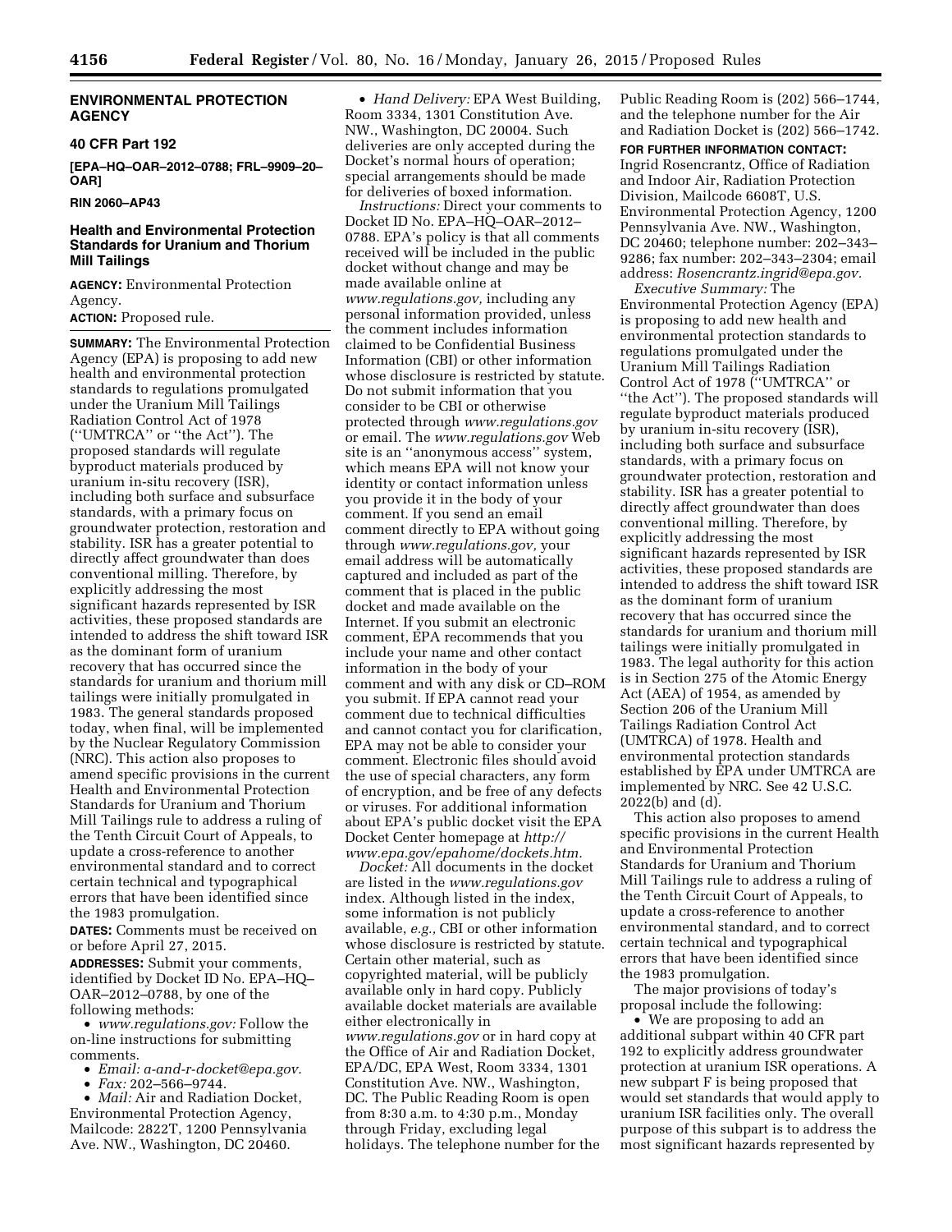## ENVIRONMENTAL PROTECTION AGENCY

### 40 CFR Part 192

**[EPA–HQ–OAR–2012–0788; FRL–9909–20–OAR]**

**RIN 2060–AP43**

### Health and Environmental Protection Standards for Uranium and Thorium Mill Tailings

**AGENCY:** Environmental Protection Agency.

**ACTION:** Proposed rule.

**SUMMARY:** The Environmental Protection Agency (EPA) is proposing to add new health and environmental protection standards to regulations promulgated under the Uranium Mill Tailings Radiation Control Act of 1978 (''UMTRCA'' or ''the Act''). The proposed standards will regulate byproduct materials produced by uranium in-situ recovery (ISR), including both surface and subsurface standards, with a primary focus on groundwater protection, restoration and stability. ISR has a greater potential to directly affect groundwater than does conventional milling. Therefore, by explicitly addressing the most significant hazards represented by ISR activities, these proposed standards are intended to address the shift toward ISR as the dominant form of uranium recovery that has occurred since the standards for uranium and thorium mill tailings were initially promulgated in 1983. The general standards proposed today, when final, will be implemented by the Nuclear Regulatory Commission (NRC). This action also proposes to amend specific provisions in the current Health and Environmental Protection Standards for Uranium and Thorium Mill Tailings rule to address a ruling of the Tenth Circuit Court of Appeals, to update a cross-reference to another environmental standard and to correct certain technical and typographical errors that have been identified since the 1983 promulgation.

**DATES:** Comments must be received on or before April 27, 2015.

**ADDRESSES:** Submit your comments, identified by Docket ID No. EPA–HQ–OAR–2012–0788, by one of the following methods:

- *www.regulations.gov:* Follow the on-line instructions for submitting comments.
- *Email: a-and-r-docket@epa.gov.*
- *Fax:* 202–566–9744.
- *Mail:* Air and Radiation Docket, Environmental Protection Agency, Mailcode: 2822T, 1200 Pennsylvania Ave. NW., Washington, DC 20460.
- *Hand Delivery:* EPA West Building, Room 3334, 1301 Constitution Ave. NW., Washington, DC 20004. Such deliveries are only accepted during the Docket's normal hours of operation; special arrangements should be made for deliveries of boxed information.

*Instructions:* Direct your comments to Docket ID No. EPA–HQ–OAR–2012–0788. EPA's policy is that all comments received will be included in the public docket without change and may be made available online at *www.regulations.gov,* including any personal information provided, unless the comment includes information claimed to be Confidential Business Information (CBI) or other information whose disclosure is restricted by statute. Do not submit information that you consider to be CBI or otherwise protected through *www.regulations.gov* or email. The *www.regulations.gov* Web site is an ''anonymous access'' system, which means EPA will not know your identity or contact information unless you provide it in the body of your comment. If you send an email comment directly to EPA without going through *www.regulations.gov,* your email address will be automatically captured and included as part of the comment that is placed in the public docket and made available on the Internet. If you submit an electronic comment, EPA recommends that you include your name and other contact information in the body of your comment and with any disk or CD–ROM you submit. If EPA cannot read your comment due to technical difficulties and cannot contact you for clarification, EPA may not be able to consider your comment. Electronic files should avoid the use of special characters, any form of encryption, and be free of any defects or viruses. For additional information about EPA's public docket visit the EPA Docket Center homepage at *http://www.epa.gov/epahome/dockets.htm.*

*Docket:* All documents in the docket are listed in the *www.regulations.gov* index. Although listed in the index, some information is not publicly available, *e.g.,* CBI or other information whose disclosure is restricted by statute. Certain other material, such as copyrighted material, will be publicly available only in hard copy. Publicly available docket materials are available either electronically in *www.regulations.gov* or in hard copy at the Office of Air and Radiation Docket, EPA/DC, EPA West, Room 3334, 1301 Constitution Ave. NW., Washington, DC. The Public Reading Room is open from 8:30 a.m. to 4:30 p.m., Monday through Friday, excluding legal holidays. The telephone number for the Public Reading Room is (202) 566–1744, and the telephone number for the Air and Radiation Docket is (202) 566–1742.

**FOR FURTHER INFORMATION CONTACT:** Ingrid Rosencrantz, Office of Radiation and Indoor Air, Radiation Protection Division, Mailcode 6608T, U.S. Environmental Protection Agency, 1200 Pennsylvania Ave. NW., Washington, DC 20460; telephone number: 202–343–9286; fax number: 202–343–2304; email address: *Rosencrantz.ingrid@epa.gov.*

*Executive Summary:* The Environmental Protection Agency (EPA) is proposing to add new health and environmental protection standards to regulations promulgated under the Uranium Mill Tailings Radiation Control Act of 1978 (''UMTRCA'' or ''the Act''). The proposed standards will regulate byproduct materials produced by uranium in-situ recovery (ISR), including both surface and subsurface standards, with a primary focus on groundwater protection, restoration and stability. ISR has a greater potential to directly affect groundwater than does conventional milling. Therefore, by explicitly addressing the most significant hazards represented by ISR activities, these proposed standards are intended to address the shift toward ISR as the dominant form of uranium recovery that has occurred since the standards for uranium and thorium mill tailings were initially promulgated in 1983. The legal authority for this action is in Section 275 of the Atomic Energy Act (AEA) of 1954, as amended by Section 206 of the Uranium Mill Tailings Radiation Control Act (UMTRCA) of 1978. Health and environmental protection standards established by EPA under UMTRCA are implemented by NRC. See 42 U.S.C. 2022(b) and (d).

This action also proposes to amend specific provisions in the current Health and Environmental Protection Standards for Uranium and Thorium Mill Tailings rule to address a ruling of the Tenth Circuit Court of Appeals, to update a cross-reference to another environmental standard, and to correct certain technical and typographical errors that have been identified since the 1983 promulgation.

The major provisions of today's proposal include the following:

- We are proposing to add an additional subpart within 40 CFR part 192 to explicitly address groundwater protection at uranium ISR operations. A new subpart F is being proposed that would set standards that would apply to uranium ISR facilities only. The overall purpose of this subpart is to address the most significant hazards represented by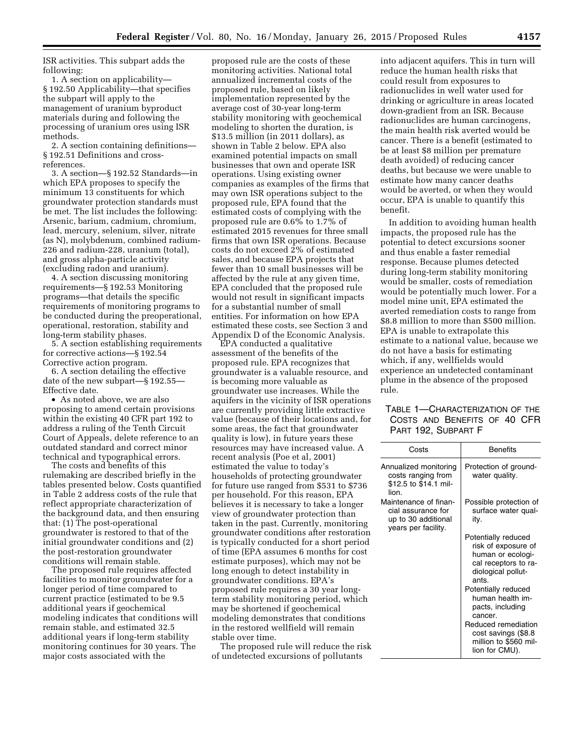ISR activities. This subpart adds the following:

1. A section on applicability—§ 192.50 Applicability—that specifies the subpart will apply to the management of uranium byproduct materials during and following the processing of uranium ores using ISR methods.

2. A section containing definitions—§ 192.51 Definitions and cross-references.

3. A section—§ 192.52 Standards—in which EPA proposes to specify the minimum 13 constituents for which groundwater protection standards must be met. The list includes the following: Arsenic, barium, cadmium, chromium, lead, mercury, selenium, silver, nitrate (as N), molybdenum, combined radium-226 and radium-228, uranium (total), and gross alpha-particle activity (excluding radon and uranium).

4. A section discussing monitoring requirements—§ 192.53 Monitoring programs—that details the specific requirements of monitoring programs to be conducted during the preoperational, operational, restoration, stability and long-term stability phases.

5. A section establishing requirements for corrective actions—§ 192.54 Corrective action program.

6. A section detailing the effective date of the new subpart—§ 192.55—Effective date.

- As noted above, we are also proposing to amend certain provisions within the existing 40 CFR part 192 to address a ruling of the Tenth Circuit Court of Appeals, delete reference to an outdated standard and correct minor technical and typographical errors.

The costs and benefits of this rulemaking are described briefly in the tables presented below. Costs quantified in Table 2 address costs of the rule that reflect appropriate characterization of the background data, and then ensuring that: (1) The post-operational groundwater is restored to that of the initial groundwater conditions and (2) the post-restoration groundwater conditions will remain stable.

The proposed rule requires affected facilities to monitor groundwater for a longer period of time compared to current practice (estimated to be 9.5 additional years if geochemical modeling indicates that conditions will remain stable, and estimated 32.5 additional years if long-term stability monitoring continues for 30 years. The major costs associated with the proposed rule are the costs of these monitoring activities. National total annualized incremental costs of the proposed rule, based on likely implementation represented by the average cost of 30-year long-term stability monitoring with geochemical modeling to shorten the duration, is $13.5 million (in 2011 dollars), as shown in Table 2 below. EPA also examined potential impacts on small businesses that own and operate ISR operations. Using existing owner companies as examples of the firms that may own ISR operations subject to the proposed rule, EPA found that the estimated costs of complying with the proposed rule are 0.6% to 1.7% of estimated 2015 revenues for three small firms that own ISR operations. Because costs do not exceed 2% of estimated sales, and because EPA projects that fewer than 10 small businesses will be affected by the rule at any given time, EPA concluded that the proposed rule would not result in significant impacts for a substantial number of small entities. For information on how EPA estimated these costs, see Section 3 and Appendix D of the Economic Analysis.

EPA conducted a qualitative assessment of the benefits of the proposed rule. EPA recognizes that groundwater is a valuable resource, and is becoming more valuable as groundwater use increases. While the aquifers in the vicinity of ISR operations are currently providing little extractive value (because of their locations and, for some areas, the fact that groundwater quality is low), in future years these resources may have increased value. A recent analysis (Poe et al, 2001) estimated the value to today's households of protecting groundwater for future use ranged from $531 to $736 per household. For this reason, EPA believes it is necessary to take a longer view of groundwater protection than taken in the past. Currently, monitoring groundwater conditions after restoration is typically conducted for a short period of time (EPA assumes 6 months for cost estimate purposes), which may not be long enough to detect instability in groundwater conditions. EPA's proposed rule requires a 30 year long-term stability monitoring period, which may be shortened if geochemical modeling demonstrates that conditions in the restored wellfield will remain stable over time.

The proposed rule will reduce the risk of undetected excursions of pollutants into adjacent aquifers. This in turn will reduce the human health risks that could result from exposures to radionuclides in well water used for drinking or agriculture in areas located down-gradient from an ISR. Because radionuclides are human carcinogens, the main health risk averted would be cancer. There is a benefit (estimated to be at least $8 million per premature death avoided) of reducing cancer deaths, but because we were unable to estimate how many cancer deaths would be averted, or when they would occur, EPA is unable to quantify this benefit.

In addition to avoiding human health impacts, the proposed rule has the potential to detect excursions sooner and thus enable a faster remedial response. Because plumes detected during long-term stability monitoring would be smaller, costs of remediation would be potentially much lower. For a model mine unit, EPA estimated the averted remediation costs to range from $8.8 million to more than $500 million. EPA is unable to extrapolate this estimate to a national value, because we do not have a basis for estimating which, if any, wellfields would experience an undetected contaminant plume in the absence of the proposed rule.

TABLE 1—CHARACTERIZATION OF THE COSTS AND BENEFITS OF 40 CFR PART 192, SUBPART F

| Costs | Benefits |
|---|---|
| Annualized monitoring costs ranging from $12.5 to $14.1 million. | Protection of groundwater quality. |
| Maintenance of financial assurance for up to 30 additional years per facility. | Possible protection of surface water quality. |
| | Potentially reduced risk of exposure of human or ecological receptors to radiological pollutants. |
| | Potentially reduced human health impacts, including cancer. |
| | Reduced remediation cost savings ($8.8 million to $560 million for CMU). |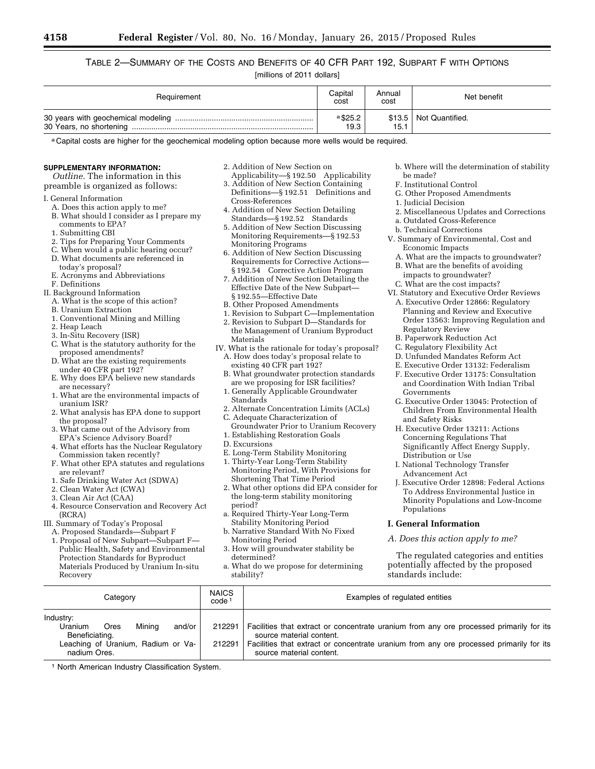TABLE 2—SUMMARY OF THE COSTS AND BENEFITS OF 40 CFR PART 192, SUBPART F WITH OPTIONS

[millions of 2011 dollars]

| Requirement | Capital cost | Annual cost | Net benefit |
| --- | --- | --- | --- |
| 30 years with geochemical modeling | [a] $25.2 | $13.5 | Not Quantified. |
| 30 Years, no shortening | 19.3 | 15.1 | |

[a] Capital costs are higher for the geochemical modeling option because more wells would be required.

**SUPPLEMENTARY INFORMATION:**

*Outline.* The information in this preamble is organized as follows:

I. General Information
- A. Does this action apply to me?
- B. What should I consider as I prepare my comments to EPA?
  - 1. Submitting CBI
  - 2. Tips for Preparing Your Comments
- C. When would a public hearing occur?
- D. What documents are referenced in today's proposal?
- E. Acronyms and Abbreviations
- F. Definitions

II. Background Information
- A. What is the scope of this action?
- B. Uranium Extraction
  - 1. Conventional Mining and Milling
  - 2. Heap Leach
  - 3. In-Situ Recovery (ISR)
- C. What is the statutory authority for the proposed amendments?
- D. What are the existing requirements under 40 CFR part 192?
- E. Why does EPA believe new standards are necessary?
  - 1. What are the environmental impacts of uranium ISR?
  - 2. What analysis has EPA done to support the proposal?
  - 3. What came out of the Advisory from EPA's Science Advisory Board?
  - 4. What efforts has the Nuclear Regulatory Commission taken recently?
- F. What other EPA statutes and regulations are relevant?
  - 1. Safe Drinking Water Act (SDWA)
  - 2. Clean Water Act (CWA)
  - 3. Clean Air Act (CAA)
  - 4. Resource Conservation and Recovery Act (RCRA)

III. Summary of Today's Proposal
- A. Proposed Standards—Subpart F
  - 1. Proposal of New Subpart—Subpart F—Public Health, Safety and Environmental Protection Standards for Byproduct Materials Produced by Uranium In-situ Recovery
  - 2. Addition of New Section on Applicability—§ 192.50 Applicability
  - 3. Addition of New Section Containing Definitions—§ 192.51 Definitions and Cross-References
  - 4. Addition of New Section Detailing Standards—§ 192.52 Standards
  - 5. Addition of New Section Discussing Monitoring Requirements—§ 192.53 Monitoring Programs
  - 6. Addition of New Section Discussing Requirements for Corrective Actions—§ 192.54 Corrective Action Program
  - 7. Addition of New Section Detailing the Effective Date of the New Subpart—§ 192.55—Effective Date
- B. Other Proposed Amendments
  - 1. Revision to Subpart C—Implementation
  - 2. Revision to Subpart D—Standards for the Management of Uranium Byproduct Materials

IV. What is the rationale for today's proposal?
- A. How does today's proposal relate to existing 40 CFR part 192?
- B. What groundwater protection standards are we proposing for ISR facilities?
  - 1. Generally Applicable Groundwater Standards
  - 2. Alternate Concentration Limits (ACLs)
- C. Adequate Characterization of Groundwater Prior to Uranium Recovery
  - 1. Establishing Restoration Goals
- D. Excursions
- E. Long-Term Stability Monitoring
  - 1. Thirty-Year Long-Term Stability Monitoring Period, With Provisions for Shortening That Time Period
  - 2. What other options did EPA consider for the long-term stability monitoring period?
    - a. Required Thirty-Year Long-Term Stability Monitoring Period
    - b. Narrative Standard With No Fixed Monitoring Period
  - 3. How will groundwater stability be determined?
    - a. What do we propose for determining stability?
    - b. Where will the determination of stability be made?
- F. Institutional Control
- G. Other Proposed Amendments
  - 1. Judicial Decision
  - 2. Miscellaneous Updates and Corrections
    - a. Outdated Cross-Reference
    - b. Technical Corrections

V. Summary of Environmental, Cost and Economic Impacts
- A. What are the impacts to groundwater?
- B. What are the benefits of avoiding impacts to groundwater?
- C. What are the cost impacts?

VI. Statutory and Executive Order Reviews
- A. Executive Order 12866: Regulatory Planning and Review and Executive Order 13563: Improving Regulation and Regulatory Review
- B. Paperwork Reduction Act
- C. Regulatory Flexibility Act
- D. Unfunded Mandates Reform Act
- E. Executive Order 13132: Federalism
- F. Executive Order 13175: Consultation and Coordination With Indian Tribal Governments
- G. Executive Order 13045: Protection of Children From Environmental Health and Safety Risks
- H. Executive Order 13211: Actions Concerning Regulations That Significantly Affect Energy Supply, Distribution or Use
- I. National Technology Transfer Advancement Act
- J. Executive Order 12898: Federal Actions To Address Environmental Justice in Minority Populations and Low-Income Populations

## I. General Information

### *A. Does this action apply to me?*

The regulated categories and entities potentially affected by the proposed standards include:

| Category | NAICS code [1] | Examples of regulated entities |
| --- | --- | --- |
| Industry: | | |
| Uranium Ores Mining and/or Beneficiating. | 212291 | Facilities that extract or concentrate uranium from any ore processed primarily for its source material content. |
| Leaching of Uranium, Radium or Vanadium Ores. | 212291 | Facilities that extract or concentrate uranium from any ore processed primarily for its source material content. |

[1] North American Industry Classification System.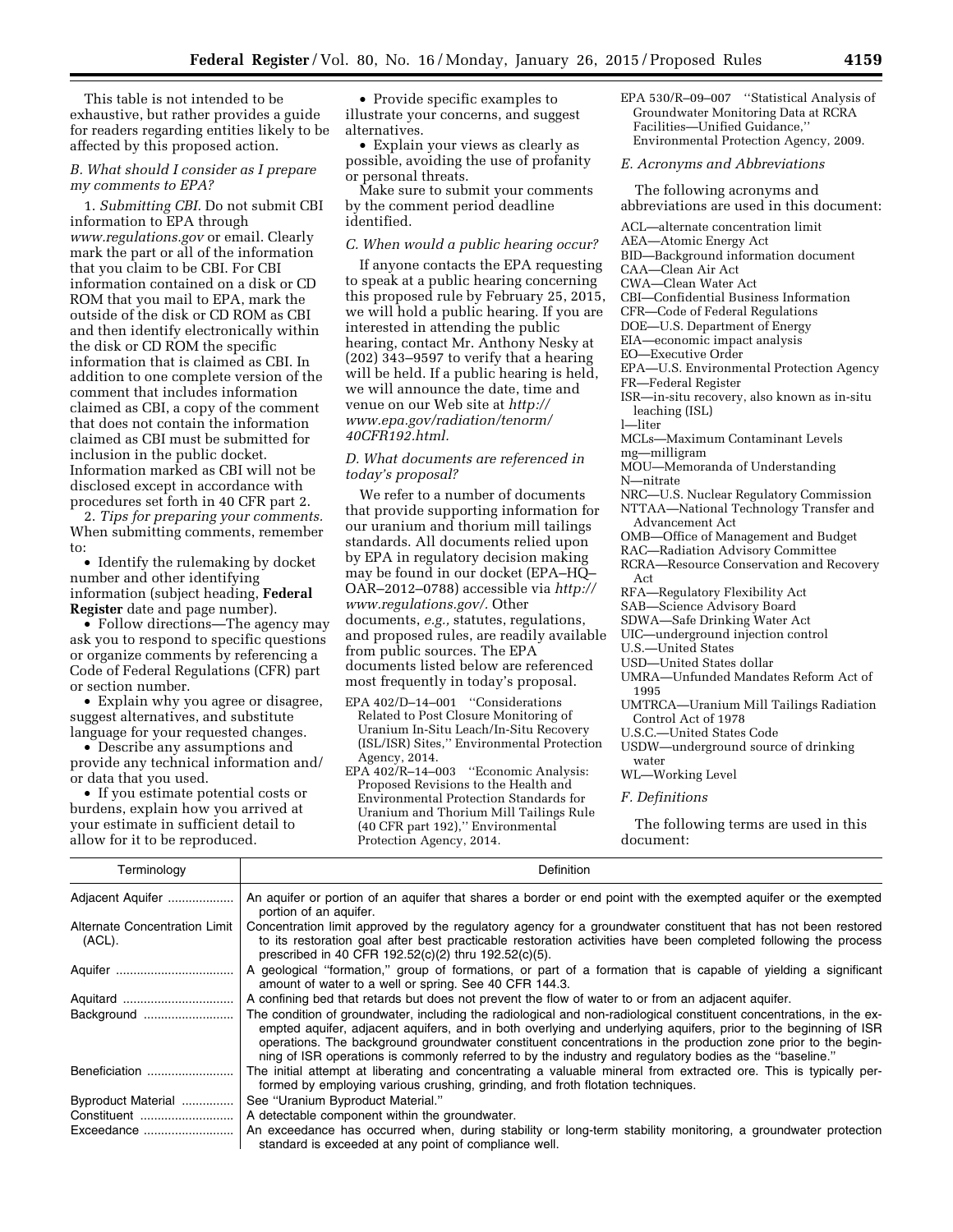This table is not intended to be exhaustive, but rather provides a guide for readers regarding entities likely to be affected by this proposed action.

### B. What should I consider as I prepare my comments to EPA?

1. *Submitting CBI.* Do not submit CBI information to EPA through *www.regulations.gov* or email. Clearly mark the part or all of the information that you claim to be CBI. For CBI information contained on a disk or CD ROM that you mail to EPA, mark the outside of the disk or CD ROM as CBI and then identify electronically within the disk or CD ROM the specific information that is claimed as CBI. In addition to one complete version of the comment that includes information claimed as CBI, a copy of the comment that does not contain the information claimed as CBI must be submitted for inclusion in the public docket. Information marked as CBI will not be disclosed except in accordance with procedures set forth in 40 CFR part 2.

2. *Tips for preparing your comments.* When submitting comments, remember to:

- Identify the rulemaking by docket number and other identifying information (subject heading, **Federal Register** date and page number).
- Follow directions—The agency may ask you to respond to specific questions or organize comments by referencing a Code of Federal Regulations (CFR) part or section number.
- Explain why you agree or disagree, suggest alternatives, and substitute language for your requested changes.
- Describe any assumptions and provide any technical information and/or data that you used.
- If you estimate potential costs or burdens, explain how you arrived at your estimate in sufficient detail to allow for it to be reproduced.
- Provide specific examples to illustrate your concerns, and suggest alternatives.
- Explain your views as clearly as possible, avoiding the use of profanity or personal threats.

Make sure to submit your comments by the comment period deadline identified.

### C. When would a public hearing occur?

If anyone contacts the EPA requesting to speak at a public hearing concerning this proposed rule by February 25, 2015, we will hold a public hearing. If you are interested in attending the public hearing, contact Mr. Anthony Nesky at (202) 343–9597 to verify that a hearing will be held. If a public hearing is held, we will announce the date, time and venue on our Web site at *http://www.epa.gov/radiation/tenorm/40CFR192.html.*

### D. What documents are referenced in today's proposal?

We refer to a number of documents that provide supporting information for our uranium and thorium mill tailings standards. All documents relied upon by EPA in regulatory decision making may be found in our docket (EPA–HQ–OAR–2012–0788) accessible via *http://www.regulations.gov/.* Other documents, *e.g.,* statutes, regulations, and proposed rules, are readily available from public sources. The EPA documents listed below are referenced most frequently in today's proposal.

EPA 402/D–14–001 ''Considerations Related to Post Closure Monitoring of Uranium In-Situ Leach/In-Situ Recovery (ISL/ISR) Sites,'' Environmental Protection Agency, 2014.

EPA 402/R–14–003 ''Economic Analysis: Proposed Revisions to the Health and Environmental Protection Standards for Uranium and Thorium Mill Tailings Rule (40 CFR part 192),'' Environmental Protection Agency, 2014.

EPA 530/R–09–007 ''Statistical Analysis of Groundwater Monitoring Data at RCRA Facilities—Unified Guidance,'' Environmental Protection Agency, 2009.

### E. Acronyms and Abbreviations

The following acronyms and abbreviations are used in this document:

ACL—alternate concentration limit
AEA—Atomic Energy Act
BID—Background information document
CAA—Clean Air Act
CWA—Clean Water Act
CBI—Confidential Business Information
CFR—Code of Federal Regulations
DOE—U.S. Department of Energy
EIA—economic impact analysis
EO—Executive Order
EPA—U.S. Environmental Protection Agency
FR—Federal Register
ISR—in-situ recovery, also known as in-situ leaching (ISL)
l—liter
MCLs—Maximum Contaminant Levels
mg—milligram
MOU—Memoranda of Understanding
N—nitrate
NRC—U.S. Nuclear Regulatory Commission
NTTAA—National Technology Transfer and Advancement Act
OMB—Office of Management and Budget
RAC—Radiation Advisory Committee
RCRA—Resource Conservation and Recovery Act
RFA—Regulatory Flexibility Act
SAB—Science Advisory Board
SDWA—Safe Drinking Water Act
UIC—underground injection control
U.S.—United States
USD—United States dollar
UMRA—Unfunded Mandates Reform Act of 1995
UMTRCA—Uranium Mill Tailings Radiation Control Act of 1978
U.S.C.—United States Code
USDW—underground source of drinking water
WL—Working Level

### F. Definitions

The following terms are used in this document:

| Terminology | Definition |
|---|---|
| Adjacent Aquifer | An aquifer or portion of an aquifer that shares a border or end point with the exempted aquifer or the exempted portion of an aquifer. |
| Alternate Concentration Limit (ACL). | Concentration limit approved by the regulatory agency for a groundwater constituent that has not been restored to its restoration goal after best practicable restoration activities have been completed following the process prescribed in 40 CFR 192.52(c)(2) thru 192.52(c)(5). |
| Aquifer | A geological ''formation,'' group of formations, or part of a formation that is capable of yielding a significant amount of water to a well or spring. See 40 CFR 144.3. |
| Aquitard | A confining bed that retards but does not prevent the flow of water to or from an adjacent aquifer. |
| Background | The condition of groundwater, including the radiological and non-radiological constituent concentrations, in the exempted aquifer, adjacent aquifers, and in both overlying and underlying aquifers, prior to the beginning of ISR operations. The background groundwater constituent concentrations in the production zone prior to the beginning of ISR operations is commonly referred to by the industry and regulatory bodies as the ''baseline.'' |
| Beneficiation | The initial attempt at liberating and concentrating a valuable mineral from extracted ore. This is typically performed by employing various crushing, grinding, and froth flotation techniques. |
| Byproduct Material | See ''Uranium Byproduct Material.'' |
| Constituent | A detectable component within the groundwater. |
| Exceedance | An exceedance has occurred when, during stability or long-term stability monitoring, a groundwater protection standard is exceeded at any point of compliance well. |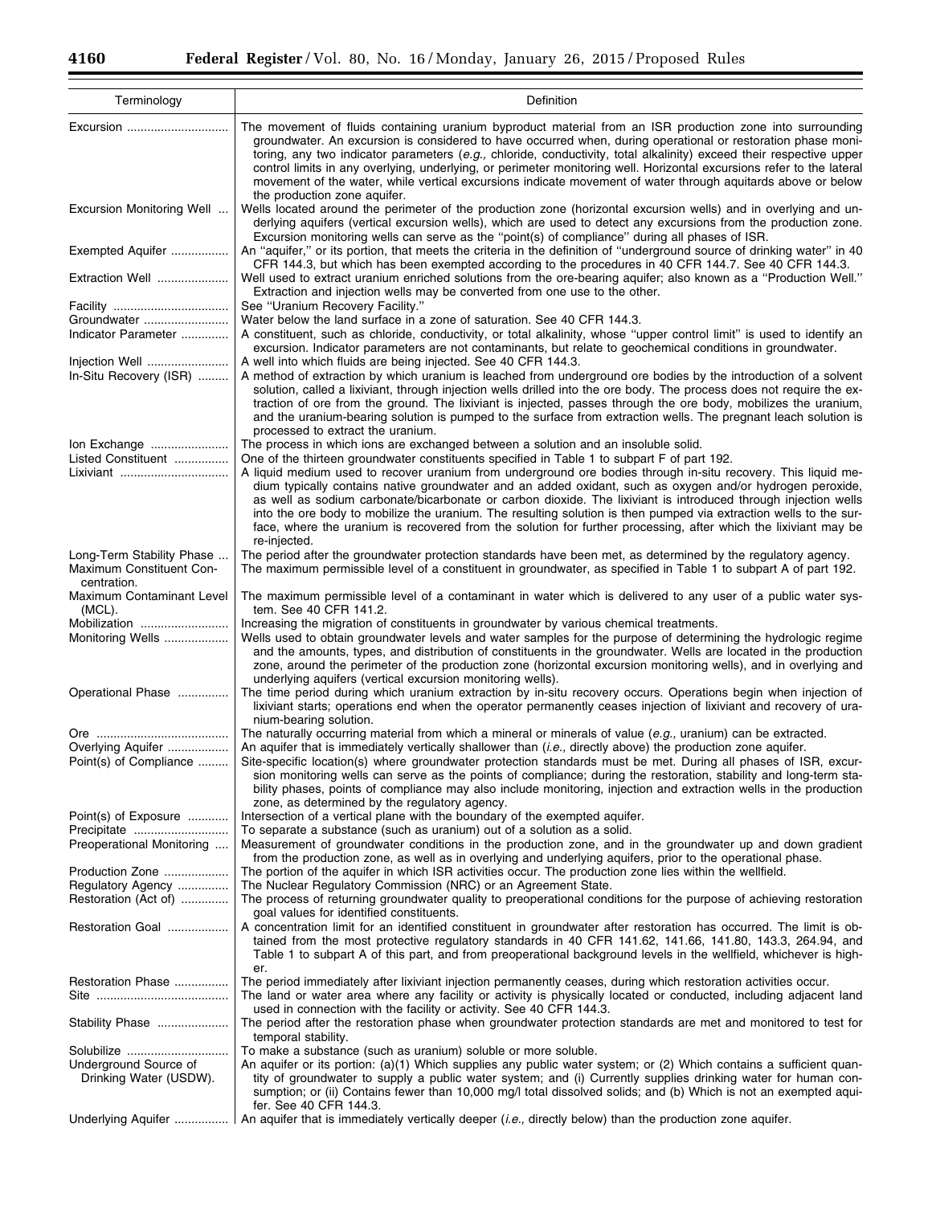| Terminology | Definition |
|---|---|
| Excursion | The movement of fluids containing uranium byproduct material from an ISR production zone into surrounding groundwater. An excursion is considered to have occurred when, during operational or restoration phase monitoring, any two indicator parameters (*e.g.,* chloride, conductivity, total alkalinity) exceed their respective upper control limits in any overlying, underlying, or perimeter monitoring well. Horizontal excursions refer to the lateral movement of the water, while vertical excursions indicate movement of water through aquitards above or below the production zone aquifer. |
| Excursion Monitoring Well | Wells located around the perimeter of the production zone (horizontal excursion wells) and in overlying and underlying aquifers (vertical excursion wells), which are used to detect any excursions from the production zone. Excursion monitoring wells can serve as the "point(s) of compliance" during all phases of ISR. |
| Exempted Aquifer | An "aquifer," or its portion, that meets the criteria in the definition of "underground source of drinking water" in 40 CFR 144.3, but which has been exempted according to the procedures in 40 CFR 144.7. See 40 CFR 144.3. |
| Extraction Well | Well used to extract uranium enriched solutions from the ore-bearing aquifer; also known as a "Production Well." Extraction and injection wells may be converted from one use to the other. |
| Facility | See "Uranium Recovery Facility." |
| Groundwater | Water below the land surface in a zone of saturation. See 40 CFR 144.3. |
| Indicator Parameter | A constituent, such as chloride, conductivity, or total alkalinity, whose "upper control limit" is used to identify an excursion. Indicator parameters are not contaminants, but relate to geochemical conditions in groundwater. |
| Injection Well | A well into which fluids are being injected. See 40 CFR 144.3. |
| In-Situ Recovery (ISR) | A method of extraction by which uranium is leached from underground ore bodies by the introduction of a solvent solution, called a lixiviant, through injection wells drilled into the ore body. The process does not require the extraction of ore from the ground. The lixiviant is injected, passes through the ore body, mobilizes the uranium, and the uranium-bearing solution is pumped to the surface from extraction wells. The pregnant leach solution is processed to extract the uranium. |
| Ion Exchange | The process in which ions are exchanged between a solution and an insoluble solid. |
| Listed Constituent | One of the thirteen groundwater constituents specified in Table 1 to subpart F of part 192. |
| Lixiviant | A liquid medium used to recover uranium from underground ore bodies through in-situ recovery. This liquid medium typically contains native groundwater and an added oxidant, such as oxygen and/or hydrogen peroxide, as well as sodium carbonate/bicarbonate or carbon dioxide. The lixiviant is introduced through injection wells into the ore body to mobilize the uranium. The resulting solution is then pumped via extraction wells to the surface, where the uranium is recovered from the solution for further processing, after which the lixiviant may be re-injected. |
| Long-Term Stability Phase | The period after the groundwater protection standards have been met, as determined by the regulatory agency. |
| Maximum Constituent Concentration. | The maximum permissible level of a constituent in groundwater, as specified in Table 1 to subpart A of part 192. |
| Maximum Contaminant Level (MCL). | The maximum permissible level of a contaminant in water which is delivered to any user of a public water system. See 40 CFR 141.2. |
| Mobilization | Increasing the migration of constituents in groundwater by various chemical treatments. |
| Monitoring Wells | Wells used to obtain groundwater levels and water samples for the purpose of determining the hydrologic regime and the amounts, types, and distribution of constituents in the groundwater. Wells are located in the production zone, around the perimeter of the production zone (horizontal excursion monitoring wells), and in overlying and underlying aquifers (vertical excursion monitoring wells). |
| Operational Phase | The time period during which uranium extraction by in-situ recovery occurs. Operations begin when injection of lixiviant starts; operations end when the operator permanently ceases injection of lixiviant and recovery of uranium-bearing solution. |
| Ore | The naturally occurring material from which a mineral or minerals of value (*e.g.,* uranium) can be extracted. |
| Overlying Aquifer | An aquifer that is immediately vertically shallower than (*i.e.,* directly above) the production zone aquifer. |
| Point(s) of Compliance | Site-specific location(s) where groundwater protection standards must be met. During all phases of ISR, excursion monitoring wells can serve as the points of compliance; during the restoration, stability and long-term stability phases, points of compliance may also include monitoring, injection and extraction wells in the production zone, as determined by the regulatory agency. |
| Point(s) of Exposure | Intersection of a vertical plane with the boundary of the exempted aquifer. |
| Precipitate | To separate a substance (such as uranium) out of a solution as a solid. |
| Preoperational Monitoring | Measurement of groundwater conditions in the production zone, and in the groundwater up and down gradient from the production zone, as well as in overlying and underlying aquifers, prior to the operational phase. |
| Production Zone | The portion of the aquifer in which ISR activities occur. The production zone lies within the wellfield. |
| Regulatory Agency | The Nuclear Regulatory Commission (NRC) or an Agreement State. |
| Restoration (Act of) | The process of returning groundwater quality to preoperational conditions for the purpose of achieving restoration goal values for identified constituents. |
| Restoration Goal | A concentration limit for an identified constituent in groundwater after restoration has occurred. The limit is obtained from the most protective regulatory standards in 40 CFR 141.62, 141.66, 141.80, 143.3, 264.94, and Table 1 to subpart A of this part, and from preoperational background levels in the wellfield, whichever is higher. |
| Restoration Phase | The period immediately after lixiviant injection permanently ceases, during which restoration activities occur. |
| Site | The land or water area where any facility or activity is physically located or conducted, including adjacent land used in connection with the facility or activity. See 40 CFR 144.3. |
| Stability Phase | The period after the restoration phase when groundwater protection standards are met and monitored to test for temporal stability. |
| Solubilize | To make a substance (such as uranium) soluble or more soluble. |
| Underground Source of Drinking Water (USDW). | An aquifer or its portion: (a)(1) Which supplies any public water system; or (2) Which contains a sufficient quantity of groundwater to supply a public water system; and (i) Currently supplies drinking water for human consumption; or (ii) Contains fewer than 10,000 mg/l total dissolved solids; and (b) Which is not an exempted aquifer. See 40 CFR 144.3. |
| Underlying Aquifer | An aquifer that is immediately vertically deeper (*i.e.,* directly below) than the production zone aquifer. |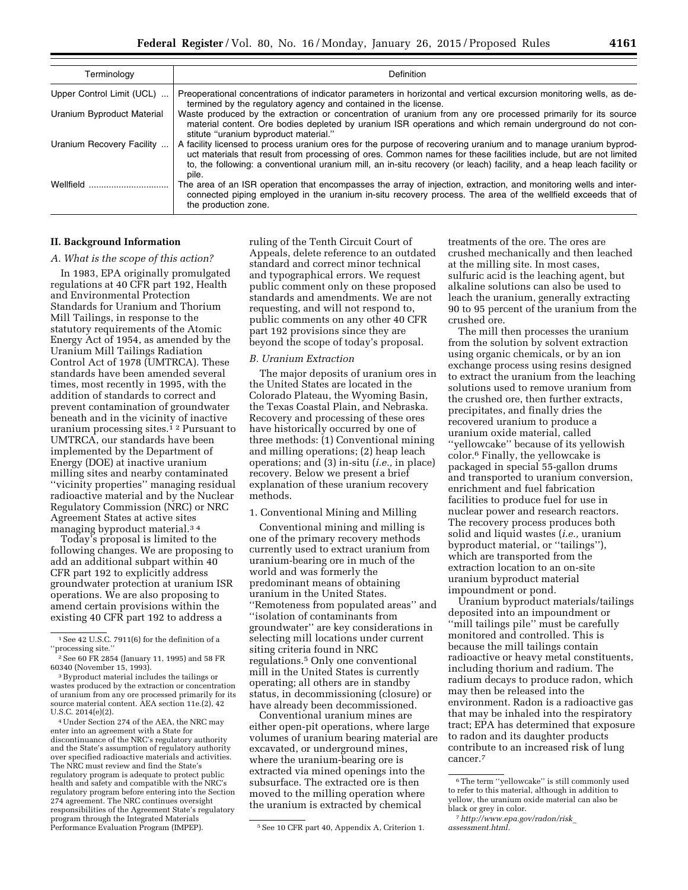| Terminology | Definition |
| --- | --- |
| Upper Control Limit (UCL) ... | Preoperational concentrations of indicator parameters in horizontal and vertical excursion monitoring wells, as determined by the regulatory agency and contained in the license. |
| Uranium Byproduct Material | Waste produced by the extraction or concentration of uranium from any ore processed primarily for its source material content. Ore bodies depleted by uranium ISR operations and which remain underground do not constitute "uranium byproduct material." |
| Uranium Recovery Facility ... | A facility licensed to process uranium ores for the purpose of recovering uranium and to manage uranium byproduct materials that result from processing of ores. Common names for these facilities include, but are not limited to, the following: a conventional uranium mill, an in-situ recovery (or leach) facility, and a heap leach facility or pile. |
| Wellfield ................................ | The area of an ISR operation that encompasses the array of injection, extraction, and monitoring wells and interconnected piping employed in the uranium in-situ recovery process. The area of the wellfield exceeds that of the production zone. |

## II. Background Information

### A. What is the scope of this action?

In 1983, EPA originally promulgated regulations at 40 CFR part 192, Health and Environmental Protection Standards for Uranium and Thorium Mill Tailings, in response to the statutory requirements of the Atomic Energy Act of 1954, as amended by the Uranium Mill Tailings Radiation Control Act of 1978 (UMTRCA). These standards have been amended several times, most recently in 1995, with the addition of standards to correct and prevent contamination of groundwater beneath and in the vicinity of inactive uranium processing sites.[1] [2] Pursuant to UMTRCA, our standards have been implemented by the Department of Energy (DOE) at inactive uranium milling sites and nearby contaminated "vicinity properties" managing residual radioactive material and by the Nuclear Regulatory Commission (NRC) or NRC Agreement States at active sites managing byproduct material.[3] [4]

Today's proposal is limited to the following changes. We are proposing to add an additional subpart within 40 CFR part 192 to explicitly address groundwater protection at uranium ISR operations. We are also proposing to amend certain provisions within the existing 40 CFR part 192 to address a ruling of the Tenth Circuit Court of Appeals, delete reference to an outdated standard and correct minor technical and typographical errors. We request public comment only on these proposed standards and amendments. We are not requesting, and will not respond to, public comments on any other 40 CFR part 192 provisions since they are beyond the scope of today's proposal.

### B. Uranium Extraction

The major deposits of uranium ores in the United States are located in the Colorado Plateau, the Wyoming Basin, the Texas Coastal Plain, and Nebraska. Recovery and processing of these ores have historically occurred by one of three methods: (1) Conventional mining and milling operations; (2) heap leach operations; and (3) in-situ (*i.e.,* in place) recovery. Below we present a brief explanation of these uranium recovery methods.

#### 1. Conventional Mining and Milling

Conventional mining and milling is one of the primary recovery methods currently used to extract uranium from uranium-bearing ore in much of the world and was formerly the predominant means of obtaining uranium in the United States. "Remoteness from populated areas" and "isolation of contaminants from groundwater" are key considerations in selecting mill locations under current siting criteria found in NRC regulations.[5] Only one conventional mill in the United States is currently operating; all others are in standby status, in decommissioning (closure) or have already been decommissioned.

Conventional uranium mines are either open-pit operations, where large volumes of uranium bearing material are excavated, or underground mines, where the uranium-bearing ore is extracted via mined openings into the subsurface. The extracted ore is then moved to the milling operation where the uranium is extracted by chemical treatments of the ore. The ores are crushed mechanically and then leached at the milling site. In most cases, sulfuric acid is the leaching agent, but alkaline solutions can also be used to leach the uranium, generally extracting 90 to 95 percent of the uranium from the crushed ore.

The mill then processes the uranium from the solution by solvent extraction using organic chemicals, or by an ion exchange process using resins designed to extract the uranium from the leaching solutions used to remove uranium from the crushed ore, then further extracts, precipitates, and finally dries the recovered uranium to produce a uranium oxide material, called "yellowcake" because of its yellowish color.[6] Finally, the yellowcake is packaged in special 55-gallon drums and transported to uranium conversion, enrichment and fuel fabrication facilities to produce fuel for use in nuclear power and research reactors. The recovery process produces both solid and liquid wastes (*i.e.,* uranium byproduct material, or "tailings"), which are transported from the extraction location to an on-site uranium byproduct material impoundment or pond.

Uranium byproduct materials/tailings deposited into an impoundment or "mill tailings pile" must be carefully monitored and controlled. This is because the mill tailings contain radioactive or heavy metal constituents, including thorium and radium. The radium decays to produce radon, which may then be released into the environment. Radon is a radioactive gas that may be inhaled into the respiratory tract; EPA has determined that exposure to radon and its daughter products contribute to an increased risk of lung cancer.[7]

---

[1] See 42 U.S.C. 7911(6) for the definition of a "processing site."

[2] See 60 FR 2854 (January 11, 1995) and 58 FR 60340 (November 15, 1993).

[3] Byproduct material includes the tailings or wastes produced by the extraction or concentration of uranium from any ore processed primarily for its source material content. AEA section 11e.(2), 42 U.S.C. 2014(e)(2).

[4] Under Section 274 of the AEA, the NRC may enter into an agreement with a State for discontinuance of the NRC's regulatory authority and the State's assumption of regulatory authority over specified radioactive materials and activities. The NRC must review and find the State's regulatory program is adequate to protect public health and safety and compatible with the NRC's regulatory program before entering into the Section 274 agreement. The NRC continues oversight responsibilities of the Agreement State's regulatory program through the Integrated Materials Performance Evaluation Program (IMPEP).

[5] See 10 CFR part 40, Appendix A, Criterion 1.

[6] The term "yellowcake" is still commonly used to refer to this material, although in addition to yellow, the uranium oxide material can also be black or grey in color.

[7] *http://www.epa.gov/radon/risk_assessment.html.*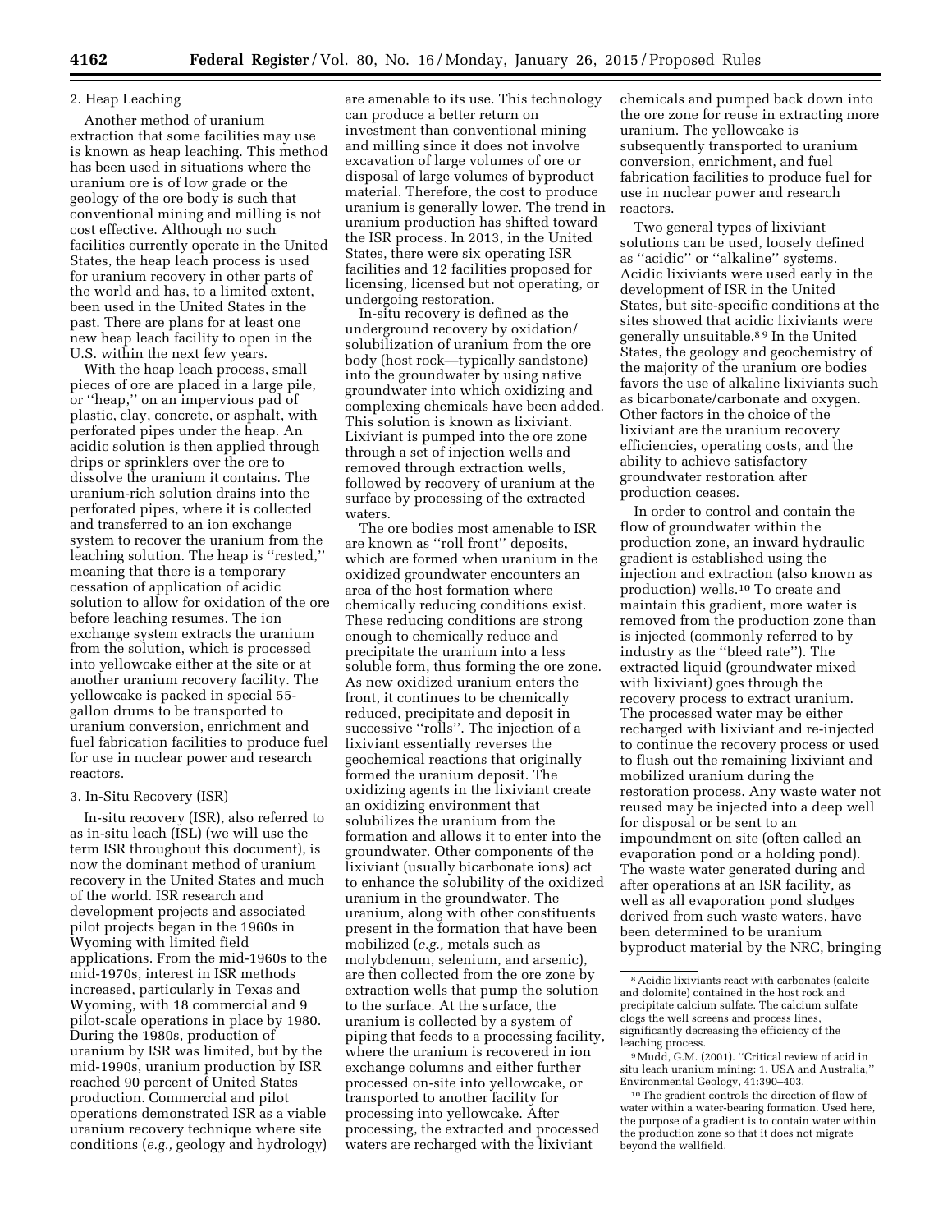### 2. Heap Leaching

Another method of uranium extraction that some facilities may use is known as heap leaching. This method has been used in situations where the uranium ore is of low grade or the geology of the ore body is such that conventional mining and milling is not cost effective. Although no such facilities currently operate in the United States, the heap leach process is used for uranium recovery in other parts of the world and has, to a limited extent, been used in the United States in the past. There are plans for at least one new heap leach facility to open in the U.S. within the next few years.

With the heap leach process, small pieces of ore are placed in a large pile, or "heap," on an impervious pad of plastic, clay, concrete, or asphalt, with perforated pipes under the heap. An acidic solution is then applied through drips or sprinklers over the ore to dissolve the uranium it contains. The uranium-rich solution drains into the perforated pipes, where it is collected and transferred to an ion exchange system to recover the uranium from the leaching solution. The heap is "rested," meaning that there is a temporary cessation of application of acidic solution to allow for oxidation of the ore before leaching resumes. The ion exchange system extracts the uranium from the solution, which is processed into yellowcake either at the site or at another uranium recovery facility. The yellowcake is packed in special 55-gallon drums to be transported to uranium conversion, enrichment and fuel fabrication facilities to produce fuel for use in nuclear power and research reactors.

### 3. In-Situ Recovery (ISR)

In-situ recovery (ISR), also referred to as in-situ leach (ISL) (we will use the term ISR throughout this document), is now the dominant method of uranium recovery in the United States and much of the world. ISR research and development projects and associated pilot projects began in the 1960s in Wyoming with limited field applications. From the mid-1960s to the mid-1970s, interest in ISR methods increased, particularly in Texas and Wyoming, with 18 commercial and 9 pilot-scale operations in place by 1980. During the 1980s, production of uranium by ISR was limited, but by the mid-1990s, uranium production by ISR reached 90 percent of United States production. Commercial and pilot operations demonstrated ISR as a viable uranium recovery technique where site conditions (*e.g.,* geology and hydrology) are amenable to its use. This technology can produce a better return on investment than conventional mining and milling since it does not involve excavation of large volumes of ore or disposal of large volumes of byproduct material. Therefore, the cost to produce uranium is generally lower. The trend in uranium production has shifted toward the ISR process. In 2013, in the United States, there were six operating ISR facilities and 12 facilities proposed for licensing, licensed but not operating, or undergoing restoration.

In-situ recovery is defined as the underground recovery by oxidation/solubilization of uranium from the ore body (host rock—typically sandstone) into the groundwater by using native groundwater into which oxidizing and complexing chemicals have been added. This solution is known as lixiviant. Lixiviant is pumped into the ore zone through a set of injection wells and removed through extraction wells, followed by recovery of uranium at the surface by processing of the extracted waters.

The ore bodies most amenable to ISR are known as "roll front" deposits, which are formed when uranium in the oxidized groundwater encounters an area of the host formation where chemically reducing conditions exist. These reducing conditions are strong enough to chemically reduce and precipitate the uranium into a less soluble form, thus forming the ore zone. As new oxidized uranium enters the front, it continues to be chemically reduced, precipitate and deposit in successive "rolls". The injection of a lixiviant essentially reverses the geochemical reactions that originally formed the uranium deposit. The oxidizing agents in the lixiviant create an oxidizing environment that solubilizes the uranium from the formation and allows it to enter into the groundwater. Other components of the lixiviant (usually bicarbonate ions) act to enhance the solubility of the oxidized uranium in the groundwater. The uranium, along with other constituents present in the formation that have been mobilized (*e.g.,* metals such as molybdenum, selenium, and arsenic), are then collected from the ore zone by extraction wells that pump the solution to the surface. At the surface, the uranium is collected by a system of piping that feeds to a processing facility, where the uranium is recovered in ion exchange columns and either further processed on-site into yellowcake, or transported to another facility for processing into yellowcake. After processing, the extracted and processed waters are recharged with the lixiviant chemicals and pumped back down into the ore zone for reuse in extracting more uranium. The yellowcake is subsequently transported to uranium conversion, enrichment, and fuel fabrication facilities to produce fuel for use in nuclear power and research reactors.

Two general types of lixiviant solutions can be used, loosely defined as "acidic" or "alkaline" systems. Acidic lixiviants were used early in the development of ISR in the United States, but site-specific conditions at the sites showed that acidic lixiviants were generally unsuitable.[8] [9] In the United States, the geology and geochemistry of the majority of the uranium ore bodies favors the use of alkaline lixiviants such as bicarbonate/carbonate and oxygen. Other factors in the choice of the lixiviant are the uranium recovery efficiencies, operating costs, and the ability to achieve satisfactory groundwater restoration after production ceases.

In order to control and contain the flow of groundwater within the production zone, an inward hydraulic gradient is established using the injection and extraction (also known as production) wells.[10] To create and maintain this gradient, more water is removed from the production zone than is injected (commonly referred to by industry as the "bleed rate"). The extracted liquid (groundwater mixed with lixiviant) goes through the recovery process to extract uranium. The processed water may be either recharged with lixiviant and re-injected to continue the recovery process or used to flush out the remaining lixiviant and mobilized uranium during the restoration process. Any waste water not reused may be injected into a deep well for disposal or be sent to an impoundment on site (often called an evaporation pond or a holding pond). The waste water generated during and after operations at an ISR facility, as well as all evaporation pond sludges derived from such waste waters, have been determined to be uranium byproduct material by the NRC, bringing

---

[8] Acidic lixiviants react with carbonates (calcite and dolomite) contained in the host rock and precipitate calcium sulfate. The calcium sulfate clogs the well screens and process lines, significantly decreasing the efficiency of the leaching process.

[9] Mudd, G.M. (2001). "Critical review of acid in situ leach uranium mining: 1. USA and Australia," Environmental Geology, 41:390–403.

[10] The gradient controls the direction of flow of water within a water-bearing formation. Used here, the purpose of a gradient is to contain water within the production zone so that it does not migrate beyond the wellfield.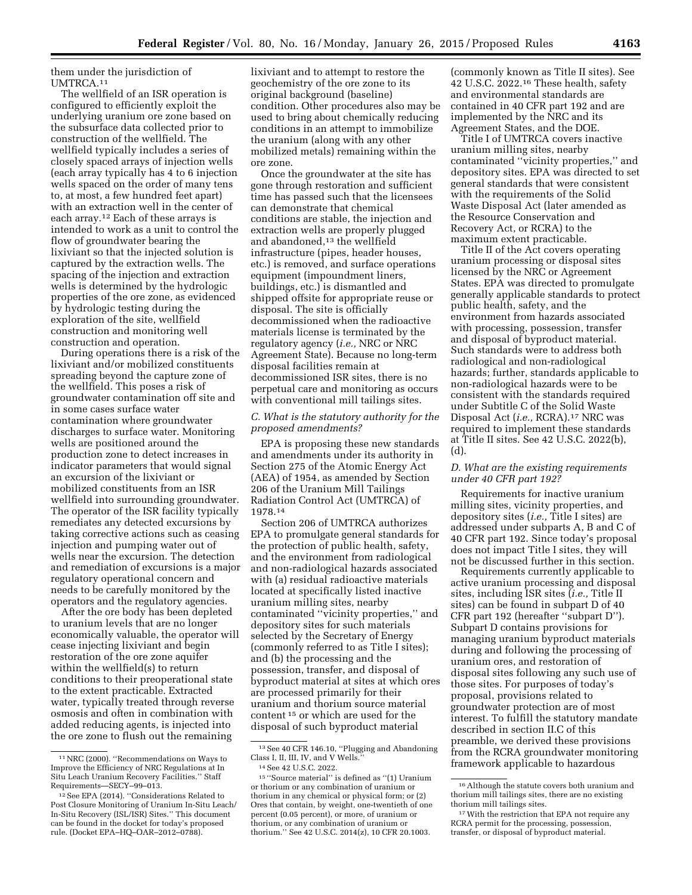them under the jurisdiction of UMTRCA.[11]

The wellfield of an ISR operation is configured to efficiently exploit the underlying uranium ore zone based on the subsurface data collected prior to construction of the wellfield. The wellfield typically includes a series of closely spaced arrays of injection wells (each array typically has 4 to 6 injection wells spaced on the order of many tens to, at most, a few hundred feet apart) with an extraction well in the center of each array.[12] Each of these arrays is intended to work as a unit to control the flow of groundwater bearing the lixiviant so that the injected solution is captured by the extraction wells. The spacing of the injection and extraction wells is determined by the hydrologic properties of the ore zone, as evidenced by hydrologic testing during the exploration of the site, wellfield construction and monitoring well construction and operation.

During operations there is a risk of the lixiviant and/or mobilized constituents spreading beyond the capture zone of the wellfield. This poses a risk of groundwater contamination off site and in some cases surface water contamination where groundwater discharges to surface water. Monitoring wells are positioned around the production zone to detect increases in indicator parameters that would signal an excursion of the lixiviant or mobilized constituents from an ISR wellfield into surrounding groundwater. The operator of the ISR facility typically remediates any detected excursions by taking corrective actions such as ceasing injection and pumping water out of wells near the excursion. The detection and remediation of excursions is a major regulatory operational concern and needs to be carefully monitored by the operators and the regulatory agencies.

After the ore body has been depleted to uranium levels that are no longer economically valuable, the operator will cease injecting lixiviant and begin restoration of the ore zone aquifer within the wellfield(s) to return conditions to their preoperational state to the extent practicable. Extracted water, typically treated through reverse osmosis and often in combination with added reducing agents, is injected into the ore zone to flush out the remaining lixiviant and to attempt to restore the geochemistry of the ore zone to its original background (baseline) condition. Other procedures also may be used to bring about chemically reducing conditions in an attempt to immobilize the uranium (along with any other mobilized metals) remaining within the ore zone.

Once the groundwater at the site has gone through restoration and sufficient time has passed such that the licensees can demonstrate that chemical conditions are stable, the injection and extraction wells are properly plugged and abandoned,[13] the wellfield infrastructure (pipes, header houses, etc.) is removed, and surface operations equipment (impoundment liners, buildings, etc.) is dismantled and shipped offsite for appropriate reuse or disposal. The site is officially decommissioned when the radioactive materials license is terminated by the regulatory agency (*i.e.,* NRC or NRC Agreement State). Because no long-term disposal facilities remain at decommissioned ISR sites, there is no perpetual care and monitoring as occurs with conventional mill tailings sites.

### *C. What is the statutory authority for the proposed amendments?*

EPA is proposing these new standards and amendments under its authority in Section 275 of the Atomic Energy Act (AEA) of 1954, as amended by Section 206 of the Uranium Mill Tailings Radiation Control Act (UMTRCA) of 1978.[14]

Section 206 of UMTRCA authorizes EPA to promulgate general standards for the protection of public health, safety, and the environment from radiological and non-radiological hazards associated with (a) residual radioactive materials located at specifically listed inactive uranium milling sites, nearby contaminated "vicinity properties," and depository sites for such materials selected by the Secretary of Energy (commonly referred to as Title I sites); and (b) the processing and the possession, transfer, and disposal of byproduct material at sites at which ores are processed primarily for their uranium and thorium source material content[15] or which are used for the disposal of such byproduct material (commonly known as Title II sites). See 42 U.S.C. 2022.[16] These health, safety and environmental standards are contained in 40 CFR part 192 and are implemented by the NRC and its Agreement States, and the DOE.

Title I of UMTRCA covers inactive uranium milling sites, nearby contaminated "vicinity properties," and depository sites. EPA was directed to set general standards that were consistent with the requirements of the Solid Waste Disposal Act (later amended as the Resource Conservation and Recovery Act, or RCRA) to the maximum extent practicable.

Title II of the Act covers operating uranium processing or disposal sites licensed by the NRC or Agreement States. EPA was directed to promulgate generally applicable standards to protect public health, safety, and the environment from hazards associated with processing, possession, transfer and disposal of byproduct material. Such standards were to address both radiological and non-radiological hazards; further, standards applicable to non-radiological hazards were to be consistent with the standards required under Subtitle C of the Solid Waste Disposal Act (*i.e.,* RCRA).[17] NRC was required to implement these standards at Title II sites. See 42 U.S.C. 2022(b), (d).

### *D. What are the existing requirements under 40 CFR part 192?*

Requirements for inactive uranium milling sites, vicinity properties, and depository sites (*i.e.,* Title I sites) are addressed under subparts A, B and C of 40 CFR part 192. Since today's proposal does not impact Title I sites, they will not be discussed further in this section.

Requirements currently applicable to active uranium processing and disposal sites, including ISR sites (*i.e.,* Title II sites) can be found in subpart D of 40 CFR part 192 (hereafter "subpart D"). Subpart D contains provisions for managing uranium byproduct materials during and following the processing of uranium ores, and restoration of disposal sites following any such use of those sites. For purposes of today's proposal, provisions related to groundwater protection are of most interest. To fulfill the statutory mandate described in section II.C of this preamble, we derived these provisions from the RCRA groundwater monitoring framework applicable to hazardous

---

[11] NRC (2000). "Recommendations on Ways to Improve the Efficiency of NRC Regulations at In Situ Leach Uranium Recovery Facilities." Staff Requirements—SECY–99–013.

[12] See EPA (2014). "Considerations Related to Post Closure Monitoring of Uranium In-Situ Leach/In-Situ Recovery (ISL/ISR) Sites." This document can be found in the docket for today's proposed rule. (Docket EPA–HQ–OAR–2012–0788).

[13] See 40 CFR 146.10, "Plugging and Abandoning Class I, II, III, IV, and V Wells."

[14] See 42 U.S.C. 2022.

[15] "Source material" is defined as "(1) Uranium or thorium or any combination of uranium or thorium in any chemical or physical form; or (2) Ores that contain, by weight, one-twentieth of one percent (0.05 percent), or more, of uranium or thorium, or any combination of uranium or thorium." See 42 U.S.C. 2014(z), 10 CFR 20.1003.

[16] Although the statute covers both uranium and thorium mill tailings sites, there are no existing thorium mill tailings sites.

[17] With the restriction that EPA not require any RCRA permit for the processing, possession, transfer, or disposal of byproduct material.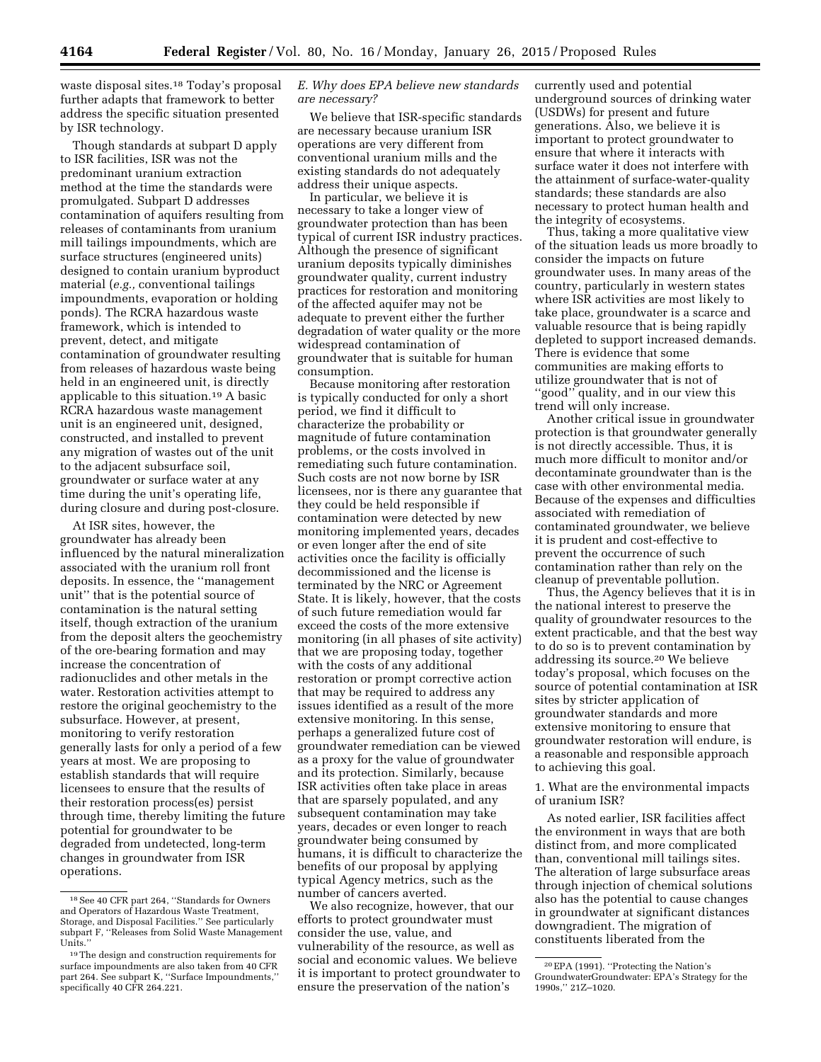waste disposal sites.[18] Today's proposal further adapts that framework to better address the specific situation presented by ISR technology.

Though standards at subpart D apply to ISR facilities, ISR was not the predominant uranium extraction method at the time the standards were promulgated. Subpart D addresses contamination of aquifers resulting from releases of contaminants from uranium mill tailings impoundments, which are surface structures (engineered units) designed to contain uranium byproduct material (*e.g.,* conventional tailings impoundments, evaporation or holding ponds). The RCRA hazardous waste framework, which is intended to prevent, detect, and mitigate contamination of groundwater resulting from releases of hazardous waste being held in an engineered unit, is directly applicable to this situation.[19] A basic RCRA hazardous waste management unit is an engineered unit, designed, constructed, and installed to prevent any migration of wastes out of the unit to the adjacent subsurface soil, groundwater or surface water at any time during the unit's operating life, during closure and during post-closure.

At ISR sites, however, the groundwater has already been influenced by the natural mineralization associated with the uranium roll front deposits. In essence, the ''management unit'' that is the potential source of contamination is the natural setting itself, though extraction of the uranium from the deposit alters the geochemistry of the ore-bearing formation and may increase the concentration of radionuclides and other metals in the water. Restoration activities attempt to restore the original geochemistry to the subsurface. However, at present, monitoring to verify restoration generally lasts for only a period of a few years at most. We are proposing to establish standards that will require licensees to ensure that the results of their restoration process(es) persist through time, thereby limiting the future potential for groundwater to be degraded from undetected, long-term changes in groundwater from ISR operations.

### *E. Why does EPA believe new standards are necessary?*

We believe that ISR-specific standards are necessary because uranium ISR operations are very different from conventional uranium mills and the existing standards do not adequately address their unique aspects.

In particular, we believe it is necessary to take a longer view of groundwater protection than has been typical of current ISR industry practices. Although the presence of significant uranium deposits typically diminishes groundwater quality, current industry practices for restoration and monitoring of the affected aquifer may not be adequate to prevent either the further degradation of water quality or the more widespread contamination of groundwater that is suitable for human consumption.

Because monitoring after restoration is typically conducted for only a short period, we find it difficult to characterize the probability or magnitude of future contamination problems, or the costs involved in remediating such future contamination. Such costs are not now borne by ISR licensees, nor is there any guarantee that they could be held responsible if contamination were detected by new monitoring implemented years, decades or even longer after the end of site activities once the facility is officially decommissioned and the license is terminated by the NRC or Agreement State. It is likely, however, that the costs of such future remediation would far exceed the costs of the more extensive monitoring (in all phases of site activity) that we are proposing today, together with the costs of any additional restoration or prompt corrective action that may be required to address any issues identified as a result of the more extensive monitoring. In this sense, perhaps a generalized future cost of groundwater remediation can be viewed as a proxy for the value of groundwater and its protection. Similarly, because ISR activities often take place in areas that are sparsely populated, and any subsequent contamination may take years, decades or even longer to reach groundwater being consumed by humans, it is difficult to characterize the benefits of our proposal by applying typical Agency metrics, such as the number of cancers averted.

We also recognize, however, that our efforts to protect groundwater must consider the use, value, and vulnerability of the resource, as well as social and economic values. We believe it is important to protect groundwater to ensure the preservation of the nation's currently used and potential underground sources of drinking water (USDWs) for present and future generations. Also, we believe it is important to protect groundwater to ensure that where it interacts with surface water it does not interfere with the attainment of surface-water-quality standards; these standards are also necessary to protect human health and the integrity of ecosystems.

Thus, taking a more qualitative view of the situation leads us more broadly to consider the impacts on future groundwater uses. In many areas of the country, particularly in western states where ISR activities are most likely to take place, groundwater is a scarce and valuable resource that is being rapidly depleted to support increased demands. There is evidence that some communities are making efforts to utilize groundwater that is not of ''good'' quality, and in our view this trend will only increase.

Another critical issue in groundwater protection is that groundwater generally is not directly accessible. Thus, it is much more difficult to monitor and/or decontaminate groundwater than is the case with other environmental media. Because of the expenses and difficulties associated with remediation of contaminated groundwater, we believe it is prudent and cost-effective to prevent the occurrence of such contamination rather than rely on the cleanup of preventable pollution.

Thus, the Agency believes that it is in the national interest to preserve the quality of groundwater resources to the extent practicable, and that the best way to do so is to prevent contamination by addressing its source.[20] We believe today's proposal, which focuses on the source of potential contamination at ISR sites by stricter application of groundwater standards and more extensive monitoring to ensure that groundwater restoration will endure, is a reasonable and responsible approach to achieving this goal.

#### 1. What are the environmental impacts of uranium ISR?

As noted earlier, ISR facilities affect the environment in ways that are both distinct from, and more complicated than, conventional mill tailings sites. The alteration of large subsurface areas through injection of chemical solutions also has the potential to cause changes in groundwater at significant distances downgradient. The migration of constituents liberated from the

---

[18] See 40 CFR part 264, ''Standards for Owners and Operators of Hazardous Waste Treatment, Storage, and Disposal Facilities.'' See particularly subpart F, ''Releases from Solid Waste Management Units.''

[19] The design and construction requirements for surface impoundments are also taken from 40 CFR part 264. See subpart K, ''Surface Impoundments,'' specifically 40 CFR 264.221.

[20] EPA (1991). ''Protecting the Nation's GroundwaterGroundwater: EPA's Strategy for the 1990s,'' 21Z–1020.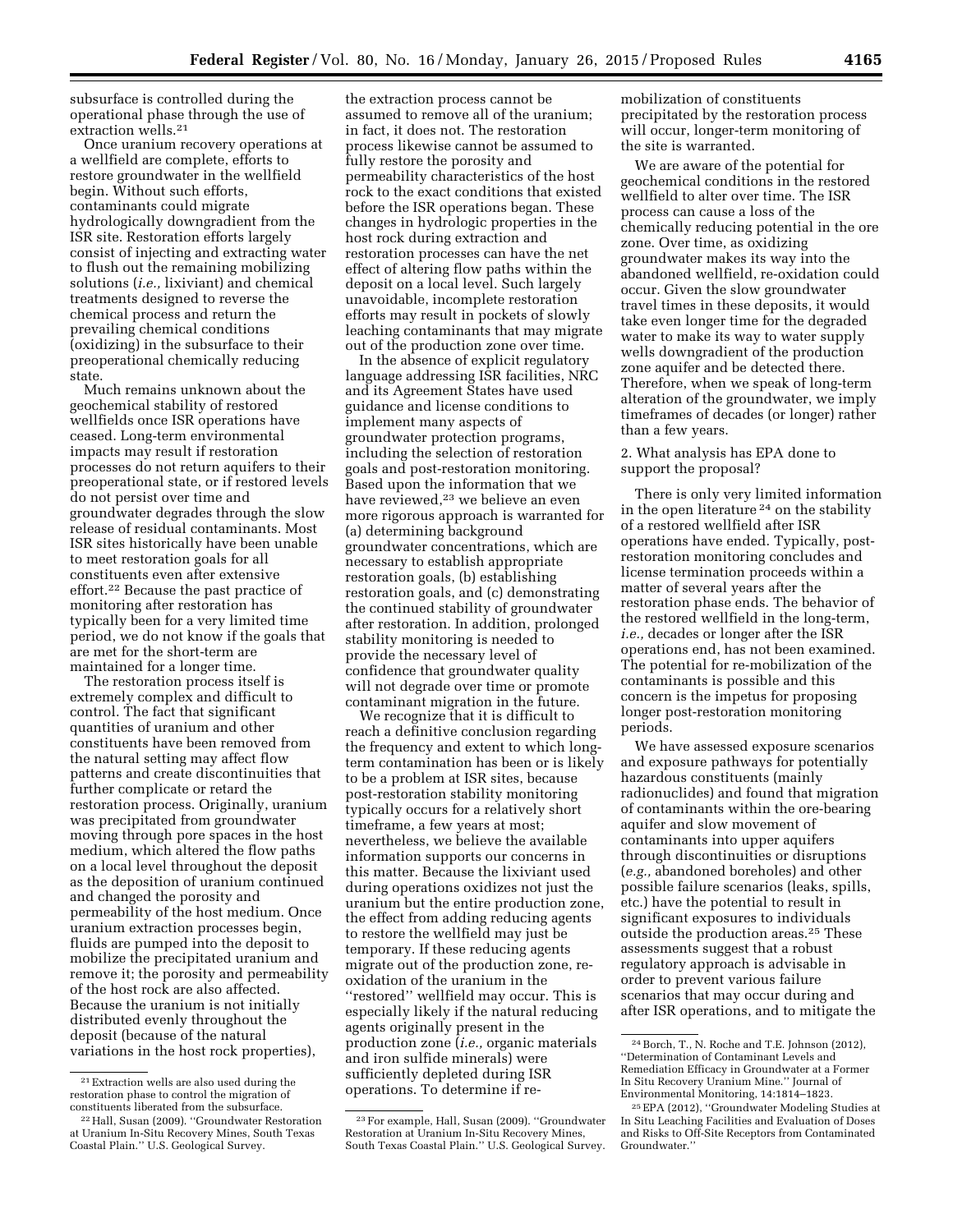subsurface is controlled during the operational phase through the use of extraction wells.[21]

Once uranium recovery operations at a wellfield are complete, efforts to restore groundwater in the wellfield begin. Without such efforts, contaminants could migrate hydrologically downgradient from the ISR site. Restoration efforts largely consist of injecting and extracting water to flush out the remaining mobilizing solutions (*i.e.,* lixiviant) and chemical treatments designed to reverse the chemical process and return the prevailing chemical conditions (oxidizing) in the subsurface to their preoperational chemically reducing state.

Much remains unknown about the geochemical stability of restored wellfields once ISR operations have ceased. Long-term environmental impacts may result if restoration processes do not return aquifers to their preoperational state, or if restored levels do not persist over time and groundwater degrades through the slow release of residual contaminants. Most ISR sites historically have been unable to meet restoration goals for all constituents even after extensive effort.[22] Because the past practice of monitoring after restoration has typically been for a very limited time period, we do not know if the goals that are met for the short-term are maintained for a longer time.

The restoration process itself is extremely complex and difficult to control. The fact that significant quantities of uranium and other constituents have been removed from the natural setting may affect flow patterns and create discontinuities that further complicate or retard the restoration process. Originally, uranium was precipitated from groundwater moving through pore spaces in the host medium, which altered the flow paths on a local level throughout the deposit as the deposition of uranium continued and changed the porosity and permeability of the host medium. Once uranium extraction processes begin, fluids are pumped into the deposit to mobilize the precipitated uranium and remove it; the porosity and permeability of the host rock are also affected. Because the uranium is not initially distributed evenly throughout the deposit (because of the natural variations in the host rock properties), the extraction process cannot be assumed to remove all of the uranium; in fact, it does not. The restoration process likewise cannot be assumed to fully restore the porosity and permeability characteristics of the host rock to the exact conditions that existed before the ISR operations began. These changes in hydrologic properties in the host rock during extraction and restoration processes can have the net effect of altering flow paths within the deposit on a local level. Such largely unavoidable, incomplete restoration efforts may result in pockets of slowly leaching contaminants that may migrate out of the production zone over time.

In the absence of explicit regulatory language addressing ISR facilities, NRC and its Agreement States have used guidance and license conditions to implement many aspects of groundwater protection programs, including the selection of restoration goals and post-restoration monitoring. Based upon the information that we have reviewed,[23] we believe an even more rigorous approach is warranted for (a) determining background groundwater concentrations, which are necessary to establish appropriate restoration goals, (b) establishing restoration goals, and (c) demonstrating the continued stability of groundwater after restoration. In addition, prolonged stability monitoring is needed to provide the necessary level of confidence that groundwater quality will not degrade over time or promote contaminant migration in the future.

We recognize that it is difficult to reach a definitive conclusion regarding the frequency and extent to which long-term contamination has been or is likely to be a problem at ISR sites, because post-restoration stability monitoring typically occurs for a relatively short timeframe, a few years at most; nevertheless, we believe the available information supports our concerns in this matter. Because the lixiviant used during operations oxidizes not just the uranium but the entire production zone, the effect from adding reducing agents to restore the wellfield may just be temporary. If these reducing agents migrate out of the production zone, re-oxidation of the uranium in the ''restored'' wellfield may occur. This is especially likely if the natural reducing agents originally present in the production zone (*i.e.,* organic materials and iron sulfide minerals) were sufficiently depleted during ISR operations. To determine if re-mobilization of constituents precipitated by the restoration process will occur, longer-term monitoring of the site is warranted.

We are aware of the potential for geochemical conditions in the restored wellfield to alter over time. The ISR process can cause a loss of the chemically reducing potential in the ore zone. Over time, as oxidizing groundwater makes its way into the abandoned wellfield, re-oxidation could occur. Given the slow groundwater travel times in these deposits, it would take even longer time for the degraded water to make its way to water supply wells downgradient of the production zone aquifer and be detected there. Therefore, when we speak of long-term alteration of the groundwater, we imply timeframes of decades (or longer) rather than a few years.

2. What analysis has EPA done to support the proposal?

There is only very limited information in the open literature[24] on the stability of a restored wellfield after ISR operations have ended. Typically, post-restoration monitoring concludes and license termination proceeds within a matter of several years after the restoration phase ends. The behavior of the restored wellfield in the long-term, *i.e.,* decades or longer after the ISR operations end, has not been examined. The potential for re-mobilization of the contaminants is possible and this concern is the impetus for proposing longer post-restoration monitoring periods.

We have assessed exposure scenarios and exposure pathways for potentially hazardous constituents (mainly radionuclides) and found that migration of contaminants within the ore-bearing aquifer and slow movement of contaminants into upper aquifers through discontinuities or disruptions (*e.g.,* abandoned boreholes) and other possible failure scenarios (leaks, spills, etc.) have the potential to result in significant exposures to individuals outside the production areas.[25] These assessments suggest that a robust regulatory approach is advisable in order to prevent various failure scenarios that may occur during and after ISR operations, and to mitigate the

---

[21] Extraction wells are also used during the restoration phase to control the migration of constituents liberated from the subsurface.

[22] Hall, Susan (2009). ''Groundwater Restoration at Uranium In-Situ Recovery Mines, South Texas Coastal Plain.'' U.S. Geological Survey.

[23] For example, Hall, Susan (2009). ''Groundwater Restoration at Uranium In-Situ Recovery Mines, South Texas Coastal Plain.'' U.S. Geological Survey.

[24] Borch, T., N. Roche and T.E. Johnson (2012), ''Determination of Contaminant Levels and Remediation Efficacy in Groundwater at a Former In Situ Recovery Uranium Mine.'' Journal of Environmental Monitoring, 14:1814–1823.

[25] EPA (2012), ''Groundwater Modeling Studies at In Situ Leaching Facilities and Evaluation of Doses and Risks to Off-Site Receptors from Contaminated Groundwater.''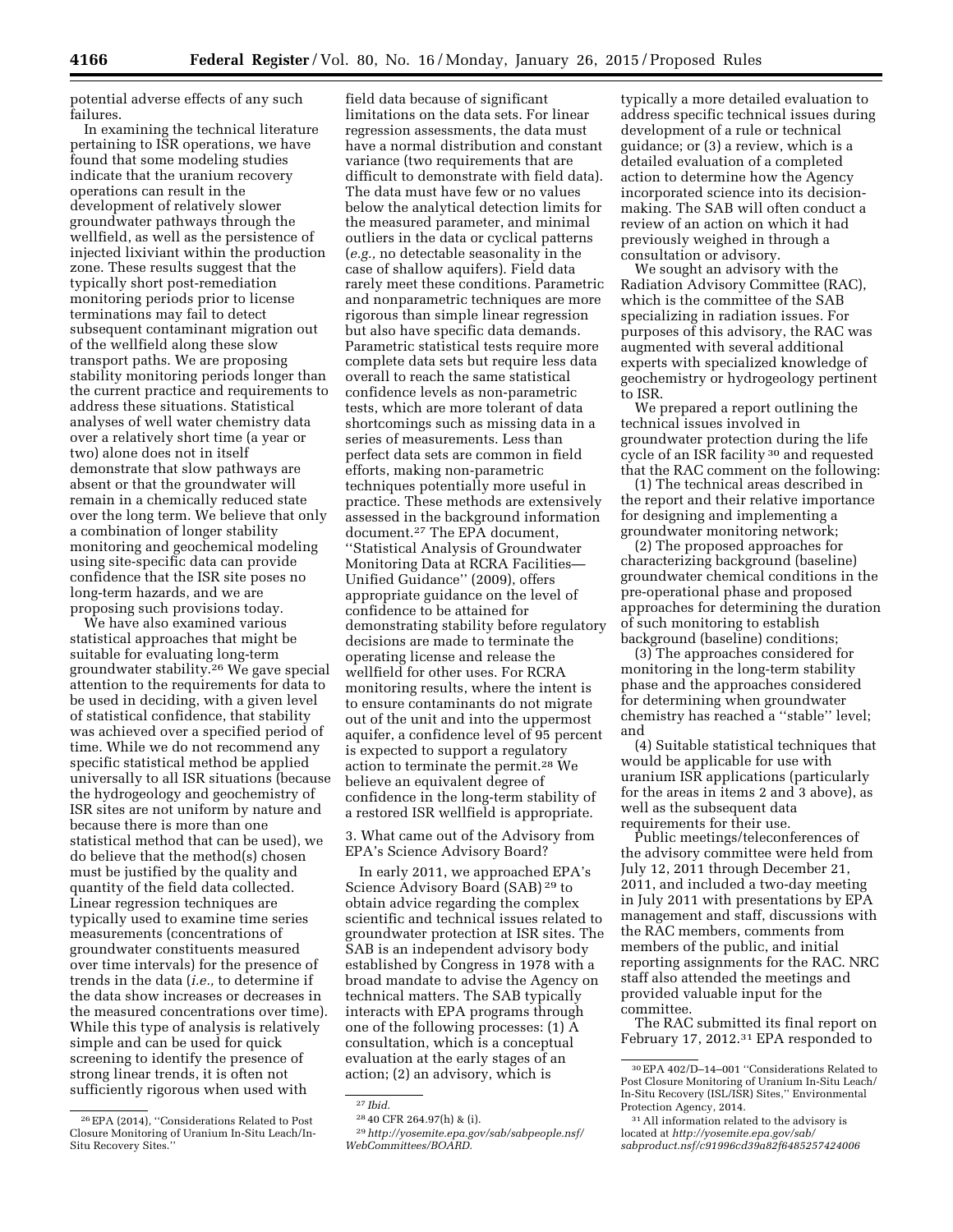potential adverse effects of any such failures.

In examining the technical literature pertaining to ISR operations, we have found that some modeling studies indicate that the uranium recovery operations can result in the development of relatively slower groundwater pathways through the wellfield, as well as the persistence of injected lixiviant within the production zone. These results suggest that the typically short post-remediation monitoring periods prior to license terminations may fail to detect subsequent contaminant migration out of the wellfield along these slow transport paths. We are proposing stability monitoring periods longer than the current practice and requirements to address these situations. Statistical analyses of well water chemistry data over a relatively short time (a year or two) alone does not in itself demonstrate that slow pathways are absent or that the groundwater will remain in a chemically reduced state over the long term. We believe that only a combination of longer stability monitoring and geochemical modeling using site-specific data can provide confidence that the ISR site poses no long-term hazards, and we are proposing such provisions today.

We have also examined various statistical approaches that might be suitable for evaluating long-term groundwater stability.[26] We gave special attention to the requirements for data to be used in deciding, with a given level of statistical confidence, that stability was achieved over a specified period of time. While we do not recommend any specific statistical method be applied universally to all ISR situations (because the hydrogeology and geochemistry of ISR sites are not uniform by nature and because there is more than one statistical method that can be used), we do believe that the method(s) chosen must be justified by the quality and quantity of the field data collected. Linear regression techniques are typically used to examine time series measurements (concentrations of groundwater constituents measured over time intervals) for the presence of trends in the data (*i.e.,* to determine if the data show increases or decreases in the measured concentrations over time). While this type of analysis is relatively simple and can be used for quick screening to identify the presence of strong linear trends, it is often not sufficiently rigorous when used with field data because of significant limitations on the data sets. For linear regression assessments, the data must have a normal distribution and constant variance (two requirements that are difficult to demonstrate with field data). The data must have few or no values below the analytical detection limits for the measured parameter, and minimal outliers in the data or cyclical patterns (*e.g.,* no detectable seasonality in the case of shallow aquifers). Field data rarely meet these conditions. Parametric and nonparametric techniques are more rigorous than simple linear regression but also have specific data demands. Parametric statistical tests require more complete data sets but require less data overall to reach the same statistical confidence levels as non-parametric tests, which are more tolerant of data shortcomings such as missing data in a series of measurements. Less than perfect data sets are common in field efforts, making non-parametric techniques potentially more useful in practice. These methods are extensively assessed in the background information document.[27] The EPA document, ''Statistical Analysis of Groundwater Monitoring Data at RCRA Facilities—Unified Guidance'' (2009), offers appropriate guidance on the level of confidence to be attained for demonstrating stability before regulatory decisions are made to terminate the operating license and release the wellfield for other uses. For RCRA monitoring results, where the intent is to ensure contaminants do not migrate out of the unit and into the uppermost aquifer, a confidence level of 95 percent is expected to support a regulatory action to terminate the permit.[28] We believe an equivalent degree of confidence in the long-term stability of a restored ISR wellfield is appropriate.

3. What came out of the Advisory from EPA's Science Advisory Board?

In early 2011, we approached EPA's Science Advisory Board (SAB)[29] to obtain advice regarding the complex scientific and technical issues related to groundwater protection at ISR sites. The SAB is an independent advisory body established by Congress in 1978 with a broad mandate to advise the Agency on technical matters. The SAB typically interacts with EPA programs through one of the following processes: (1) A consultation, which is a conceptual evaluation at the early stages of an action; (2) an advisory, which is typically a more detailed evaluation to address specific technical issues during development of a rule or technical guidance; or (3) a review, which is a detailed evaluation of a completed action to determine how the Agency incorporated science into its decision-making. The SAB will often conduct a review of an action on which it had previously weighed in through a consultation or advisory.

We sought an advisory with the Radiation Advisory Committee (RAC), which is the committee of the SAB specializing in radiation issues. For purposes of this advisory, the RAC was augmented with several additional experts with specialized knowledge of geochemistry or hydrogeology pertinent to ISR.

We prepared a report outlining the technical issues involved in groundwater protection during the life cycle of an ISR facility[30] and requested that the RAC comment on the following:

(1) The technical areas described in the report and their relative importance for designing and implementing a groundwater monitoring network;

(2) The proposed approaches for characterizing background (baseline) groundwater chemical conditions in the pre-operational phase and proposed approaches for determining the duration of such monitoring to establish background (baseline) conditions;

(3) The approaches considered for monitoring in the long-term stability phase and the approaches considered for determining when groundwater chemistry has reached a ''stable'' level; and

(4) Suitable statistical techniques that would be applicable for use with uranium ISR applications (particularly for the areas in items 2 and 3 above), as well as the subsequent data requirements for their use.

Public meetings/teleconferences of the advisory committee were held from July 12, 2011 through December 21, 2011, and included a two-day meeting in July 2011 with presentations by EPA management and staff, discussions with the RAC members, comments from members of the public, and initial reporting assignments for the RAC. NRC staff also attended the meetings and provided valuable input for the committee.

The RAC submitted its final report on February 17, 2012.[31] EPA responded to

---

[26] EPA (2014), ''Considerations Related to Post Closure Monitoring of Uranium In-Situ Leach/In-Situ Recovery Sites.''

[27] *Ibid.*

[28] 40 CFR 264.97(h) & (i).

[29] *http://yosemite.epa.gov/sab/sabpeople.nsf/WebCommittees/BOARD.*

[30] EPA 402/D–14–001 ''Considerations Related to Post Closure Monitoring of Uranium In-Situ Leach/In-Situ Recovery (ISL/ISR) Sites,'' Environmental Protection Agency, 2014.

[31] All information related to the advisory is located at *http://yosemite.epa.gov/sab/sabproduct.nsf/c91996cd39a82f6485257424006*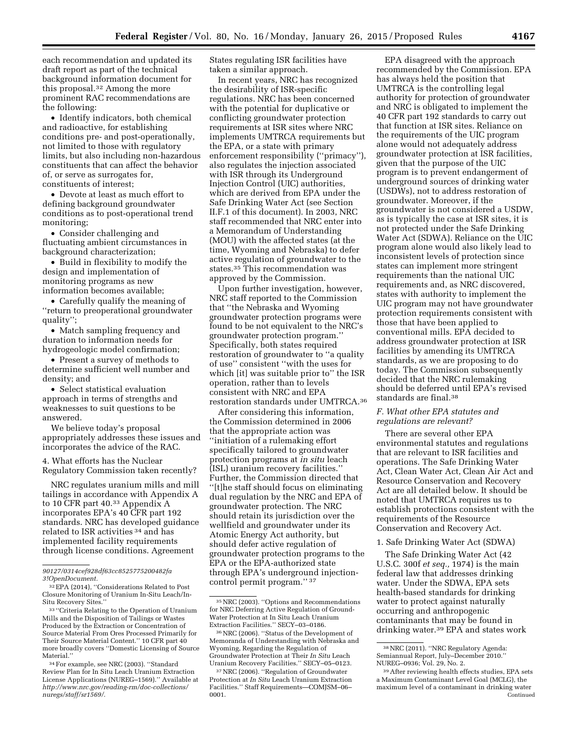each recommendation and updated its draft report as part of the technical background information document for this proposal.[32] Among the more prominent RAC recommendations are the following:

- Identify indicators, both chemical and radioactive, for establishing conditions pre- and post-operationally, not limited to those with regulatory limits, but also including non-hazardous constituents that can affect the behavior of, or serve as surrogates for, constituents of interest;
- Devote at least as much effort to defining background groundwater conditions as to post-operational trend monitoring;
- Consider challenging and fluctuating ambient circumstances in background characterization;
- Build in flexibility to modify the design and implementation of monitoring programs as new information becomes available;
- Carefully qualify the meaning of ''return to preoperational groundwater quality'';
- Match sampling frequency and duration to information needs for hydrogeologic model confirmation;
- Present a survey of methods to determine sufficient well number and density; and
- Select statistical evaluation approach in terms of strengths and weaknesses to suit questions to be answered.

We believe today's proposal appropriately addresses these issues and incorporates the advice of the RAC.

4. What efforts has the Nuclear Regulatory Commission taken recently?

NRC regulates uranium mills and mill tailings in accordance with Appendix A to 10 CFR part 40.[33] Appendix A incorporates EPA's 40 CFR part 192 standards. NRC has developed guidance related to ISR activities [34] and has implemented facility requirements through license conditions. Agreement States regulating ISR facilities have taken a similar approach.

In recent years, NRC has recognized the desirability of ISR-specific regulations. NRC has been concerned with the potential for duplicative or conflicting groundwater protection requirements at ISR sites where NRC implements UMTRCA requirements but the EPA, or a state with primary enforcement responsibility (''primacy''), also regulates the injection associated with ISR through its Underground Injection Control (UIC) authorities, which are derived from EPA under the Safe Drinking Water Act (see Section II.F.1 of this document). In 2003, NRC staff recommended that NRC enter into a Memorandum of Understanding (MOU) with the affected states (at the time, Wyoming and Nebraska) to defer active regulation of groundwater to the states.[35] This recommendation was approved by the Commission.

Upon further investigation, however, NRC staff reported to the Commission that ''the Nebraska and Wyoming groundwater protection programs were found to be not equivalent to the NRC's groundwater protection program.'' Specifically, both states required restoration of groundwater to ''a quality of use'' consistent ''with the uses for which [it] was suitable prior to'' the ISR operation, rather than to levels consistent with NRC and EPA restoration standards under UMTRCA.[36]

After considering this information, the Commission determined in 2006 that the appropriate action was ''initiation of a rulemaking effort specifically tailored to groundwater protection programs at *in situ* leach (ISL) uranium recovery facilities.'' Further, the Commission directed that ''[t]he staff should focus on eliminating dual regulation by the NRC and EPA of groundwater protection. The NRC should retain its jurisdiction over the wellfield and groundwater under its Atomic Energy Act authority, but should defer active regulation of groundwater protection programs to the EPA or the EPA-authorized state through EPA's underground injection-control permit program.'' [37]

EPA disagreed with the approach recommended by the Commission. EPA has always held the position that UMTRCA is the controlling legal authority for protection of groundwater and NRC is obligated to implement the 40 CFR part 192 standards to carry out that function at ISR sites. Reliance on the requirements of the UIC program alone would not adequately address groundwater protection at ISR facilities, given that the purpose of the UIC program is to prevent endangerment of underground sources of drinking water (USDWs), not to address restoration of groundwater. Moreover, if the groundwater is not considered a USDW, as is typically the case at ISR sites, it is not protected under the Safe Drinking Water Act (SDWA). Reliance on the UIC program alone would also likely lead to inconsistent levels of protection since states can implement more stringent requirements than the national UIC requirements and, as NRC discovered, states with authority to implement the UIC program may not have groundwater protection requirements consistent with those that have been applied to conventional mills. EPA decided to address groundwater protection at ISR facilities by amending its UMTRCA standards, as we are proposing to do today. The Commission subsequently decided that the NRC rulemaking should be deferred until EPA's revised standards are final.[38]

### *F. What other EPA statutes and regulations are relevant?*

There are several other EPA environmental statutes and regulations that are relevant to ISR facilities and operations. The Safe Drinking Water Act, Clean Water Act, Clean Air Act and Resource Conservation and Recovery Act are all detailed below. It should be noted that UMTRCA requires us to establish protections consistent with the requirements of the Resource Conservation and Recovery Act.

1. Safe Drinking Water Act (SDWA)

The Safe Drinking Water Act (42 U.S.C. 300f *et seq.,* 1974) is the main federal law that addresses drinking water. Under the SDWA, EPA sets health-based standards for drinking water to protect against naturally occurring and anthropogenic contaminants that may be found in drinking water.[39] EPA and states work

---

*90127/0314cef928df63cc8525775200482fa3!OpenDocument.*

[32] EPA (2014), ''Considerations Related to Post Closure Monitoring of Uranium In-Situ Leach/In-Situ Recovery Sites.''

[33] ''Criteria Relating to the Operation of Uranium Mills and the Disposition of Tailings or Wastes Produced by the Extraction or Concentration of Source Material From Ores Processed Primarily for Their Source Material Content.'' 10 CFR part 40 more broadly covers ''Domestic Licensing of Source Material.''

[34] For example, see NRC (2003). ''Standard Review Plan for In Situ Leach Uranium Extraction License Applications (NUREG–1569).'' Available at *http://www.nrc.gov/reading-rm/doc-collections/nuregs/staff/sr1569/.*

[35] NRC (2003). ''Options and Recommendations for NRC Deferring Active Regulation of Ground-Water Protection at In Situ Leach Uranium Extraction Facilities.'' SECY–03–0186.

[36] NRC (2006). ''Status of the Development of Memoranda of Understanding with Nebraska and Wyoming, Regarding the Regulation of Groundwater Protection at Their *In Situ* Leach Uranium Recovery Facilities.'' SECY–05–0123.

[37] NRC (2006). ''Regulation of Groundwater Protection at *In Situ* Leach Uranium Extraction Facilities.'' Staff Requirements—COMJSM–06–0001.

[38] NRC (2011). ''NRC Regulatory Agenda: Semiannual Report, July–December 2010.'' NUREG–0936; Vol. 29, No. 2.

[39] After reviewing health effects studies, EPA sets a Maximum Contaminant Level Goal (MCLG), the maximum level of a contaminant in drinking water Continued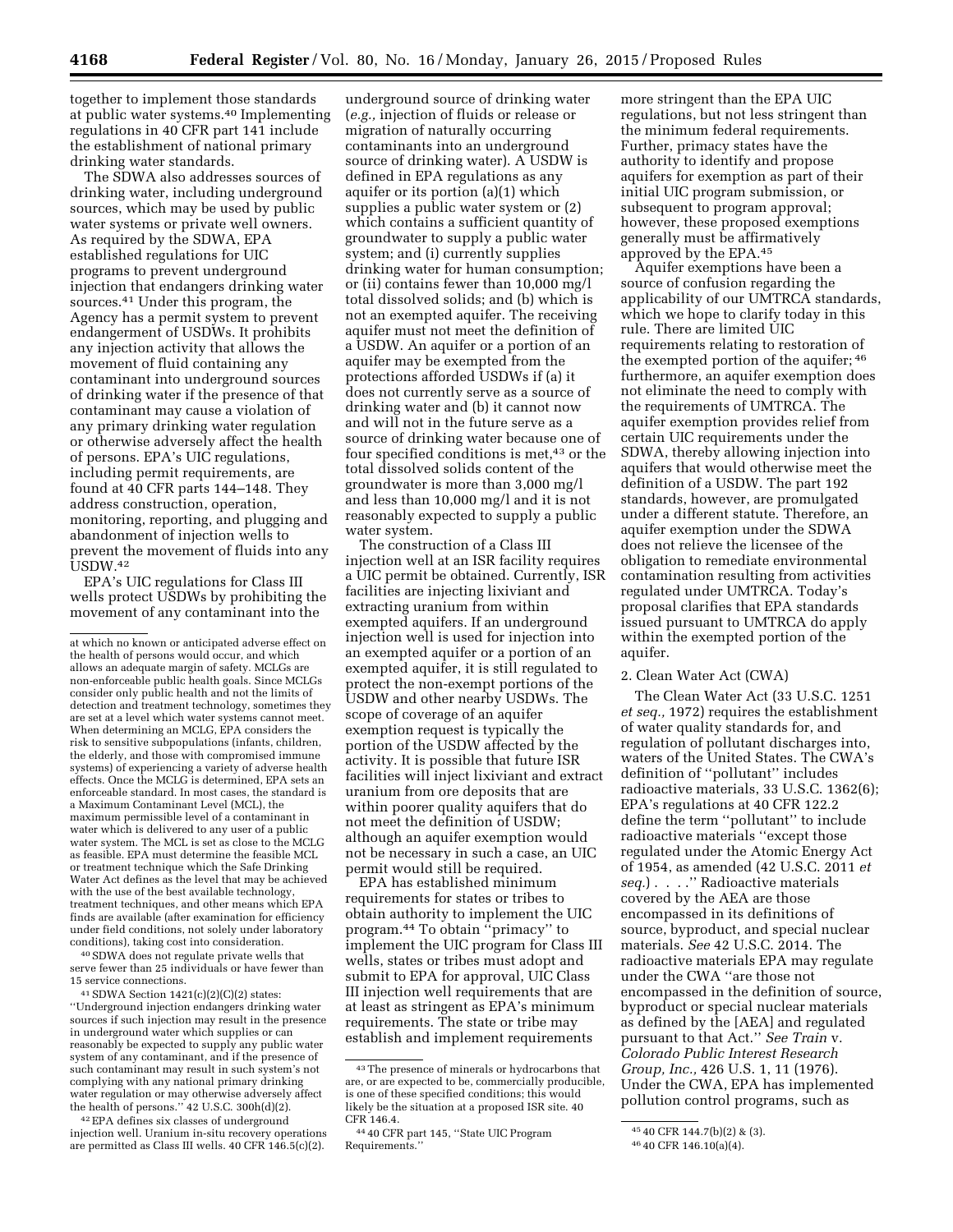together to implement those standards at public water systems.[40] Implementing regulations in 40 CFR part 141 include the establishment of national primary drinking water standards.

The SDWA also addresses sources of drinking water, including underground sources, which may be used by public water systems or private well owners. As required by the SDWA, EPA established regulations for UIC programs to prevent underground injection that endangers drinking water sources.[41] Under this program, the Agency has a permit system to prevent endangerment of USDWs. It prohibits any injection activity that allows the movement of fluid containing any contaminant into underground sources of drinking water if the presence of that contaminant may cause a violation of any primary drinking water regulation or otherwise adversely affect the health of persons. EPA's UIC regulations, including permit requirements, are found at 40 CFR parts 144–148. They address construction, operation, monitoring, reporting, and plugging and abandonment of injection wells to prevent the movement of fluids into any USDW.[42]

EPA's UIC regulations for Class III wells protect USDWs by prohibiting the movement of any contaminant into the underground source of drinking water (*e.g.,* injection of fluids or release or migration of naturally occurring contaminants into an underground source of drinking water). A USDW is defined in EPA regulations as any aquifer or its portion (a)(1) which supplies a public water system or (2) which contains a sufficient quantity of groundwater to supply a public water system; and (i) currently supplies drinking water for human consumption; or (ii) contains fewer than 10,000 mg/l total dissolved solids; and (b) which is not an exempted aquifer. The receiving aquifer must not meet the definition of a USDW. An aquifer or a portion of an aquifer may be exempted from the protections afforded USDWs if (a) it does not currently serve as a source of drinking water and (b) it cannot now and will not in the future serve as a source of drinking water because one of four specified conditions is met,[43] or the total dissolved solids content of the groundwater is more than 3,000 mg/l and less than 10,000 mg/l and it is not reasonably expected to supply a public water system.

The construction of a Class III injection well at an ISR facility requires a UIC permit be obtained. Currently, ISR facilities are injecting lixiviant and extracting uranium from within exempted aquifers. If an underground injection well is used for injection into an exempted aquifer or a portion of an exempted aquifer, it is still regulated to protect the non-exempt portions of the USDW and other nearby USDWs. The scope of coverage of an aquifer exemption request is typically the portion of the USDW affected by the activity. It is possible that future ISR facilities will inject lixiviant and extract uranium from ore deposits that are within poorer quality aquifers that do not meet the definition of USDW; although an aquifer exemption would not be necessary in such a case, an UIC permit would still be required.

EPA has established minimum requirements for states or tribes to obtain authority to implement the UIC program.[44] To obtain "primacy" to implement the UIC program for Class III wells, states or tribes must adopt and submit to EPA for approval, UIC Class III injection well requirements that are at least as stringent as EPA's minimum requirements. The state or tribe may establish and implement requirements more stringent than the EPA UIC regulations, but not less stringent than the minimum federal requirements. Further, primacy states have the authority to identify and propose aquifers for exemption as part of their initial UIC program submission, or subsequent to program approval; however, these proposed exemptions generally must be affirmatively approved by the EPA.[45]

Aquifer exemptions have been a source of confusion regarding the applicability of our UMTRCA standards, which we hope to clarify today in this rule. There are limited UIC requirements relating to restoration of the exempted portion of the aquifer;[46] furthermore, an aquifer exemption does not eliminate the need to comply with the requirements of UMTRCA. The aquifer exemption provides relief from certain UIC requirements under the SDWA, thereby allowing injection into aquifers that would otherwise meet the definition of a USDW. The part 192 standards, however, are promulgated under a different statute. Therefore, an aquifer exemption under the SDWA does not relieve the licensee of the obligation to remediate environmental contamination resulting from activities regulated under UMTRCA. Today's proposal clarifies that EPA standards issued pursuant to UMTRCA do apply within the exempted portion of the aquifer.

2. Clean Water Act (CWA)

The Clean Water Act (33 U.S.C. 1251 *et seq.,* 1972) requires the establishment of water quality standards for, and regulation of pollutant discharges into, waters of the United States. The CWA's definition of "pollutant" includes radioactive materials, 33 U.S.C. 1362(6); EPA's regulations at 40 CFR 122.2 define the term "pollutant" to include radioactive materials "except those regulated under the Atomic Energy Act of 1954, as amended (42 U.S.C. 2011 *et seq.*) . . . ." Radioactive materials covered by the AEA are those encompassed in its definitions of source, byproduct, and special nuclear materials. *See* 42 U.S.C. 2014. The radioactive materials EPA may regulate under the CWA "are those not encompassed in the definition of source, byproduct or special nuclear materials as defined by the [AEA] and regulated pursuant to that Act." *See Train* v. *Colorado Public Interest Research Group, Inc.,* 426 U.S. 1, 11 (1976). Under the CWA, EPA has implemented pollution control programs, such as

---

at which no known or anticipated adverse effect on the health of persons would occur, and which allows an adequate margin of safety. MCLGs are non-enforceable public health goals. Since MCLGs consider only public health and not the limits of detection and treatment technology, sometimes they are set at a level which water systems cannot meet. When determining an MCLG, EPA considers the risk to sensitive subpopulations (infants, children, the elderly, and those with compromised immune systems) of experiencing a variety of adverse health effects. Once the MCLG is determined, EPA sets an enforceable standard. In most cases, the standard is a Maximum Contaminant Level (MCL), the maximum permissible level of a contaminant in water which is delivered to any user of a public water system. The MCL is set as close to the MCLG as feasible. EPA must determine the feasible MCL or treatment technique which the Safe Drinking Water Act defines as the level that may be achieved with the use of the best available technology, treatment techniques, and other means which EPA finds are available (after examination for efficiency under field conditions, not solely under laboratory conditions), taking cost into consideration.

[40] SDWA does not regulate private wells that serve fewer than 25 individuals or have fewer than 15 service connections.

[41] SDWA Section 1421(c)(2)(C)(2) states: "Underground injection endangers drinking water sources if such injection may result in the presence in underground water which supplies or can reasonably be expected to supply any public water system of any contaminant, and if the presence of such contaminant may result in such system's not complying with any national primary drinking water regulation or may otherwise adversely affect the health of persons." 42 U.S.C. 300h(d)(2).

[42] EPA defines six classes of underground injection well. Uranium in-situ recovery operations are permitted as Class III wells. 40 CFR 146.5(c)(2).

[43] The presence of minerals or hydrocarbons that are, or are expected to be, commercially producible, is one of these specified conditions; this would likely be the situation at a proposed ISR site. 40 CFR 146.4.

[44] 40 CFR part 145, "State UIC Program Requirements."

[45] 40 CFR 144.7(b)(2) & (3).

[46] 40 CFR 146.10(a)(4).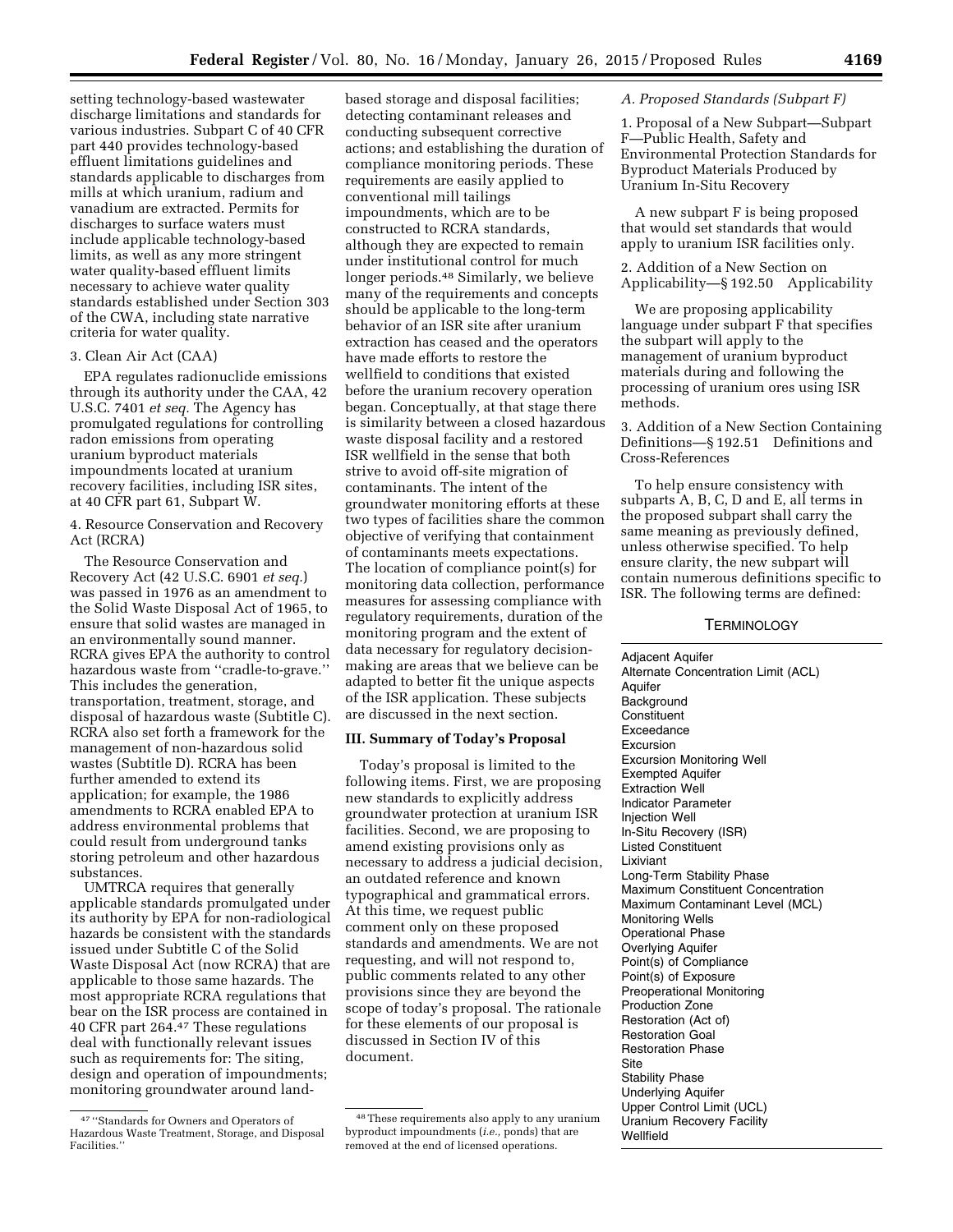setting technology-based wastewater discharge limitations and standards for various industries. Subpart C of 40 CFR part 440 provides technology-based effluent limitations guidelines and standards applicable to discharges from mills at which uranium, radium and vanadium are extracted. Permits for discharges to surface waters must include applicable technology-based limits, as well as any more stringent water quality-based effluent limits necessary to achieve water quality standards established under Section 303 of the CWA, including state narrative criteria for water quality.

3. Clean Air Act (CAA)

EPA regulates radionuclide emissions through its authority under the CAA, 42 U.S.C. 7401 *et seq.* The Agency has promulgated regulations for controlling radon emissions from operating uranium byproduct materials impoundments located at uranium recovery facilities, including ISR sites, at 40 CFR part 61, Subpart W.

4. Resource Conservation and Recovery Act (RCRA)

The Resource Conservation and Recovery Act (42 U.S.C. 6901 *et seq.*) was passed in 1976 as an amendment to the Solid Waste Disposal Act of 1965, to ensure that solid wastes are managed in an environmentally sound manner. RCRA gives EPA the authority to control hazardous waste from ''cradle-to-grave.'' This includes the generation, transportation, treatment, storage, and disposal of hazardous waste (Subtitle C). RCRA also set forth a framework for the management of non-hazardous solid wastes (Subtitle D). RCRA has been further amended to extend its application; for example, the 1986 amendments to RCRA enabled EPA to address environmental problems that could result from underground tanks storing petroleum and other hazardous substances.

UMTRCA requires that generally applicable standards promulgated under its authority by EPA for non-radiological hazards be consistent with the standards issued under Subtitle C of the Solid Waste Disposal Act (now RCRA) that are applicable to those same hazards. The most appropriate RCRA regulations that bear on the ISR process are contained in 40 CFR part 264.[47] These regulations deal with functionally relevant issues such as requirements for: The siting, design and operation of impoundments; monitoring groundwater around land-based storage and disposal facilities; detecting contaminant releases and conducting subsequent corrective actions; and establishing the duration of compliance monitoring periods. These requirements are easily applied to conventional mill tailings impoundments, which are to be constructed to RCRA standards, although they are expected to remain under institutional control for much longer periods.[48] Similarly, we believe many of the requirements and concepts should be applicable to the long-term behavior of an ISR site after uranium extraction has ceased and the operators have made efforts to restore the wellfield to conditions that existed before the uranium recovery operation began. Conceptually, at that stage there is similarity between a closed hazardous waste disposal facility and a restored ISR wellfield in the sense that both strive to avoid off-site migration of contaminants. The intent of the groundwater monitoring efforts at these two types of facilities share the common objective of verifying that containment of contaminants meets expectations. The location of compliance point(s) for monitoring data collection, performance measures for assessing compliance with regulatory requirements, duration of the monitoring program and the extent of data necessary for regulatory decision-making are areas that we believe can be adapted to better fit the unique aspects of the ISR application. These subjects are discussed in the next section.

[47] ''Standards for Owners and Operators of Hazardous Waste Treatment, Storage, and Disposal Facilities.''

[48] These requirements also apply to any uranium byproduct impoundments (*i.e.,* ponds) that are removed at the end of licensed operations.

## III. Summary of Today's Proposal

Today's proposal is limited to the following items. First, we are proposing new standards to explicitly address groundwater protection at uranium ISR facilities. Second, we are proposing to amend existing provisions only as necessary to address a judicial decision, an outdated reference and known typographical and grammatical errors. At this time, we request public comment only on these proposed standards and amendments. We are not requesting, and will not respond to, public comments related to any other provisions since they are beyond the scope of today's proposal. The rationale for these elements of our proposal is discussed in Section IV of this document.

### *A. Proposed Standards (Subpart F)*

1. Proposal of a New Subpart—Subpart F—Public Health, Safety and Environmental Protection Standards for Byproduct Materials Produced by Uranium In-Situ Recovery

A new subpart F is being proposed that would set standards that would apply to uranium ISR facilities only.

2. Addition of a New Section on Applicability—§ 192.50 Applicability

We are proposing applicability language under subpart F that specifies the subpart will apply to the management of uranium byproduct materials during and following the processing of uranium ores using ISR methods.

3. Addition of a New Section Containing Definitions—§ 192.51 Definitions and Cross-References

To help ensure consistency with subparts A, B, C, D and E, all terms in the proposed subpart shall carry the same meaning as previously defined, unless otherwise specified. To help ensure clarity, the new subpart will contain numerous definitions specific to ISR. The following terms are defined:

| TERMINOLOGY |
|---|
| Adjacent Aquifer |
| Alternate Concentration Limit (ACL) |
| Aquifer |
| Background |
| Constituent |
| Exceedance |
| Excursion |
| Excursion Monitoring Well |
| Exempted Aquifer |
| Extraction Well |
| Indicator Parameter |
| Injection Well |
| In-Situ Recovery (ISR) |
| Listed Constituent |
| Lixiviant |
| Long-Term Stability Phase |
| Maximum Constituent Concentration |
| Maximum Contaminant Level (MCL) |
| Monitoring Wells |
| Operational Phase |
| Overlying Aquifer |
| Point(s) of Compliance |
| Point(s) of Exposure |
| Preoperational Monitoring |
| Production Zone |
| Restoration (Act of) |
| Restoration Goal |
| Restoration Phase |
| Site |
| Stability Phase |
| Underlying Aquifer |
| Upper Control Limit (UCL) |
| Uranium Recovery Facility |
| Wellfield |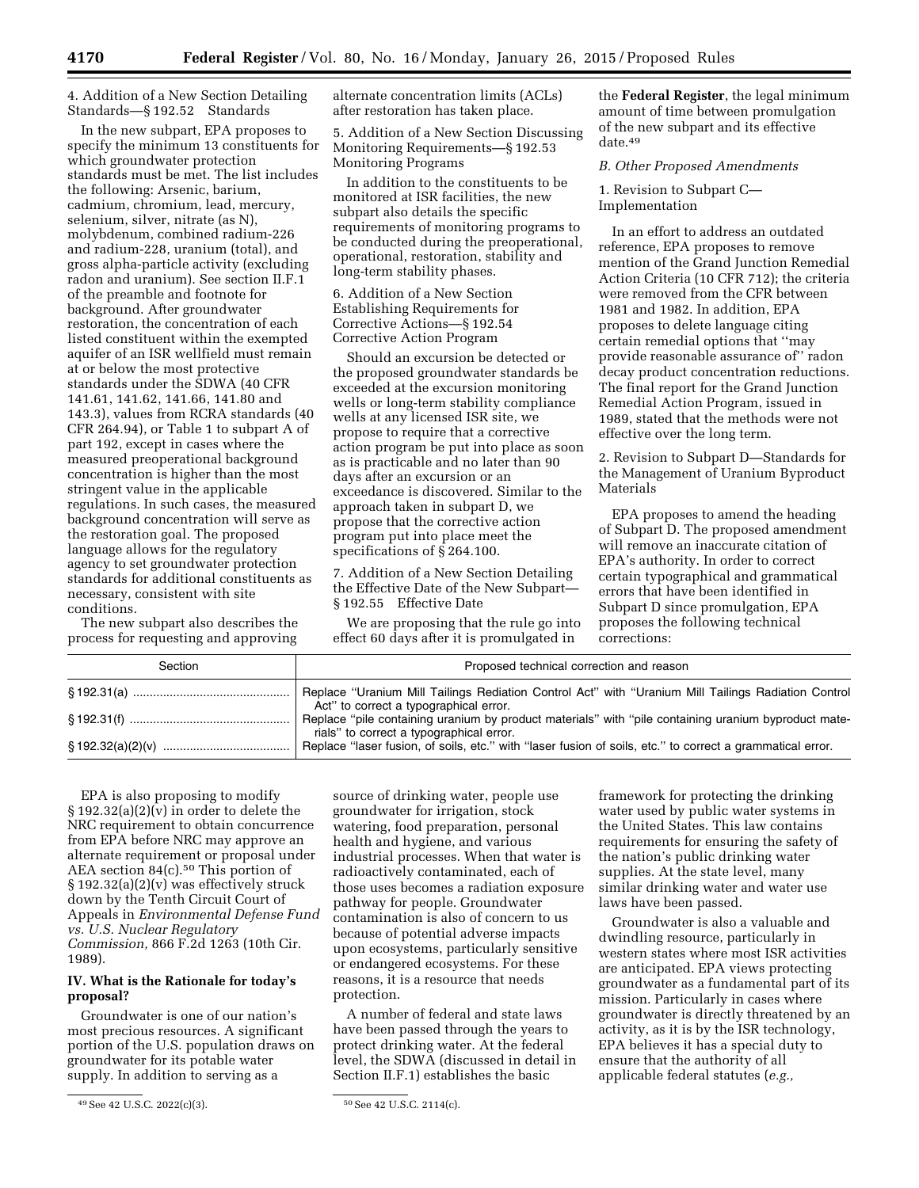4. Addition of a New Section Detailing Standards—§ 192.52 Standards

In the new subpart, EPA proposes to specify the minimum 13 constituents for which groundwater protection standards must be met. The list includes the following: Arsenic, barium, cadmium, chromium, lead, mercury, selenium, silver, nitrate (as N), molybdenum, combined radium-226 and radium-228, uranium (total), and gross alpha-particle activity (excluding radon and uranium). See section II.F.1 of the preamble and footnote for background. After groundwater restoration, the concentration of each listed constituent within the exempted aquifer of an ISR wellfield must remain at or below the most protective standards under the SDWA (40 CFR 141.61, 141.62, 141.66, 141.80 and 143.3), values from RCRA standards (40 CFR 264.94), or Table 1 to subpart A of part 192, except in cases where the measured preoperational background concentration is higher than the most stringent value in the applicable regulations. In such cases, the measured background concentration will serve as the restoration goal. The proposed language allows for the regulatory agency to set groundwater protection standards for additional constituents as necessary, consistent with site conditions.

The new subpart also describes the process for requesting and approving alternate concentration limits (ACLs) after restoration has taken place.

5. Addition of a New Section Discussing Monitoring Requirements—§ 192.53 Monitoring Programs

In addition to the constituents to be monitored at ISR facilities, the new subpart also details the specific requirements of monitoring programs to be conducted during the preoperational, operational, restoration, stability and long-term stability phases.

6. Addition of a New Section Establishing Requirements for Corrective Actions—§ 192.54 Corrective Action Program

Should an excursion be detected or the proposed groundwater standards be exceeded at the excursion monitoring wells or long-term stability compliance wells at any licensed ISR site, we propose to require that a corrective action program be put into place as soon as is practicable and no later than 90 days after an excursion or an exceedance is discovered. Similar to the approach taken in subpart D, we propose that the corrective action program put into place meet the specifications of § 264.100.

7. Addition of a New Section Detailing the Effective Date of the New Subpart—§ 192.55 Effective Date

We are proposing that the rule go into effect 60 days after it is promulgated in the **Federal Register**, the legal minimum amount of time between promulgation of the new subpart and its effective date.[49]

*B. Other Proposed Amendments*

1. Revision to Subpart C—Implementation

In an effort to address an outdated reference, EPA proposes to remove mention of the Grand Junction Remedial Action Criteria (10 CFR 712); the criteria were removed from the CFR between 1981 and 1982. In addition, EPA proposes to delete language citing certain remedial options that ''may provide reasonable assurance of'' radon decay product concentration reductions. The final report for the Grand Junction Remedial Action Program, issued in 1989, stated that the methods were not effective over the long term.

2. Revision to Subpart D—Standards for the Management of Uranium Byproduct Materials

EPA proposes to amend the heading of Subpart D. The proposed amendment will remove an inaccurate citation of EPA's authority. In order to correct certain typographical and grammatical errors that have been identified in Subpart D since promulgation, EPA proposes the following technical corrections:

| Section | Proposed technical correction and reason |
|---|---|
| § 192.31(a) | Replace ''Uranium Mill Tailings Rediation Control Act'' with ''Uranium Mill Tailings Radiation Control Act'' to correct a typographical error. |
| § 192.31(f) | Replace ''pile containing uranium by product materials'' with ''pile containing uranium byproduct materials'' to correct a typographical error. |
| § 192.32(a)(2)(v) | Replace ''laser fusion, of soils, etc.'' with ''laser fusion of soils, etc.'' to correct a grammatical error. |

EPA is also proposing to modify § 192.32(a)(2)(v) in order to delete the NRC requirement to obtain concurrence from EPA before NRC may approve an alternate requirement or proposal under AEA section 84(c).[50] This portion of § 192.32(a)(2)(v) was effectively struck down by the Tenth Circuit Court of Appeals in *Environmental Defense Fund vs. U.S. Nuclear Regulatory Commission,* 866 F.2d 1263 (10th Cir. 1989).

## IV. What is the Rationale for today's proposal?

Groundwater is one of our nation's most precious resources. A significant portion of the U.S. population draws on groundwater for its potable water supply. In addition to serving as a source of drinking water, people use groundwater for irrigation, stock watering, food preparation, personal health and hygiene, and various industrial processes. When that water is radioactively contaminated, each of those uses becomes a radiation exposure pathway for people. Groundwater contamination is also of concern to us because of potential adverse impacts upon ecosystems, particularly sensitive or endangered ecosystems. For these reasons, it is a resource that needs protection.

A number of federal and state laws have been passed through the years to protect drinking water. At the federal level, the SDWA (discussed in detail in Section II.F.1) establishes the basic framework for protecting the drinking water used by public water systems in the United States. This law contains requirements for ensuring the safety of the nation's public drinking water supplies. At the state level, many similar drinking water and water use laws have been passed.

Groundwater is also a valuable and dwindling resource, particularly in western states where most ISR activities are anticipated. EPA views protecting groundwater as a fundamental part of its mission. Particularly in cases where groundwater is directly threatened by an activity, as it is by the ISR technology, EPA believes it has a special duty to ensure that the authority of all applicable federal statutes (*e.g.,*

[49] See 42 U.S.C. 2022(c)(3).

[50] See 42 U.S.C. 2114(c).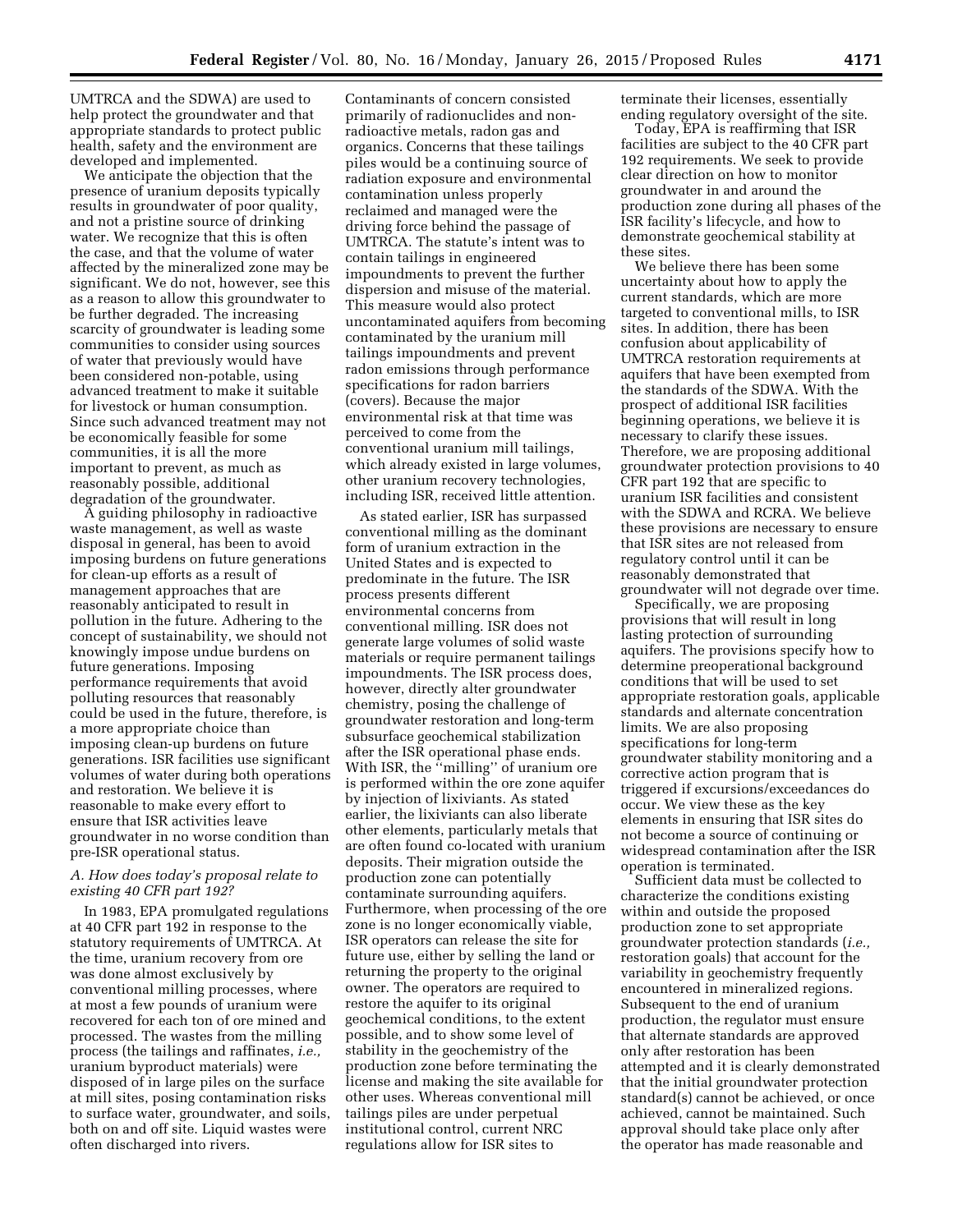UMTRCA and the SDWA) are used to help protect the groundwater and that appropriate standards to protect public health, safety and the environment are developed and implemented.

We anticipate the objection that the presence of uranium deposits typically results in groundwater of poor quality, and not a pristine source of drinking water. We recognize that this is often the case, and that the volume of water affected by the mineralized zone may be significant. We do not, however, see this as a reason to allow this groundwater to be further degraded. The increasing scarcity of groundwater is leading some communities to consider using sources of water that previously would have been considered non-potable, using advanced treatment to make it suitable for livestock or human consumption. Since such advanced treatment may not be economically feasible for some communities, it is all the more important to prevent, as much as reasonably possible, additional degradation of the groundwater.

A guiding philosophy in radioactive waste management, as well as waste disposal in general, has been to avoid imposing burdens on future generations for clean-up efforts as a result of management approaches that are reasonably anticipated to result in pollution in the future. Adhering to the concept of sustainability, we should not knowingly impose undue burdens on future generations. Imposing performance requirements that avoid polluting resources that reasonably could be used in the future, therefore, is a more appropriate choice than imposing clean-up burdens on future generations. ISR facilities use significant volumes of water during both operations and restoration. We believe it is reasonable to make every effort to ensure that ISR activities leave groundwater in no worse condition than pre-ISR operational status.

### *A. How does today's proposal relate to existing 40 CFR part 192?*

In 1983, EPA promulgated regulations at 40 CFR part 192 in response to the statutory requirements of UMTRCA. At the time, uranium recovery from ore was done almost exclusively by conventional milling processes, where at most a few pounds of uranium were recovered for each ton of ore mined and processed. The wastes from the milling process (the tailings and raffinates, *i.e.,* uranium byproduct materials) were disposed of in large piles on the surface at mill sites, posing contamination risks to surface water, groundwater, and soils, both on and off site. Liquid wastes were often discharged into rivers. Contaminants of concern consisted primarily of radionuclides and non-radioactive metals, radon gas and organics. Concerns that these tailings piles would be a continuing source of radiation exposure and environmental contamination unless properly reclaimed and managed were the driving force behind the passage of UMTRCA. The statute's intent was to contain tailings in engineered impoundments to prevent the further dispersion and misuse of the material. This measure would also protect uncontaminated aquifers from becoming contaminated by the uranium mill tailings impoundments and prevent radon emissions through performance specifications for radon barriers (covers). Because the major environmental risk at that time was perceived to come from the conventional uranium mill tailings, which already existed in large volumes, other uranium recovery technologies, including ISR, received little attention.

As stated earlier, ISR has surpassed conventional milling as the dominant form of uranium extraction in the United States and is expected to predominate in the future. The ISR process presents different environmental concerns from conventional milling. ISR does not generate large volumes of solid waste materials or require permanent tailings impoundments. The ISR process does, however, directly alter groundwater chemistry, posing the challenge of groundwater restoration and long-term subsurface geochemical stabilization after the ISR operational phase ends. With ISR, the "milling" of uranium ore is performed within the ore zone aquifer by injection of lixiviants. As stated earlier, the lixiviants can also liberate other elements, particularly metals that are often found co-located with uranium deposits. Their migration outside the production zone can potentially contaminate surrounding aquifers. Furthermore, when processing of the ore zone is no longer economically viable, ISR operators can release the site for future use, either by selling the land or returning the property to the original owner. The operators are required to restore the aquifer to its original geochemical conditions, to the extent possible, and to show some level of stability in the geochemistry of the production zone before terminating the license and making the site available for other uses. Whereas conventional mill tailings piles are under perpetual institutional control, current NRC regulations allow for ISR sites to terminate their licenses, essentially ending regulatory oversight of the site.

Today, EPA is reaffirming that ISR facilities are subject to the 40 CFR part 192 requirements. We seek to provide clear direction on how to monitor groundwater in and around the production zone during all phases of the ISR facility's lifecycle, and how to demonstrate geochemical stability at these sites.

We believe there has been some uncertainty about how to apply the current standards, which are more targeted to conventional mills, to ISR sites. In addition, there has been confusion about applicability of UMTRCA restoration requirements at aquifers that have been exempted from the standards of the SDWA. With the prospect of additional ISR facilities beginning operations, we believe it is necessary to clarify these issues. Therefore, we are proposing additional groundwater protection provisions to 40 CFR part 192 that are specific to uranium ISR facilities and consistent with the SDWA and RCRA. We believe these provisions are necessary to ensure that ISR sites are not released from regulatory control until it can be reasonably demonstrated that groundwater will not degrade over time.

Specifically, we are proposing provisions that will result in long lasting protection of surrounding aquifers. The provisions specify how to determine preoperational background conditions that will be used to set appropriate restoration goals, applicable standards and alternate concentration limits. We are also proposing specifications for long-term groundwater stability monitoring and a corrective action program that is triggered if excursions/exceedances do occur. We view these as the key elements in ensuring that ISR sites do not become a source of continuing or widespread contamination after the ISR operation is terminated.

Sufficient data must be collected to characterize the conditions existing within and outside the proposed production zone to set appropriate groundwater protection standards (*i.e.,* restoration goals) that account for the variability in geochemistry frequently encountered in mineralized regions. Subsequent to the end of uranium production, the regulator must ensure that alternate standards are approved only after restoration has been attempted and it is clearly demonstrated that the initial groundwater protection standard(s) cannot be achieved, or once achieved, cannot be maintained. Such approval should take place only after the operator has made reasonable and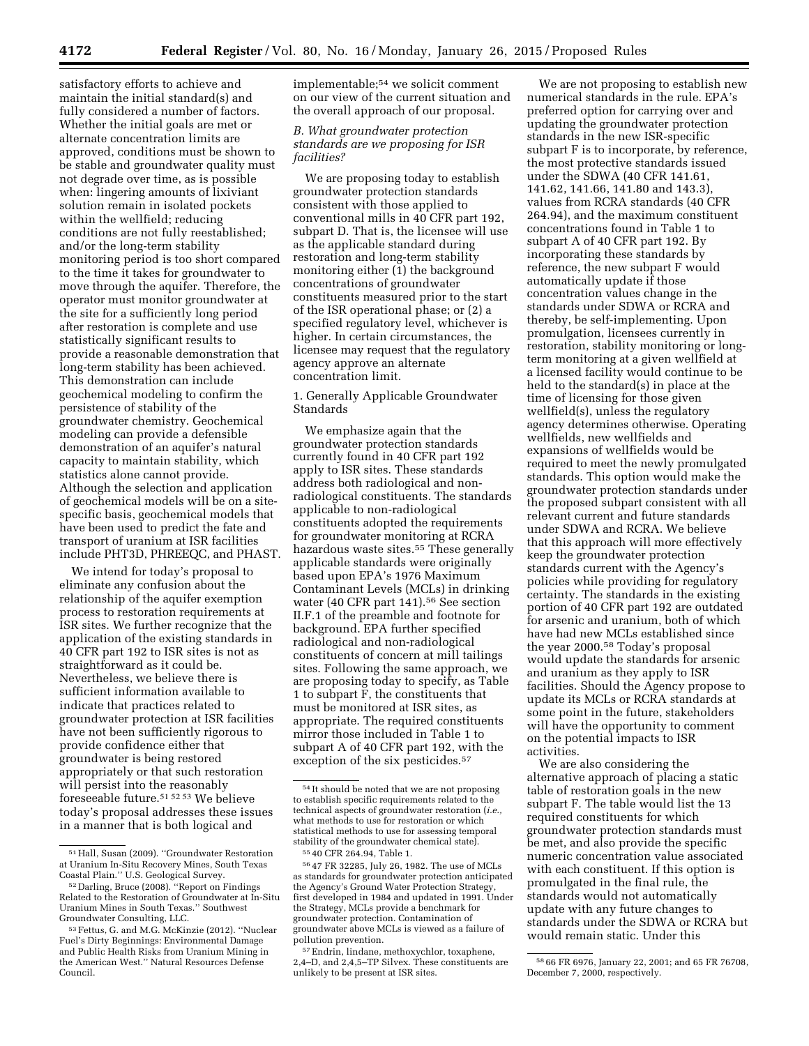satisfactory efforts to achieve and maintain the initial standard(s) and fully considered a number of factors. Whether the initial goals are met or alternate concentration limits are approved, conditions must be shown to be stable and groundwater quality must not degrade over time, as is possible when: lingering amounts of lixiviant solution remain in isolated pockets within the wellfield; reducing conditions are not fully reestablished; and/or the long-term stability monitoring period is too short compared to the time it takes for groundwater to move through the aquifer. Therefore, the operator must monitor groundwater at the site for a sufficiently long period after restoration is complete and use statistically significant results to provide a reasonable demonstration that long-term stability has been achieved. This demonstration can include geochemical modeling to confirm the persistence of stability of the groundwater chemistry. Geochemical modeling can provide a defensible demonstration of an aquifer's natural capacity to maintain stability, which statistics alone cannot provide. Although the selection and application of geochemical models will be on a site-specific basis, geochemical models that have been used to predict the fate and transport of uranium at ISR facilities include PHT3D, PHREEQC, and PHAST.

We intend for today's proposal to eliminate any confusion about the relationship of the aquifer exemption process to restoration requirements at ISR sites. We further recognize that the application of the existing standards in 40 CFR part 192 to ISR sites is not as straightforward as it could be. Nevertheless, we believe there is sufficient information available to indicate that practices related to groundwater protection at ISR facilities have not been sufficiently rigorous to provide confidence either that groundwater is being restored appropriately or that such restoration will persist into the reasonably foreseeable future.[51] [52] [53] We believe today's proposal addresses these issues in a manner that is both logical and implementable;[54] we solicit comment on our view of the current situation and the overall approach of our proposal.

### *B. What groundwater protection standards are we proposing for ISR facilities?*

We are proposing today to establish groundwater protection standards consistent with those applied to conventional mills in 40 CFR part 192, subpart D. That is, the licensee will use as the applicable standard during restoration and long-term stability monitoring either (1) the background concentrations of groundwater constituents measured prior to the start of the ISR operational phase; or (2) a specified regulatory level, whichever is higher. In certain circumstances, the licensee may request that the regulatory agency approve an alternate concentration limit.

#### 1. Generally Applicable Groundwater Standards

We emphasize again that the groundwater protection standards currently found in 40 CFR part 192 apply to ISR sites. These standards address both radiological and non-radiological constituents. The standards applicable to non-radiological constituents adopted the requirements for groundwater monitoring at RCRA hazardous waste sites.[55] These generally applicable standards were originally based upon EPA's 1976 Maximum Contaminant Levels (MCLs) in drinking water (40 CFR part 141).[56] See section II.F.1 of the preamble and footnote for background. EPA further specified radiological and non-radiological constituents of concern at mill tailings sites. Following the same approach, we are proposing today to specify, as Table 1 to subpart F, the constituents that must be monitored at ISR sites, as appropriate. The required constituents mirror those included in Table 1 to subpart A of 40 CFR part 192, with the exception of the six pesticides.[57]

We are not proposing to establish new numerical standards in the rule. EPA's preferred option for carrying over and updating the groundwater protection standards in the new ISR-specific subpart F is to incorporate, by reference, the most protective standards issued under the SDWA (40 CFR 141.61, 141.62, 141.66, 141.80 and 143.3), values from RCRA standards (40 CFR 264.94), and the maximum constituent concentrations found in Table 1 to subpart A of 40 CFR part 192. By incorporating these standards by reference, the new subpart F would automatically update if those concentration values change in the standards under SDWA or RCRA and thereby, be self-implementing. Upon promulgation, licensees currently in restoration, stability monitoring or long-term monitoring at a given wellfield at a licensed facility would continue to be held to the standard(s) in place at the time of licensing for those given wellfield(s), unless the regulatory agency determines otherwise. Operating wellfields, new wellfields and expansions of wellfields would be required to meet the newly promulgated standards. This option would make the groundwater protection standards under the proposed subpart consistent with all relevant current and future standards under SDWA and RCRA. We believe that this approach will more effectively keep the groundwater protection standards current with the Agency's policies while providing for regulatory certainty. The standards in the existing portion of 40 CFR part 192 are outdated for arsenic and uranium, both of which have had new MCLs established since the year 2000.[58] Today's proposal would update the standards for arsenic and uranium as they apply to ISR facilities. Should the Agency propose to update its MCLs or RCRA standards at some point in the future, stakeholders will have the opportunity to comment on the potential impacts to ISR activities.

We are also considering the alternative approach of placing a static table of restoration goals in the new subpart F. The table would list the 13 required constituents for which groundwater protection standards must be met, and also provide the specific numeric concentration value associated with each constituent. If this option is promulgated in the final rule, the standards would not automatically update with any future changes to standards under the SDWA or RCRA but would remain static. Under this

---

[51] Hall, Susan (2009). "Groundwater Restoration at Uranium In-Situ Recovery Mines, South Texas Coastal Plain." U.S. Geological Survey.

[52] Darling, Bruce (2008). "Report on Findings Related to the Restoration of Groundwater at In-Situ Uranium Mines in South Texas." Southwest Groundwater Consulting, LLC.

[53] Fettus, G. and M.G. McKinzie (2012). "Nuclear Fuel's Dirty Beginnings: Environmental Damage and Public Health Risks from Uranium Mining in the American West." Natural Resources Defense Council.

[54] It should be noted that we are not proposing to establish specific requirements related to the technical aspects of groundwater restoration (*i.e.*, what methods to use for restoration or which statistical methods to use for assessing temporal stability of the groundwater chemical state).

[55] 40 CFR 264.94, Table 1.

[56] 47 FR 32285, July 26, 1982. The use of MCLs as standards for groundwater protection anticipated the Agency's Ground Water Protection Strategy, first developed in 1984 and updated in 1991. Under the Strategy, MCLs provide a benchmark for groundwater protection. Contamination of groundwater above MCLs is viewed as a failure of pollution prevention.

[57] Endrin, lindane, methoxychlor, toxaphene, 2,4–D, and 2,4,5–TP Silvex. These constituents are unlikely to be present at ISR sites.

[58] 66 FR 6976, January 22, 2001; and 65 FR 76708, December 7, 2000, respectively.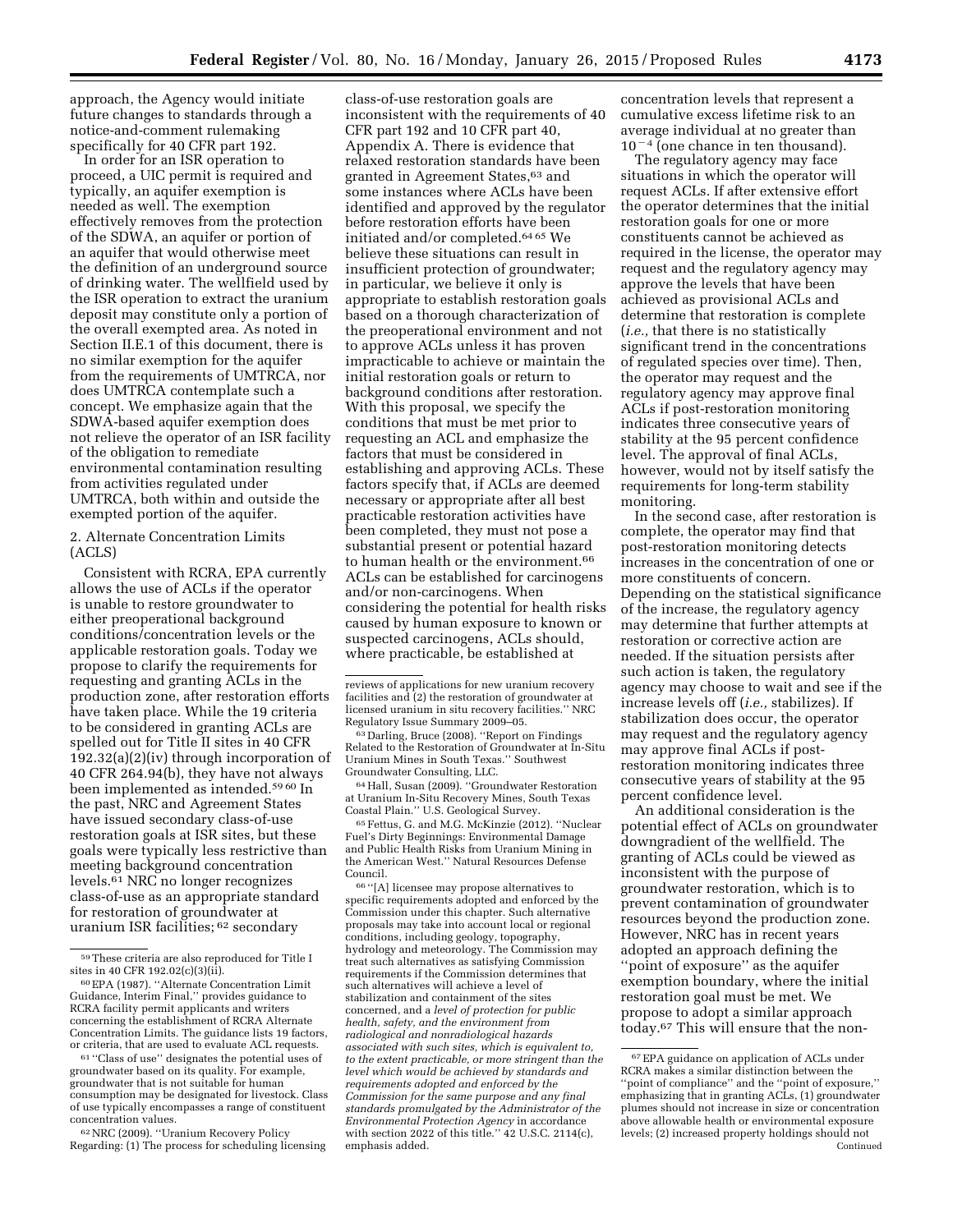approach, the Agency would initiate future changes to standards through a notice-and-comment rulemaking specifically for 40 CFR part 192.

In order for an ISR operation to proceed, a UIC permit is required and typically, an aquifer exemption is needed as well. The exemption effectively removes from the protection of the SDWA, an aquifer or portion of an aquifer that would otherwise meet the definition of an underground source of drinking water. The wellfield used by the ISR operation to extract the uranium deposit may constitute only a portion of the overall exempted area. As noted in Section II.E.1 of this document, there is no similar exemption for the aquifer from the requirements of UMTRCA, nor does UMTRCA contemplate such a concept. We emphasize again that the SDWA-based aquifer exemption does not relieve the operator of an ISR facility of the obligation to remediate environmental contamination resulting from activities regulated under UMTRCA, both within and outside the exempted portion of the aquifer.

2. Alternate Concentration Limits (ACLS)

Consistent with RCRA, EPA currently allows the use of ACLs if the operator is unable to restore groundwater to either preoperational background conditions/concentration levels or the applicable restoration goals. Today we propose to clarify the requirements for requesting and granting ACLs in the production zone, after restoration efforts have taken place. While the 19 criteria to be considered in granting ACLs are spelled out for Title II sites in 40 CFR 192.32(a)(2)(iv) through incorporation of 40 CFR 264.94(b), they have not always been implemented as intended.[59] [60] In the past, NRC and Agreement States have issued secondary class-of-use restoration goals at ISR sites, but these goals were typically less restrictive than meeting background concentration levels.[61] NRC no longer recognizes class-of-use as an appropriate standard for restoration of groundwater at uranium ISR facilities;[62] secondary class-of-use restoration goals are inconsistent with the requirements of 40 CFR part 192 and 10 CFR part 40, Appendix A. There is evidence that relaxed restoration standards have been granted in Agreement States,[63] and some instances where ACLs have been identified and approved by the regulator before restoration efforts have been initiated and/or completed.[64] [65] We believe these situations can result in insufficient protection of groundwater; in particular, we believe it only is appropriate to establish restoration goals based on a thorough characterization of the preoperational environment and not to approve ACLs unless it has proven impracticable to achieve or maintain the initial restoration goals or return to background conditions after restoration. With this proposal, we specify the conditions that must be met prior to requesting an ACL and emphasize the factors that must be considered in establishing and approving ACLs. These factors specify that, if ACLs are deemed necessary or appropriate after all best practicable restoration activities have been completed, they must not pose a substantial present or potential hazard to human health or the environment.[66] ACLs can be established for carcinogens and/or non-carcinogens. When considering the potential for health risks caused by human exposure to known or suspected carcinogens, ACLs should, where practicable, be established at concentration levels that represent a cumulative excess lifetime risk to an average individual at no greater than $10^{-4}$ (one chance in ten thousand).

The regulatory agency may face situations in which the operator will request ACLs. If after extensive effort the operator determines that the initial restoration goals for one or more constituents cannot be achieved as required in the license, the operator may request and the regulatory agency may approve the levels that have been achieved as provisional ACLs and determine that restoration is complete (*i.e.,* that there is no statistically significant trend in the concentrations of regulated species over time). Then, the operator may request and the regulatory agency may approve final ACLs if post-restoration monitoring indicates three consecutive years of stability at the 95 percent confidence level. The approval of final ACLs, however, would not by itself satisfy the requirements for long-term stability monitoring.

In the second case, after restoration is complete, the operator may find that post-restoration monitoring detects increases in the concentration of one or more constituents of concern. Depending on the statistical significance of the increase, the regulatory agency may determine that further attempts at restoration or corrective action are needed. If the situation persists after such action is taken, the regulatory agency may choose to wait and see if the increase levels off (*i.e.,* stabilizes). If stabilization does occur, the operator may request and the regulatory agency may approve final ACLs if post-restoration monitoring indicates three consecutive years of stability at the 95 percent confidence level.

An additional consideration is the potential effect of ACLs on groundwater downgradient of the wellfield. The granting of ACLs could be viewed as inconsistent with the purpose of groundwater restoration, which is to prevent contamination of groundwater resources beyond the production zone. However, NRC has in recent years adopted an approach defining the ''point of exposure'' as the aquifer exemption boundary, where the initial restoration goal must be met. We propose to adopt a similar approach today.[67] This will ensure that the non-

---

[59] These criteria are also reproduced for Title I sites in 40 CFR 192.02(c)(3)(ii).

[60] EPA (1987). ''Alternate Concentration Limit Guidance, Interim Final,'' provides guidance to RCRA facility permit applicants and writers concerning the establishment of RCRA Alternate Concentration Limits. The guidance lists 19 factors, or criteria, that are used to evaluate ACL requests.

[61] ''Class of use'' designates the potential uses of groundwater based on its quality. For example, groundwater that is not suitable for human consumption may be designated for livestock. Class of use typically encompasses a range of constituent concentration values.

[62] NRC (2009). ''Uranium Recovery Policy Regarding: (1) The process for scheduling licensing reviews of applications for new uranium recovery facilities and (2) the restoration of groundwater at licensed uranium in situ recovery facilities.'' NRC Regulatory Issue Summary 2009–05.

[63] Darling, Bruce (2008). ''Report on Findings Related to the Restoration of Groundwater at In-Situ Uranium Mines in South Texas.'' Southwest Groundwater Consulting, LLC.

[64] Hall, Susan (2009). ''Groundwater Restoration at Uranium In-Situ Recovery Mines, South Texas Coastal Plain.'' U.S. Geological Survey.

[65] Fettus, G. and M.G. McKinzie (2012). ''Nuclear Fuel's Dirty Beginnings: Environmental Damage and Public Health Risks from Uranium Mining in the American West.'' Natural Resources Defense Council.

[66] ''[A] licensee may propose alternatives to specific requirements adopted and enforced by the Commission under this chapter. Such alternative proposals may take into account local or regional conditions, including geology, topography, hydrology and meteorology. The Commission may treat such alternatives as satisfying Commission requirements if the Commission determines that such alternatives will achieve a level of stabilization and containment of the sites concerned, and a *level of protection for public health, safety, and the environment from radiological and nonradiological hazards associated with such sites, which is equivalent to, to the extent practicable, or more stringent than the level which would be achieved by standards and requirements adopted and enforced by the Commission for the same purpose and any final standards promulgated by the Administrator of the Environmental Protection Agency* in accordance with section 2022 of this title.'' 42 U.S.C. 2114(c), emphasis added.

[67] EPA guidance on application of ACLs under RCRA makes a similar distinction between the ''point of compliance'' and the ''point of exposure,'' emphasizing that in granting ACLs, (1) groundwater plumes should not increase in size or concentration above allowable health or environmental exposure levels; (2) increased property holdings should not

Continued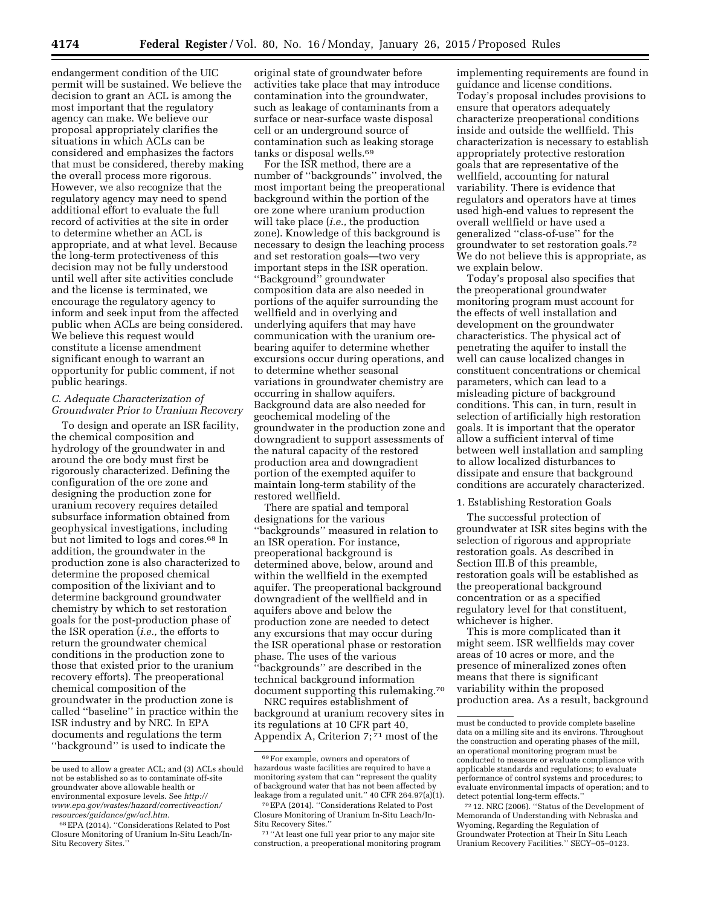endangerment condition of the UIC permit will be sustained. We believe the decision to grant an ACL is among the most important that the regulatory agency can make. We believe our proposal appropriately clarifies the situations in which ACLs can be considered and emphasizes the factors that must be considered, thereby making the overall process more rigorous. However, we also recognize that the regulatory agency may need to spend additional effort to evaluate the full record of activities at the site in order to determine whether an ACL is appropriate, and at what level. Because the long-term protectiveness of this decision may not be fully understood until well after site activities conclude and the license is terminated, we encourage the regulatory agency to inform and seek input from the affected public when ACLs are being considered. We believe this request would constitute a license amendment significant enough to warrant an opportunity for public comment, if not public hearings.

### *C. Adequate Characterization of Groundwater Prior to Uranium Recovery*

To design and operate an ISR facility, the chemical composition and hydrology of the groundwater in and around the ore body must first be rigorously characterized. Defining the configuration of the ore zone and designing the production zone for uranium recovery requires detailed subsurface information obtained from geophysical investigations, including but not limited to logs and cores.[68] In addition, the groundwater in the production zone is also characterized to determine the proposed chemical composition of the lixiviant and to determine background groundwater chemistry by which to set restoration goals for the post-production phase of the ISR operation (*i.e.,* the efforts to return the groundwater chemical conditions in the production zone to those that existed prior to the uranium recovery efforts). The preoperational chemical composition of the groundwater in the production zone is called ''baseline'' in practice within the ISR industry and by NRC. In EPA documents and regulations the term ''background'' is used to indicate the original state of groundwater before activities take place that may introduce contamination into the groundwater, such as leakage of contaminants from a surface or near-surface waste disposal cell or an underground source of contamination such as leaking storage tanks or disposal wells.[69]

For the ISR method, there are a number of ''backgrounds'' involved, the most important being the preoperational background within the portion of the ore zone where uranium production will take place (*i.e.,* the production zone). Knowledge of this background is necessary to design the leaching process and set restoration goals—two very important steps in the ISR operation. ''Background'' groundwater composition data are also needed in portions of the aquifer surrounding the wellfield and in overlying and underlying aquifers that may have communication with the uranium ore-bearing aquifer to determine whether excursions occur during operations, and to determine whether seasonal variations in groundwater chemistry are occurring in shallow aquifers. Background data are also needed for geochemical modeling of the groundwater in the production zone and downgradient to support assessments of the natural capacity of the restored production area and downgradient portion of the exempted aquifer to maintain long-term stability of the restored wellfield.

There are spatial and temporal designations for the various ''backgrounds'' measured in relation to an ISR operation. For instance, preoperational background is determined above, below, around and within the wellfield in the exempted aquifer. The preoperational background downgradient of the wellfield and in aquifers above and below the production zone are needed to detect any excursions that may occur during the ISR operational phase or restoration phase. The uses of the various ''backgrounds'' are described in the technical background information document supporting this rulemaking.[70]

NRC requires establishment of background at uranium recovery sites in its regulations at 10 CFR part 40, Appendix A, Criterion 7;[71] most of the implementing requirements are found in guidance and license conditions. Today's proposal includes provisions to ensure that operators adequately characterize preoperational conditions inside and outside the wellfield. This characterization is necessary to establish appropriately protective restoration goals that are representative of the wellfield, accounting for natural variability. There is evidence that regulators and operators have at times used high-end values to represent the overall wellfield or have used a generalized ''class-of-use'' for the groundwater to set restoration goals.[72] We do not believe this is appropriate, as we explain below.

Today's proposal also specifies that the preoperational groundwater monitoring program must account for the effects of well installation and development on the groundwater characteristics. The physical act of penetrating the aquifer to install the well can cause localized changes in constituent concentrations or chemical parameters, which can lead to a misleading picture of background conditions. This can, in turn, result in selection of artificially high restoration goals. It is important that the operator allow a sufficient interval of time between well installation and sampling to allow localized disturbances to dissipate and ensure that background conditions are accurately characterized.

#### 1. Establishing Restoration Goals

The successful protection of groundwater at ISR sites begins with the selection of rigorous and appropriate restoration goals. As described in Section III.B of this preamble, restoration goals will be established as the preoperational background concentration or as a specified regulatory level for that constituent, whichever is higher.

This is more complicated than it might seem. ISR wellfields may cover areas of 10 acres or more, and the presence of mineralized zones often means that there is significant variability within the proposed production area. As a result, background

---

be used to allow a greater ACL; and (3) ACLs should not be established so as to contaminate off-site groundwater above allowable health or environmental exposure levels. See *http://www.epa.gov/wastes/hazard/correctiveaction/resources/guidance/gw/acl.htm.*

[68] EPA (2014). ''Considerations Related to Post Closure Monitoring of Uranium In-Situ Leach/In-Situ Recovery Sites.''

[69] For example, owners and operators of hazardous waste facilities are required to have a monitoring system that can ''represent the quality of background water that has not been affected by leakage from a regulated unit.'' 40 CFR 264.97(a)(1).

[70] EPA (2014). ''Considerations Related to Post Closure Monitoring of Uranium In-Situ Leach/In-Situ Recovery Sites.''

[71] ''At least one full year prior to any major site construction, a preoperational monitoring program must be conducted to provide complete baseline data on a milling site and its environs. Throughout the construction and operating phases of the mill, an operational monitoring program must be conducted to measure or evaluate compliance with applicable standards and regulations; to evaluate performance of control systems and procedures; to evaluate environmental impacts of operation; and to detect potential long-term effects.''

[72] 12. NRC (2006). ''Status of the Development of Memoranda of Understanding with Nebraska and Wyoming, Regarding the Regulation of Groundwater Protection at Their In Situ Leach Uranium Recovery Facilities.'' SECY–05–0123.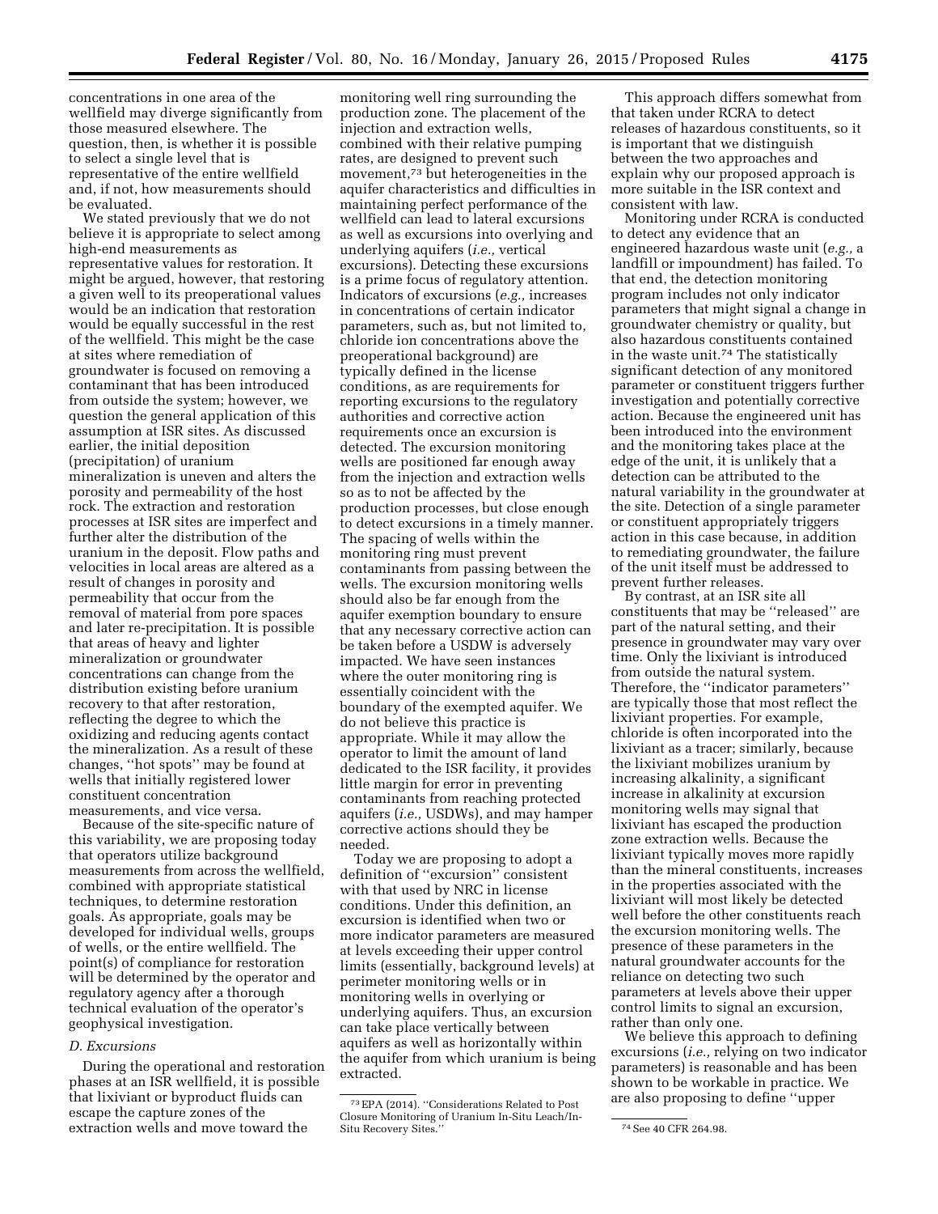concentrations in one area of the wellfield may diverge significantly from those measured elsewhere. The question, then, is whether it is possible to select a single level that is representative of the entire wellfield and, if not, how measurements should be evaluated.

We stated previously that we do not believe it is appropriate to select among high-end measurements as representative values for restoration. It might be argued, however, that restoring a given well to its preoperational values would be an indication that restoration would be equally successful in the rest of the wellfield. This might be the case at sites where remediation of groundwater is focused on removing a contaminant that has been introduced from outside the system; however, we question the general application of this assumption at ISR sites. As discussed earlier, the initial deposition (precipitation) of uranium mineralization is uneven and alters the porosity and permeability of the host rock. The extraction and restoration processes at ISR sites are imperfect and further alter the distribution of the uranium in the deposit. Flow paths and velocities in local areas are altered as a result of changes in porosity and permeability that occur from the removal of material from pore spaces and later re-precipitation. It is possible that areas of heavy and lighter mineralization or groundwater concentrations can change from the distribution existing before uranium recovery to that after restoration, reflecting the degree to which the oxidizing and reducing agents contact the mineralization. As a result of these changes, ''hot spots'' may be found at wells that initially registered lower constituent concentration measurements, and vice versa.

Because of the site-specific nature of this variability, we are proposing today that operators utilize background measurements from across the wellfield, combined with appropriate statistical techniques, to determine restoration goals. As appropriate, goals may be developed for individual wells, groups of wells, or the entire wellfield. The point(s) of compliance for restoration will be determined by the operator and regulatory agency after a thorough technical evaluation of the operator's geophysical investigation.

### *D. Excursions*

During the operational and restoration phases at an ISR wellfield, it is possible that lixiviant or byproduct fluids can escape the capture zones of the extraction wells and move toward the monitoring well ring surrounding the production zone. The placement of the injection and extraction wells, combined with their relative pumping rates, are designed to prevent such movement,[73] but heterogeneities in the aquifer characteristics and difficulties in maintaining perfect performance of the wellfield can lead to lateral excursions as well as excursions into overlying and underlying aquifers (*i.e.,* vertical excursions). Detecting these excursions is a prime focus of regulatory attention. Indicators of excursions (*e.g.,* increases in concentrations of certain indicator parameters, such as, but not limited to, chloride ion concentrations above the preoperational background) are typically defined in the license conditions, as are requirements for reporting excursions to the regulatory authorities and corrective action requirements once an excursion is detected. The excursion monitoring wells are positioned far enough away from the injection and extraction wells so as to not be affected by the production processes, but close enough to detect excursions in a timely manner. The spacing of wells within the monitoring ring must prevent contaminants from passing between the wells. The excursion monitoring wells should also be far enough from the aquifer exemption boundary to ensure that any necessary corrective action can be taken before a USDW is adversely impacted. We have seen instances where the outer monitoring ring is essentially coincident with the boundary of the exempted aquifer. We do not believe this practice is appropriate. While it may allow the operator to limit the amount of land dedicated to the ISR facility, it provides little margin for error in preventing contaminants from reaching protected aquifers (*i.e.,* USDWs), and may hamper corrective actions should they be needed.

Today we are proposing to adopt a definition of ''excursion'' consistent with that used by NRC in license conditions. Under this definition, an excursion is identified when two or more indicator parameters are measured at levels exceeding their upper control limits (essentially, background levels) at perimeter monitoring wells or in monitoring wells in overlying or underlying aquifers. Thus, an excursion can take place vertically between aquifers as well as horizontally within the aquifer from which uranium is being extracted.

This approach differs somewhat from that taken under RCRA to detect releases of hazardous constituents, so it is important that we distinguish between the two approaches and explain why our proposed approach is more suitable in the ISR context and consistent with law.

Monitoring under RCRA is conducted to detect any evidence that an engineered hazardous waste unit (*e.g.,* a landfill or impoundment) has failed. To that end, the detection monitoring program includes not only indicator parameters that might signal a change in groundwater chemistry or quality, but also hazardous constituents contained in the waste unit.[74] The statistically significant detection of any monitored parameter or constituent triggers further investigation and potentially corrective action. Because the engineered unit has been introduced into the environment and the monitoring takes place at the edge of the unit, it is unlikely that a detection can be attributed to the natural variability in the groundwater at the site. Detection of a single parameter or constituent appropriately triggers action in this case because, in addition to remediating groundwater, the failure of the unit itself must be addressed to prevent further releases.

By contrast, at an ISR site all constituents that may be ''released'' are part of the natural setting, and their presence in groundwater may vary over time. Only the lixiviant is introduced from outside the natural system. Therefore, the ''indicator parameters'' are typically those that most reflect the lixiviant properties. For example, chloride is often incorporated into the lixiviant as a tracer; similarly, because the lixiviant mobilizes uranium by increasing alkalinity, a significant increase in alkalinity at excursion monitoring wells may signal that lixiviant has escaped the production zone extraction wells. Because the lixiviant typically moves more rapidly than the mineral constituents, increases in the properties associated with the lixiviant will most likely be detected well before the other constituents reach the excursion monitoring wells. The presence of these parameters in the natural groundwater accounts for the reliance on detecting two such parameters at levels above their upper control limits to signal an excursion, rather than only one.

We believe this approach to defining excursions (*i.e.,* relying on two indicator parameters) is reasonable and has been shown to be workable in practice. We are also proposing to define ''upper

---

[73] EPA (2014). ''Considerations Related to Post Closure Monitoring of Uranium In-Situ Leach/In-Situ Recovery Sites.''

[74] See 40 CFR 264.98.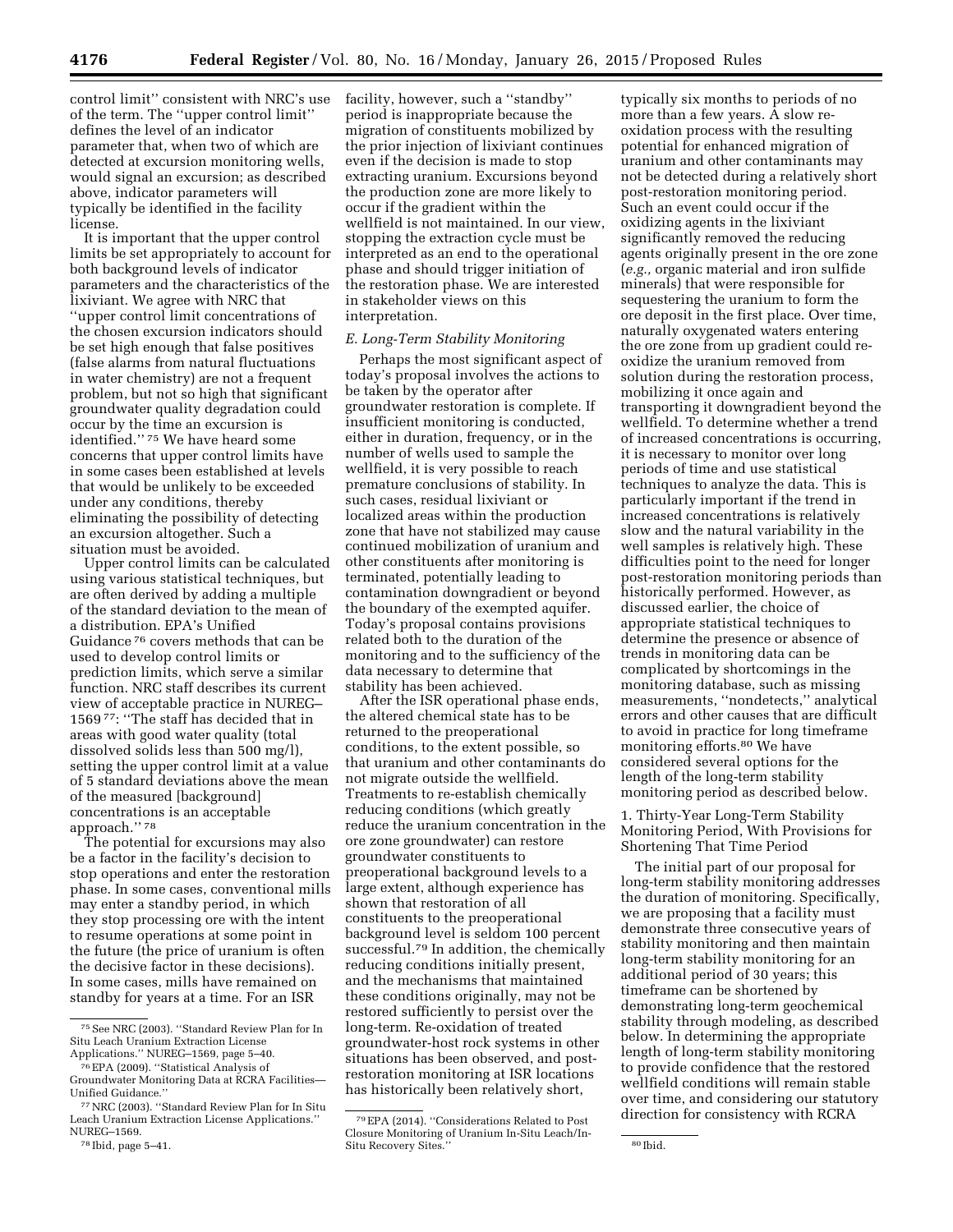control limit'' consistent with NRC's use of the term. The ''upper control limit'' defines the level of an indicator parameter that, when two of which are detected at excursion monitoring wells, would signal an excursion; as described above, indicator parameters will typically be identified in the facility license.

It is important that the upper control limits be set appropriately to account for both background levels of indicator parameters and the characteristics of the lixiviant. We agree with NRC that ''upper control limit concentrations of the chosen excursion indicators should be set high enough that false positives (false alarms from natural fluctuations in water chemistry) are not a frequent problem, but not so high that significant groundwater quality degradation could occur by the time an excursion is identified.'' [75] We have heard some concerns that upper control limits have in some cases been established at levels that would be unlikely to be exceeded under any conditions, thereby eliminating the possibility of detecting an excursion altogether. Such a situation must be avoided.

Upper control limits can be calculated using various statistical techniques, but are often derived by adding a multiple of the standard deviation to the mean of a distribution. EPA's Unified Guidance [76] covers methods that can be used to develop control limits or prediction limits, which serve a similar function. NRC staff describes its current view of acceptable practice in NUREG–1569 [77]: ''The staff has decided that in areas with good water quality (total dissolved solids less than 500 mg/l), setting the upper control limit at a value of 5 standard deviations above the mean of the measured [background] concentrations is an acceptable approach.'' [78]

The potential for excursions may also be a factor in the facility's decision to stop operations and enter the restoration phase. In some cases, conventional mills may enter a standby period, in which they stop processing ore with the intent to resume operations at some point in the future (the price of uranium is often the decisive factor in these decisions). In some cases, mills have remained on standby for years at a time. For an ISR facility, however, such a ''standby'' period is inappropriate because the migration of constituents mobilized by the prior injection of lixiviant continues even if the decision is made to stop extracting uranium. Excursions beyond the production zone are more likely to occur if the gradient within the wellfield is not maintained. In our view, stopping the extraction cycle must be interpreted as an end to the operational phase and should trigger initiation of the restoration phase. We are interested in stakeholder views on this interpretation.

### E. Long-Term Stability Monitoring

Perhaps the most significant aspect of today's proposal involves the actions to be taken by the operator after groundwater restoration is complete. If insufficient monitoring is conducted, either in duration, frequency, or in the number of wells used to sample the wellfield, it is very possible to reach premature conclusions of stability. In such cases, residual lixiviant or localized areas within the production zone that have not stabilized may cause continued mobilization of uranium and other constituents after monitoring is terminated, potentially leading to contamination downgradient or beyond the boundary of the exempted aquifer. Today's proposal contains provisions related both to the duration of the monitoring and to the sufficiency of the data necessary to determine that stability has been achieved.

After the ISR operational phase ends, the altered chemical state has to be returned to the preoperational conditions, to the extent possible, so that uranium and other contaminants do not migrate outside the wellfield. Treatments to re-establish chemically reducing conditions (which greatly reduce the uranium concentration in the ore zone groundwater) can restore groundwater constituents to preoperational background levels to a large extent, although experience has shown that restoration of all constituents to the preoperational background level is seldom 100 percent successful.[79] In addition, the chemically reducing conditions initially present, and the mechanisms that maintained these conditions originally, may not be restored sufficiently to persist over the long-term. Re-oxidation of treated groundwater-host rock systems in other situations has been observed, and post-restoration monitoring at ISR locations has historically been relatively short, typically six months to periods of no more than a few years. A slow re-oxidation process with the resulting potential for enhanced migration of uranium and other contaminants may not be detected during a relatively short post-restoration monitoring period. Such an event could occur if the oxidizing agents in the lixiviant significantly removed the reducing agents originally present in the ore zone (*e.g.,* organic material and iron sulfide minerals) that were responsible for sequestering the uranium to form the ore deposit in the first place. Over time, naturally oxygenated waters entering the ore zone from up gradient could re-oxidize the uranium removed from solution during the restoration process, mobilizing it once again and transporting it downgradient beyond the wellfield. To determine whether a trend of increased concentrations is occurring, it is necessary to monitor over long periods of time and use statistical techniques to analyze the data. This is particularly important if the trend in increased concentrations is relatively slow and the natural variability in the well samples is relatively high. These difficulties point to the need for longer post-restoration monitoring periods than historically performed. However, as discussed earlier, the choice of appropriate statistical techniques to determine the presence or absence of trends in monitoring data can be complicated by shortcomings in the monitoring database, such as missing measurements, ''nondetects,'' analytical errors and other causes that are difficult to avoid in practice for long timeframe monitoring efforts.[80] We have considered several options for the length of the long-term stability monitoring period as described below.

#### 1. Thirty-Year Long-Term Stability Monitoring Period, With Provisions for Shortening That Time Period

The initial part of our proposal for long-term stability monitoring addresses the duration of monitoring. Specifically, we are proposing that a facility must demonstrate three consecutive years of stability monitoring and then maintain long-term stability monitoring for an additional period of 30 years; this timeframe can be shortened by demonstrating long-term geochemical stability through modeling, as described below. In determining the appropriate length of long-term stability monitoring to provide confidence that the restored wellfield conditions will remain stable over time, and considering our statutory direction for consistency with RCRA

---

[75] See NRC (2003). ''Standard Review Plan for In Situ Leach Uranium Extraction License Applications.'' NUREG–1569, page 5–40.

[76] EPA (2009). ''Statistical Analysis of Groundwater Monitoring Data at RCRA Facilities—Unified Guidance.''

[77] NRC (2003). ''Standard Review Plan for In Situ Leach Uranium Extraction License Applications.'' NUREG–1569.

[78] Ibid, page 5–41.

[79] EPA (2014). ''Considerations Related to Post Closure Monitoring of Uranium In-Situ Leach/In-Situ Recovery Sites.''

[80] Ibid.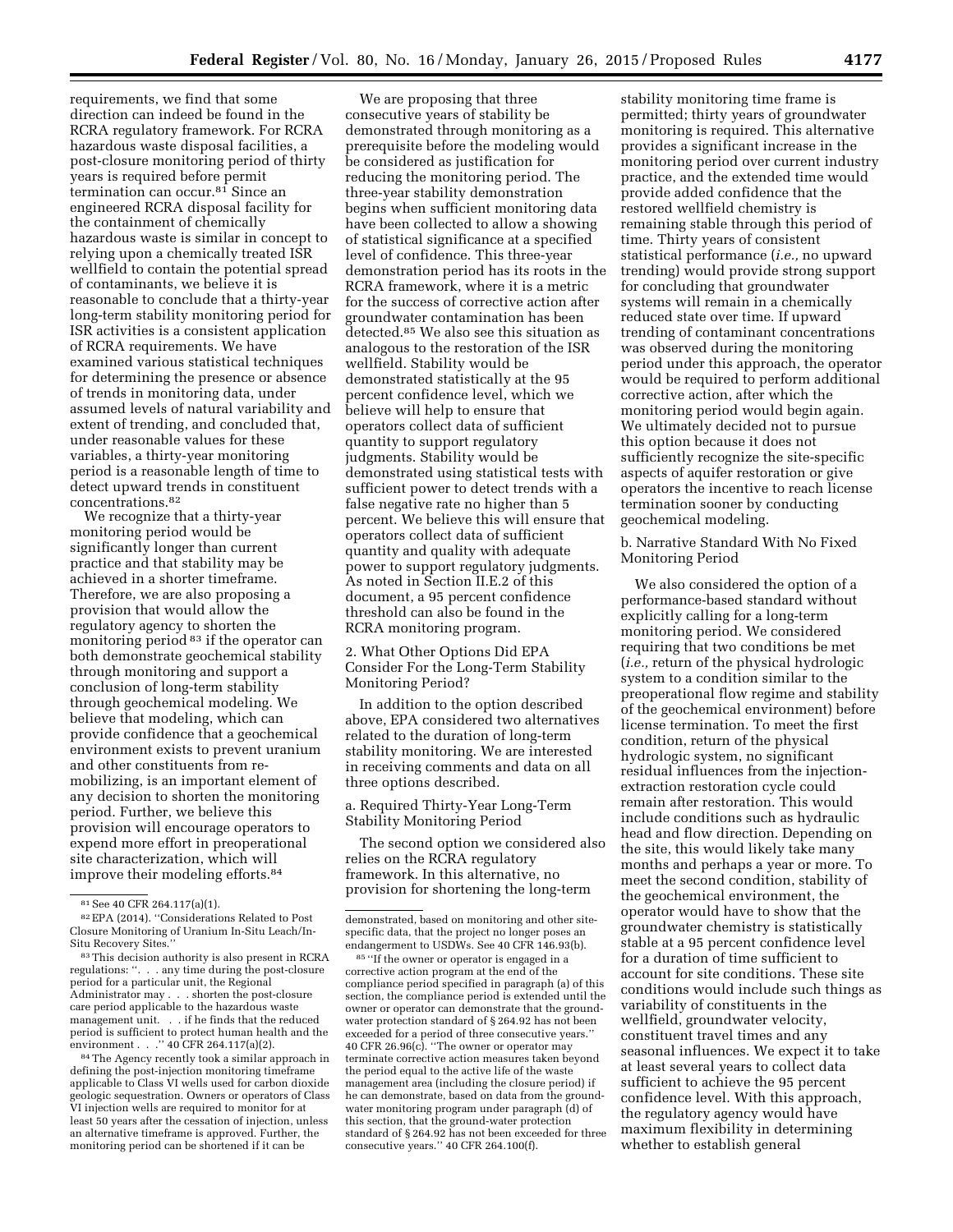requirements, we find that some direction can indeed be found in the RCRA regulatory framework. For RCRA hazardous waste disposal facilities, a post-closure monitoring period of thirty years is required before permit termination can occur.[81] Since an engineered RCRA disposal facility for the containment of chemically hazardous waste is similar in concept to relying upon a chemically treated ISR wellfield to contain the potential spread of contaminants, we believe it is reasonable to conclude that a thirty-year long-term stability monitoring period for ISR activities is a consistent application of RCRA requirements. We have examined various statistical techniques for determining the presence or absence of trends in monitoring data, under assumed levels of natural variability and extent of trending, and concluded that, under reasonable values for these variables, a thirty-year monitoring period is a reasonable length of time to detect upward trends in constituent concentrations.[82]

We recognize that a thirty-year monitoring period would be significantly longer than current practice and that stability may be achieved in a shorter timeframe. Therefore, we are also proposing a provision that would allow the regulatory agency to shorten the monitoring period[83] if the operator can both demonstrate geochemical stability through monitoring and support a conclusion of long-term stability through geochemical modeling. We believe that modeling, which can provide confidence that a geochemical environment exists to prevent uranium and other constituents from re-mobilizing, is an important element of any decision to shorten the monitoring period. Further, we believe this provision will encourage operators to expend more effort in preoperational site characterization, which will improve their modeling efforts.[84]

We are proposing that three consecutive years of stability be demonstrated through monitoring as a prerequisite before the modeling would be considered as justification for reducing the monitoring period. The three-year stability demonstration begins when sufficient monitoring data have been collected to allow a showing of statistical significance at a specified level of confidence. This three-year demonstration period has its roots in the RCRA framework, where it is a metric for the success of corrective action after groundwater contamination has been detected.[85] We also see this situation as analogous to the restoration of the ISR wellfield. Stability would be demonstrated statistically at the 95 percent confidence level, which we believe will help to ensure that operators collect data of sufficient quantity to support regulatory judgments. Stability would be demonstrated using statistical tests with sufficient power to detect trends with a false negative rate no higher than 5 percent. We believe this will ensure that operators collect data of sufficient quantity and quality with adequate power to support regulatory judgments. As noted in Section II.E.2 of this document, a 95 percent confidence threshold can also be found in the RCRA monitoring program.

### 2. What Other Options Did EPA Consider For the Long-Term Stability Monitoring Period?

In addition to the option described above, EPA considered two alternatives related to the duration of long-term stability monitoring. We are interested in receiving comments and data on all three options described.

#### a. Required Thirty-Year Long-Term Stability Monitoring Period

The second option we considered also relies on the RCRA regulatory framework. In this alternative, no provision for shortening the long-term stability monitoring time frame is permitted; thirty years of groundwater monitoring is required. This alternative provides a significant increase in the monitoring period over current industry practice, and the extended time would provide added confidence that the restored wellfield chemistry is remaining stable through this period of time. Thirty years of consistent statistical performance (*i.e.,* no upward trending) would provide strong support for concluding that groundwater systems will remain in a chemically reduced state over time. If upward trending of contaminant concentrations was observed during the monitoring period under this approach, the operator would be required to perform additional corrective action, after which the monitoring period would begin again. We ultimately decided not to pursue this option because it does not sufficiently recognize the site-specific aspects of aquifer restoration or give operators the incentive to reach license termination sooner by conducting geochemical modeling.

#### b. Narrative Standard With No Fixed Monitoring Period

We also considered the option of a performance-based standard without explicitly calling for a long-term monitoring period. We considered requiring that two conditions be met (*i.e.,* return of the physical hydrologic system to a condition similar to the preoperational flow regime and stability of the geochemical environment) before license termination. To meet the first condition, return of the physical hydrologic system, no significant residual influences from the injection-extraction restoration cycle could remain after restoration. This would include conditions such as hydraulic head and flow direction. Depending on the site, this would likely take many months and perhaps a year or more. To meet the second condition, stability of the geochemical environment, the operator would have to show that the groundwater chemistry is statistically stable at a 95 percent confidence level for a duration of time sufficient to account for site conditions. These site conditions would include such things as variability of constituents in the wellfield, groundwater velocity, constituent travel times and any seasonal influences. We expect it to take at least several years to collect data sufficient to achieve the 95 percent confidence level. With this approach, the regulatory agency would have maximum flexibility in determining whether to establish general

---

[81] See 40 CFR 264.117(a)(1).

[82] EPA (2014). "Considerations Related to Post Closure Monitoring of Uranium In-Situ Leach/In-Situ Recovery Sites."

[83] This decision authority is also present in RCRA regulations: ". . . any time during the post-closure period for a particular unit, the Regional Administrator may . . . shorten the post-closure care period applicable to the hazardous waste management unit. . . if he finds that the reduced period is sufficient to protect human health and the environment . . ." 40 CFR 264.117(a)(2).

[84] The Agency recently took a similar approach in defining the post-injection monitoring timeframe applicable to Class VI wells used for carbon dioxide geologic sequestration. Owners or operators of Class VI injection wells are required to monitor for at least 50 years after the cessation of injection, unless an alternative timeframe is approved. Further, the monitoring period can be shortened if it can be demonstrated, based on monitoring and other site-specific data, that the project no longer poses an endangerment to USDWs. See 40 CFR 146.93(b).

[85] "If the owner or operator is engaged in a corrective action program at the end of the compliance period specified in paragraph (a) of this section, the compliance period is extended until the owner or operator can demonstrate that the ground-water protection standard of § 264.92 has not been exceeded for a period of three consecutive years." 40 CFR 26.96(c). "The owner or operator may terminate corrective action measures taken beyond the period equal to the active life of the waste management area (including the closure period) if he can demonstrate, based on data from the ground-water monitoring program under paragraph (d) of this section, that the ground-water protection standard of § 264.92 has not been exceeded for three consecutive years." 40 CFR 264.100(f).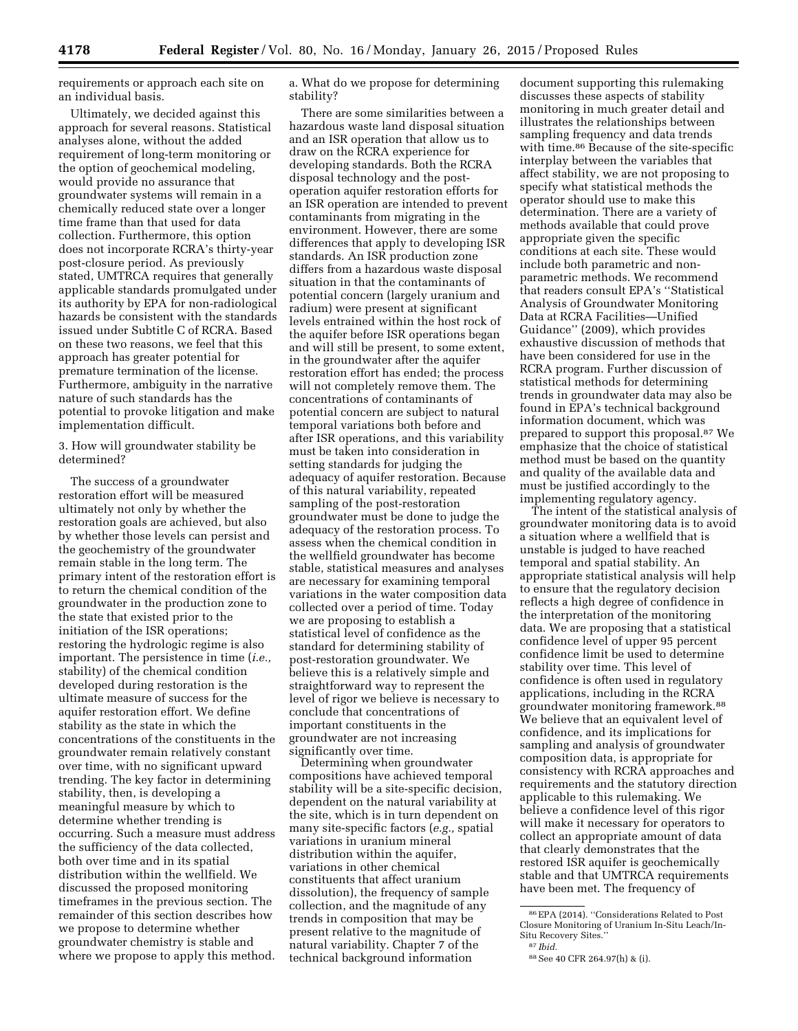requirements or approach each site on an individual basis.

Ultimately, we decided against this approach for several reasons. Statistical analyses alone, without the added requirement of long-term monitoring or the option of geochemical modeling, would provide no assurance that groundwater systems will remain in a chemically reduced state over a longer time frame than that used for data collection. Furthermore, this option does not incorporate RCRA's thirty-year post-closure period. As previously stated, UMTRCA requires that generally applicable standards promulgated under its authority by EPA for non-radiological hazards be consistent with the standards issued under Subtitle C of RCRA. Based on these two reasons, we feel that this approach has greater potential for premature termination of the license. Furthermore, ambiguity in the narrative nature of such standards has the potential to provoke litigation and make implementation difficult.

3. How will groundwater stability be determined?

The success of a groundwater restoration effort will be measured ultimately not only by whether the restoration goals are achieved, but also by whether those levels can persist and the geochemistry of the groundwater remain stable in the long term. The primary intent of the restoration effort is to return the chemical condition of the groundwater in the production zone to the state that existed prior to the initiation of the ISR operations; restoring the hydrologic regime is also important. The persistence in time (*i.e.,* stability) of the chemical condition developed during restoration is the ultimate measure of success for the aquifer restoration effort. We define stability as the state in which the concentrations of the constituents in the groundwater remain relatively constant over time, with no significant upward trending. The key factor in determining stability, then, is developing a meaningful measure by which to determine whether trending is occurring. Such a measure must address the sufficiency of the data collected, both over time and in its spatial distribution within the wellfield. We discussed the proposed monitoring timeframes in the previous section. The remainder of this section describes how we propose to determine whether groundwater chemistry is stable and where we propose to apply this method.

a. What do we propose for determining stability?

There are some similarities between a hazardous waste land disposal situation and an ISR operation that allow us to draw on the RCRA experience for developing standards. Both the RCRA disposal technology and the post-operation aquifer restoration efforts for an ISR operation are intended to prevent contaminants from migrating in the environment. However, there are some differences that apply to developing ISR standards. An ISR production zone differs from a hazardous waste disposal situation in that the contaminants of potential concern (largely uranium and radium) were present at significant levels entrained within the host rock of the aquifer before ISR operations began and will still be present, to some extent, in the groundwater after the aquifer restoration effort has ended; the process will not completely remove them. The concentrations of contaminants of potential concern are subject to natural temporal variations both before and after ISR operations, and this variability must be taken into consideration in setting standards for judging the adequacy of aquifer restoration. Because of this natural variability, repeated sampling of the post-restoration groundwater must be done to judge the adequacy of the restoration process. To assess when the chemical condition in the wellfield groundwater has become stable, statistical measures and analyses are necessary for examining temporal variations in the water composition data collected over a period of time. Today we are proposing to establish a statistical level of confidence as the standard for determining stability of post-restoration groundwater. We believe this is a relatively simple and straightforward way to represent the level of rigor we believe is necessary to conclude that concentrations of important constituents in the groundwater are not increasing significantly over time.

Determining when groundwater compositions have achieved temporal stability will be a site-specific decision, dependent on the natural variability at the site, which is in turn dependent on many site-specific factors (*e.g.,* spatial variations in uranium mineral distribution within the aquifer, variations in other chemical constituents that affect uranium dissolution), the frequency of sample collection, and the magnitude of any trends in composition that may be present relative to the magnitude of natural variability. Chapter 7 of the technical background information document supporting this rulemaking discusses these aspects of stability monitoring in much greater detail and illustrates the relationships between sampling frequency and data trends with time.[86] Because of the site-specific interplay between the variables that affect stability, we are not proposing to specify what statistical methods the operator should use to make this determination. There are a variety of methods available that could prove appropriate given the specific conditions at each site. These would include both parametric and non-parametric methods. We recommend that readers consult EPA's "Statistical Analysis of Groundwater Monitoring Data at RCRA Facilities—Unified Guidance" (2009), which provides exhaustive discussion of methods that have been considered for use in the RCRA program. Further discussion of statistical methods for determining trends in groundwater data may also be found in EPA's technical background information document, which was prepared to support this proposal.[87] We emphasize that the choice of statistical method must be based on the quantity and quality of the available data and must be justified accordingly to the implementing regulatory agency.

The intent of the statistical analysis of groundwater monitoring data is to avoid a situation where a wellfield that is unstable is judged to have reached temporal and spatial stability. An appropriate statistical analysis will help to ensure that the regulatory decision reflects a high degree of confidence in the interpretation of the monitoring data. We are proposing that a statistical confidence level of upper 95 percent confidence limit be used to determine stability over time. This level of confidence is often used in regulatory applications, including in the RCRA groundwater monitoring framework.[88] We believe that an equivalent level of confidence, and its implications for sampling and analysis of groundwater composition data, is appropriate for consistency with RCRA approaches and requirements and the statutory direction applicable to this rulemaking. We believe a confidence level of this rigor will make it necessary for operators to collect an appropriate amount of data that clearly demonstrates that the restored ISR aquifer is geochemically stable and that UMTRCA requirements have been met. The frequency of

[86] EPA (2014). "Considerations Related to Post Closure Monitoring of Uranium In-Situ Leach/In-Situ Recovery Sites."

[87] *Ibid.*

[88] See 40 CFR 264.97(h) & (i).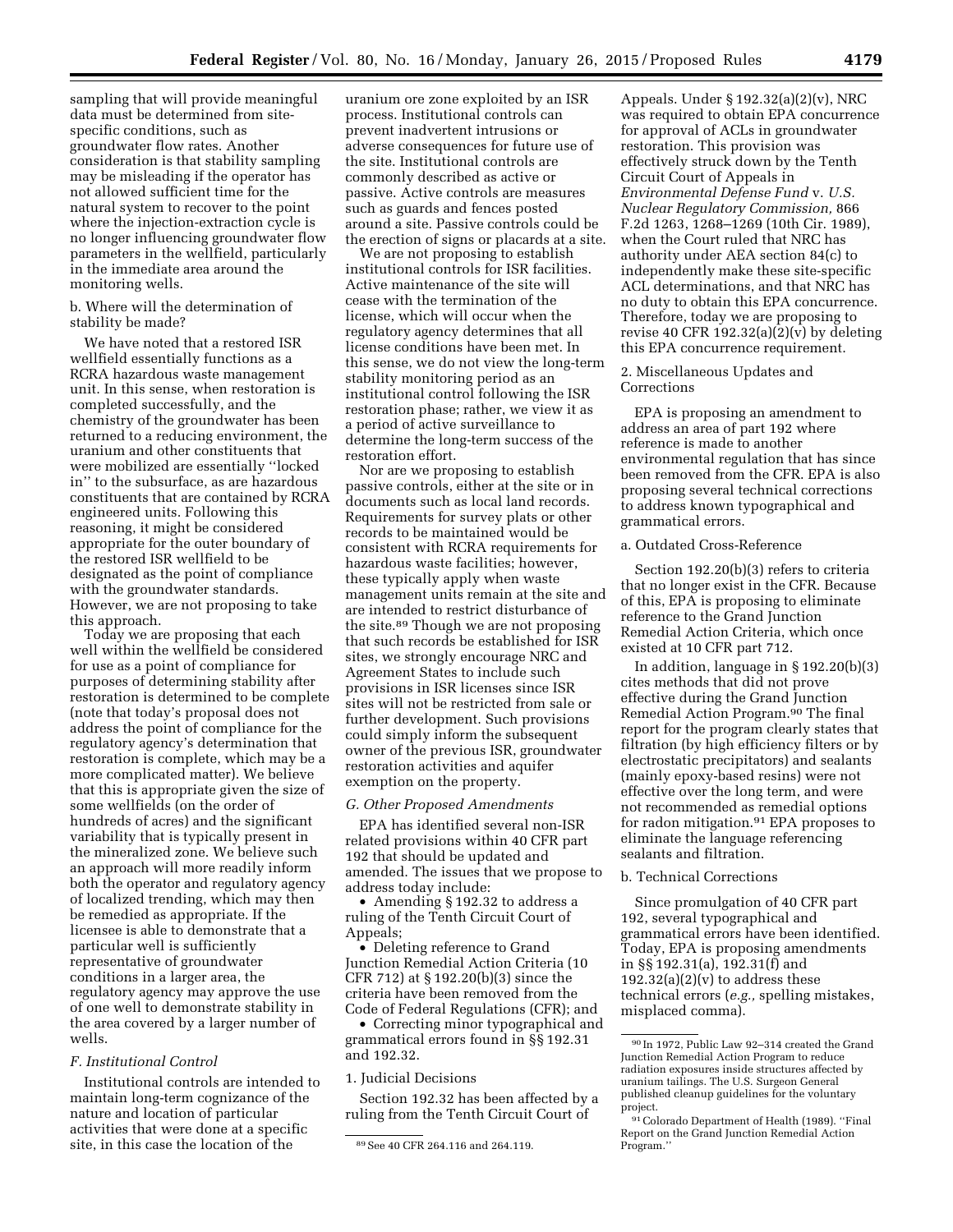sampling that will provide meaningful data must be determined from site-specific conditions, such as groundwater flow rates. Another consideration is that stability sampling may be misleading if the operator has not allowed sufficient time for the natural system to recover to the point where the injection-extraction cycle is no longer influencing groundwater flow parameters in the wellfield, particularly in the immediate area around the monitoring wells.

b. Where will the determination of stability be made?

We have noted that a restored ISR wellfield essentially functions as a RCRA hazardous waste management unit. In this sense, when restoration is completed successfully, and the chemistry of the groundwater has been returned to a reducing environment, the uranium and other constituents that were mobilized are essentially ''locked in'' to the subsurface, as are hazardous constituents that are contained by RCRA engineered units. Following this reasoning, it might be considered appropriate for the outer boundary of the restored ISR wellfield to be designated as the point of compliance with the groundwater standards. However, we are not proposing to take this approach.

Today we are proposing that each well within the wellfield be considered for use as a point of compliance for purposes of determining stability after restoration is determined to be complete (note that today's proposal does not address the point of compliance for the regulatory agency's determination that restoration is complete, which may be a more complicated matter). We believe that this is appropriate given the size of some wellfields (on the order of hundreds of acres) and the significant variability that is typically present in the mineralized zone. We believe such an approach will more readily inform both the operator and regulatory agency of localized trending, which may then be remedied as appropriate. If the licensee is able to demonstrate that a particular well is sufficiently representative of groundwater conditions in a larger area, the regulatory agency may approve the use of one well to demonstrate stability in the area covered by a larger number of wells.

### F. Institutional Control

Institutional controls are intended to maintain long-term cognizance of the nature and location of particular activities that were done at a specific site, in this case the location of the uranium ore zone exploited by an ISR process. Institutional controls can prevent inadvertent intrusions or adverse consequences for future use of the site. Institutional controls are commonly described as active or passive. Active controls are measures such as guards and fences posted around a site. Passive controls could be the erection of signs or placards at a site.

We are not proposing to establish institutional controls for ISR facilities. Active maintenance of the site will cease with the termination of the license, which will occur when the regulatory agency determines that all license conditions have been met. In this sense, we do not view the long-term stability monitoring period as an institutional control following the ISR restoration phase; rather, we view it as a period of active surveillance to determine the long-term success of the restoration effort.

Nor are we proposing to establish passive controls, either at the site or in documents such as local land records. Requirements for survey plats or other records to be maintained would be consistent with RCRA requirements for hazardous waste facilities; however, these typically apply when waste management units remain at the site and are intended to restrict disturbance of the site.[89] Though we are not proposing that such records be established for ISR sites, we strongly encourage NRC and Agreement States to include such provisions in ISR licenses since ISR sites will not be restricted from sale or further development. Such provisions could simply inform the subsequent owner of the previous ISR, groundwater restoration activities and aquifer exemption on the property.

### G. Other Proposed Amendments

EPA has identified several non-ISR related provisions within 40 CFR part 192 that should be updated and amended. The issues that we propose to address today include:

- Amending § 192.32 to address a ruling of the Tenth Circuit Court of Appeals;
- Deleting reference to Grand Junction Remedial Action Criteria (10 CFR 712) at § 192.20(b)(3) since the criteria have been removed from the Code of Federal Regulations (CFR); and
- Correcting minor typographical and grammatical errors found in §§ 192.31 and 192.32.

1. Judicial Decisions

Section 192.32 has been affected by a ruling from the Tenth Circuit Court of Appeals. Under § 192.32(a)(2)(v), NRC was required to obtain EPA concurrence for approval of ACLs in groundwater restoration. This provision was effectively struck down by the Tenth Circuit Court of Appeals in *Environmental Defense Fund* v. *U.S. Nuclear Regulatory Commission,* 866 F.2d 1263, 1268–1269 (10th Cir. 1989), when the Court ruled that NRC has authority under AEA section 84(c) to independently make these site-specific ACL determinations, and that NRC has no duty to obtain this EPA concurrence. Therefore, today we are proposing to revise 40 CFR 192.32(a)(2)(v) by deleting this EPA concurrence requirement.

2. Miscellaneous Updates and Corrections

EPA is proposing an amendment to address an area of part 192 where reference is made to another environmental regulation that has since been removed from the CFR. EPA is also proposing several technical corrections to address known typographical and grammatical errors.

a. Outdated Cross-Reference

Section 192.20(b)(3) refers to criteria that no longer exist in the CFR. Because of this, EPA is proposing to eliminate reference to the Grand Junction Remedial Action Criteria, which once existed at 10 CFR part 712.

In addition, language in § 192.20(b)(3) cites methods that did not prove effective during the Grand Junction Remedial Action Program.[90] The final report for the program clearly states that filtration (by high efficiency filters or by electrostatic precipitators) and sealants (mainly epoxy-based resins) were not effective over the long term, and were not recommended as remedial options for radon mitigation.[91] EPA proposes to eliminate the language referencing sealants and filtration.

b. Technical Corrections

Since promulgation of 40 CFR part 192, several typographical and grammatical errors have been identified. Today, EPA is proposing amendments in §§ 192.31(a), 192.31(f) and 192.32(a)(2)(v) to address these technical errors (*e.g.,* spelling mistakes, misplaced comma).

---

[89] See 40 CFR 264.116 and 264.119.

[90] In 1972, Public Law 92–314 created the Grand Junction Remedial Action Program to reduce radiation exposures inside structures affected by uranium tailings. The U.S. Surgeon General published cleanup guidelines for the voluntary project.

[91] Colorado Department of Health (1989). ''Final Report on the Grand Junction Remedial Action Program.''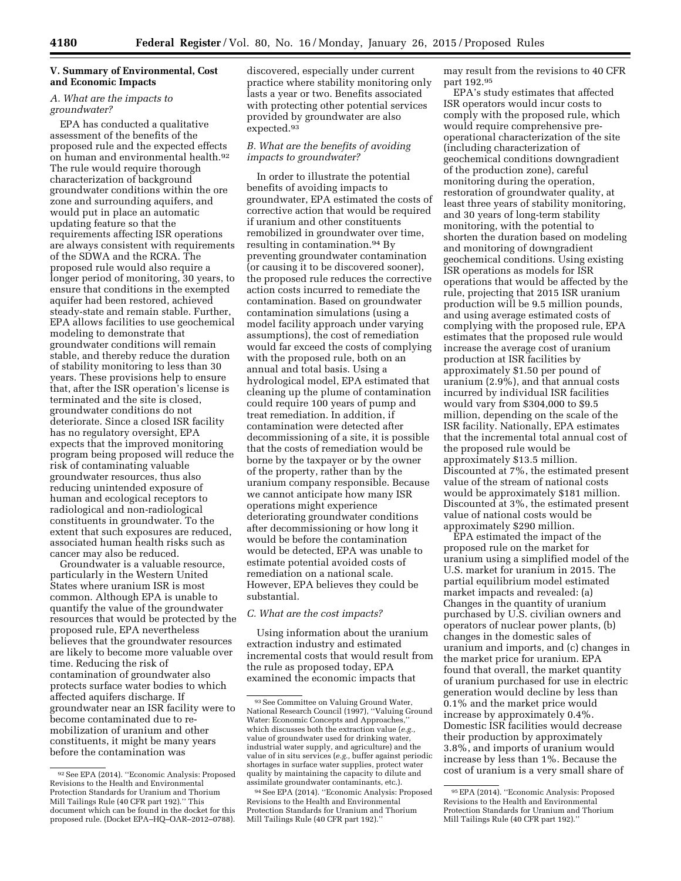## V. Summary of Environmental, Cost and Economic Impacts

### A. What are the impacts to groundwater?

EPA has conducted a qualitative assessment of the benefits of the proposed rule and the expected effects on human and environmental health.[92] The rule would require thorough characterization of background groundwater conditions within the ore zone and surrounding aquifers, and would put in place an automatic updating feature so that the requirements affecting ISR operations are always consistent with requirements of the SDWA and the RCRA. The proposed rule would also require a longer period of monitoring, 30 years, to ensure that conditions in the exempted aquifer had been restored, achieved steady-state and remain stable. Further, EPA allows facilities to use geochemical modeling to demonstrate that groundwater conditions will remain stable, and thereby reduce the duration of stability monitoring to less than 30 years. These provisions help to ensure that, after the ISR operation's license is terminated and the site is closed, groundwater conditions do not deteriorate. Since a closed ISR facility has no regulatory oversight, EPA expects that the improved monitoring program being proposed will reduce the risk of contaminating valuable groundwater resources, thus also reducing unintended exposure of human and ecological receptors to radiological and non-radiological constituents in groundwater. To the extent that such exposures are reduced, associated human health risks such as cancer may also be reduced.

Groundwater is a valuable resource, particularly in the Western United States where uranium ISR is most common. Although EPA is unable to quantify the value of the groundwater resources that would be protected by the proposed rule, EPA nevertheless believes that the groundwater resources are likely to become more valuable over time. Reducing the risk of contamination of groundwater also protects surface water bodies to which affected aquifers discharge. If groundwater near an ISR facility were to become contaminated due to re-mobilization of uranium and other constituents, it might be many years before the contamination was discovered, especially under current practice where stability monitoring only lasts a year or two. Benefits associated with protecting other potential services provided by groundwater are also expected.[93]

### B. What are the benefits of avoiding impacts to groundwater?

In order to illustrate the potential benefits of avoiding impacts to groundwater, EPA estimated the costs of corrective action that would be required if uranium and other constituents remobilized in groundwater over time, resulting in contamination.[94] By preventing groundwater contamination (or causing it to be discovered sooner), the proposed rule reduces the corrective action costs incurred to remediate the contamination. Based on groundwater contamination simulations (using a model facility approach under varying assumptions), the cost of remediation would far exceed the costs of complying with the proposed rule, both on an annual and total basis. Using a hydrological model, EPA estimated that cleaning up the plume of contamination could require 100 years of pump and treat remediation. In addition, if contamination were detected after decommissioning of a site, it is possible that the costs of remediation would be borne by the taxpayer or by the owner of the property, rather than by the uranium company responsible. Because we cannot anticipate how many ISR operations might experience deteriorating groundwater conditions after decommissioning or how long it would be before the contamination would be detected, EPA was unable to estimate potential avoided costs of remediation on a national scale. However, EPA believes they could be substantial.

### C. What are the cost impacts?

Using information about the uranium extraction industry and estimated incremental costs that would result from the rule as proposed today, EPA examined the economic impacts that may result from the revisions to 40 CFR part 192.[95]

EPA's study estimates that affected ISR operators would incur costs to comply with the proposed rule, which would require comprehensive pre-operational characterization of the site (including characterization of geochemical conditions downgradient of the production zone), careful monitoring during the operation, restoration of groundwater quality, at least three years of stability monitoring, and 30 years of long-term stability monitoring, with the potential to shorten the duration based on modeling and monitoring of downgradient geochemical conditions. Using existing ISR operations as models for ISR operations that would be affected by the rule, projecting that 2015 ISR uranium production will be 9.5 million pounds, and using average estimated costs of complying with the proposed rule, EPA estimates that the proposed rule would increase the average cost of uranium production at ISR facilities by approximately $1.50 per pound of uranium (2.9%), and that annual costs incurred by individual ISR facilities would vary from $304,000 to $9.5 million, depending on the scale of the ISR facility. Nationally, EPA estimates that the incremental total annual cost of the proposed rule would be approximately $13.5 million. Discounted at 7%, the estimated present value of the stream of national costs would be approximately $181 million. Discounted at 3%, the estimated present value of national costs would be approximately $290 million.

EPA estimated the impact of the proposed rule on the market for uranium using a simplified model of the U.S. market for uranium in 2015. The partial equilibrium model estimated market impacts and revealed: (a) Changes in the quantity of uranium purchased by U.S. civilian owners and operators of nuclear power plants, (b) changes in the domestic sales of uranium and imports, and (c) changes in the market price for uranium. EPA found that overall, the market quantity of uranium purchased for use in electric generation would decline by less than 0.1% and the market price would increase by approximately 0.4%. Domestic ISR facilities would decrease their production by approximately 3.8%, and imports of uranium would increase by less than 1%. Because the cost of uranium is a very small share of

---

[92] See EPA (2014). ''Economic Analysis: Proposed Revisions to the Health and Environmental Protection Standards for Uranium and Thorium Mill Tailings Rule (40 CFR part 192).'' This document which can be found in the docket for this proposed rule. (Docket EPA–HQ–OAR–2012–0788).

[93] See Committee on Valuing Ground Water, National Research Council (1997), ''Valuing Ground Water: Economic Concepts and Approaches,'' which discusses both the extraction value (*e.g.,* value of groundwater used for drinking water, industrial water supply, and agriculture) and the value of in situ services (*e.g.,* buffer against periodic shortages in surface water supplies, protect water quality by maintaining the capacity to dilute and assimilate groundwater contaminants, etc.).

[94] See EPA (2014). ''Economic Analysis: Proposed Revisions to the Health and Environmental Protection Standards for Uranium and Thorium Mill Tailings Rule (40 CFR part 192).''

[95] EPA (2014). ''Economic Analysis: Proposed Revisions to the Health and Environmental Protection Standards for Uranium and Thorium Mill Tailings Rule (40 CFR part 192).''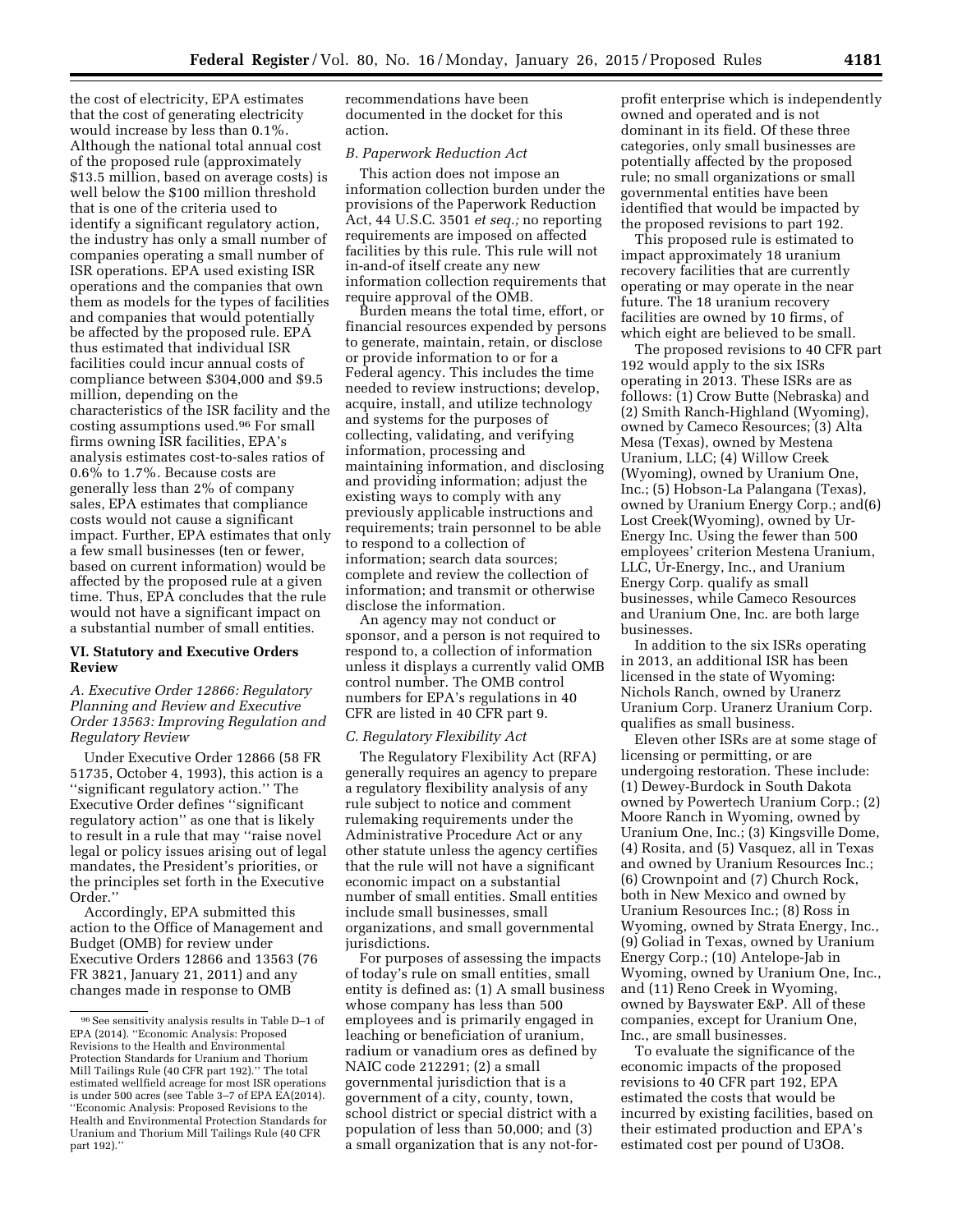the cost of electricity, EPA estimates that the cost of generating electricity would increase by less than 0.1%. Although the national total annual cost of the proposed rule (approximately $13.5 million, based on average costs) is well below the $100 million threshold that is one of the criteria used to identify a significant regulatory action, the industry has only a small number of companies operating a small number of ISR operations. EPA used existing ISR operations and the companies that own them as models for the types of facilities and companies that would potentially be affected by the proposed rule. EPA thus estimated that individual ISR facilities could incur annual costs of compliance between $304,000 and $9.5 million, depending on the characteristics of the ISR facility and the costing assumptions used.[96] For small firms owning ISR facilities, EPA's analysis estimates cost-to-sales ratios of 0.6% to 1.7%. Because costs are generally less than 2% of company sales, EPA estimates that compliance costs would not cause a significant impact. Further, EPA estimates that only a few small businesses (ten or fewer, based on current information) would be affected by the proposed rule at a given time. Thus, EPA concludes that the rule would not have a significant impact on a substantial number of small entities.

## VI. Statutory and Executive Orders Review

### A. Executive Order 12866: Regulatory Planning and Review and Executive Order 13563: Improving Regulation and Regulatory Review

Under Executive Order 12866 (58 FR 51735, October 4, 1993), this action is a ''significant regulatory action.'' The Executive Order defines ''significant regulatory action'' as one that is likely to result in a rule that may ''raise novel legal or policy issues arising out of legal mandates, the President's priorities, or the principles set forth in the Executive Order.''

Accordingly, EPA submitted this action to the Office of Management and Budget (OMB) for review under Executive Orders 12866 and 13563 (76 FR 3821, January 21, 2011) and any changes made in response to OMB recommendations have been documented in the docket for this action.

### B. Paperwork Reduction Act

This action does not impose an information collection burden under the provisions of the Paperwork Reduction Act, 44 U.S.C. 3501 *et seq.;* no reporting requirements are imposed on affected facilities by this rule. This rule will not in-and-of itself create any new information collection requirements that require approval of the OMB.

Burden means the total time, effort, or financial resources expended by persons to generate, maintain, retain, or disclose or provide information to or for a Federal agency. This includes the time needed to review instructions; develop, acquire, install, and utilize technology and systems for the purposes of collecting, validating, and verifying information, processing and maintaining information, and disclosing and providing information; adjust the existing ways to comply with any previously applicable instructions and requirements; train personnel to be able to respond to a collection of information; search data sources; complete and review the collection of information; and transmit or otherwise disclose the information.

An agency may not conduct or sponsor, and a person is not required to respond to, a collection of information unless it displays a currently valid OMB control number. The OMB control numbers for EPA's regulations in 40 CFR are listed in 40 CFR part 9.

### C. Regulatory Flexibility Act

The Regulatory Flexibility Act (RFA) generally requires an agency to prepare a regulatory flexibility analysis of any rule subject to notice and comment rulemaking requirements under the Administrative Procedure Act or any other statute unless the agency certifies that the rule will not have a significant economic impact on a substantial number of small entities. Small entities include small businesses, small organizations, and small governmental jurisdictions.

For purposes of assessing the impacts of today's rule on small entities, small entity is defined as: (1) A small business whose company has less than 500 employees and is primarily engaged in leaching or beneficiation of uranium, radium or vanadium ores as defined by NAIC code 212291; (2) a small governmental jurisdiction that is a government of a city, county, town, school district or special district with a population of less than 50,000; and (3) a small organization that is any not-for-profit enterprise which is independently owned and operated and is not dominant in its field. Of these three categories, only small businesses are potentially affected by the proposed rule; no small organizations or small governmental entities have been identified that would be impacted by the proposed revisions to part 192.

This proposed rule is estimated to impact approximately 18 uranium recovery facilities that are currently operating or may operate in the near future. The 18 uranium recovery facilities are owned by 10 firms, of which eight are believed to be small.

The proposed revisions to 40 CFR part 192 would apply to the six ISRs operating in 2013. These ISRs are as follows: (1) Crow Butte (Nebraska) and (2) Smith Ranch-Highland (Wyoming), owned by Cameco Resources; (3) Alta Mesa (Texas), owned by Mestena Uranium, LLC; (4) Willow Creek (Wyoming), owned by Uranium One, Inc.; (5) Hobson-La Palangana (Texas), owned by Uranium Energy Corp.; and(6) Lost Creek(Wyoming), owned by Ur-Energy Inc. Using the fewer than 500 employees' criterion Mestena Uranium, LLC, Ur-Energy, Inc., and Uranium Energy Corp. qualify as small businesses, while Cameco Resources and Uranium One, Inc. are both large businesses.

In addition to the six ISRs operating in 2013, an additional ISR has been licensed in the state of Wyoming: Nichols Ranch, owned by Uranerz Uranium Corp. Uranerz Uranium Corp. qualifies as small business.

Eleven other ISRs are at some stage of licensing or permitting, or are undergoing restoration. These include: (1) Dewey-Burdock in South Dakota owned by Powertech Uranium Corp.; (2) Moore Ranch in Wyoming, owned by Uranium One, Inc.; (3) Kingsville Dome, (4) Rosita, and (5) Vasquez, all in Texas and owned by Uranium Resources Inc.; (6) Crownpoint and (7) Church Rock, both in New Mexico and owned by Uranium Resources Inc.; (8) Ross in Wyoming, owned by Strata Energy, Inc., (9) Goliad in Texas, owned by Uranium Energy Corp.; (10) Antelope-Jab in Wyoming, owned by Uranium One, Inc., and (11) Reno Creek in Wyoming, owned by Bayswater E&P. All of these companies, except for Uranium One, Inc., are small businesses.

To evaluate the significance of the economic impacts of the proposed revisions to 40 CFR part 192, EPA estimated the costs that would be incurred by existing facilities, based on their estimated production and EPA's estimated cost per pound of $U_3O_8$.

---

[96] See sensitivity analysis results in Table D–1 of EPA (2014). ''Economic Analysis: Proposed Revisions to the Health and Environmental Protection Standards for Uranium and Thorium Mill Tailings Rule (40 CFR part 192).'' The total estimated wellfield acreage for most ISR operations is under 500 acres (see Table 3–7 of EPA EA(2014). ''Economic Analysis: Proposed Revisions to the Health and Environmental Protection Standards for Uranium and Thorium Mill Tailings Rule (40 CFR part 192).''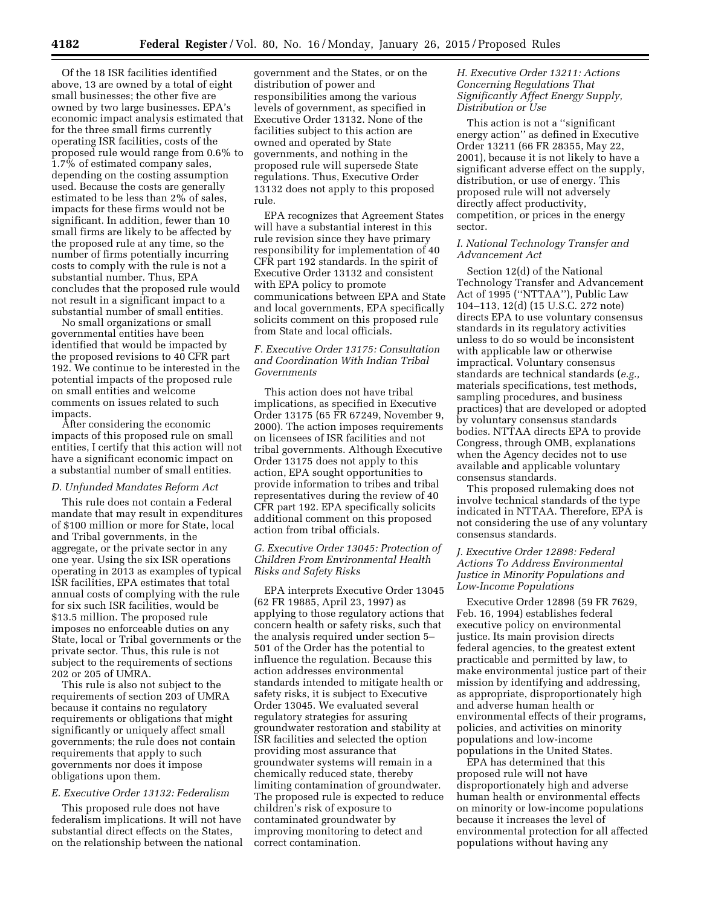Of the 18 ISR facilities identified above, 13 are owned by a total of eight small businesses; the other five are owned by two large businesses. EPA's economic impact analysis estimated that for the three small firms currently operating ISR facilities, costs of the proposed rule would range from 0.6% to 1.7% of estimated company sales, depending on the costing assumption used. Because the costs are generally estimated to be less than 2% of sales, impacts for these firms would not be significant. In addition, fewer than 10 small firms are likely to be affected by the proposed rule at any time, so the number of firms potentially incurring costs to comply with the rule is not a substantial number. Thus, EPA concludes that the proposed rule would not result in a significant impact to a substantial number of small entities.

No small organizations or small governmental entities have been identified that would be impacted by the proposed revisions to 40 CFR part 192. We continue to be interested in the potential impacts of the proposed rule on small entities and welcome comments on issues related to such impacts.

After considering the economic impacts of this proposed rule on small entities, I certify that this action will not have a significant economic impact on a substantial number of small entities.

### *D. Unfunded Mandates Reform Act*

This rule does not contain a Federal mandate that may result in expenditures of $100 million or more for State, local and Tribal governments, in the aggregate, or the private sector in any one year. Using the six ISR operations operating in 2013 as examples of typical ISR facilities, EPA estimates that total annual costs of complying with the rule for six such ISR facilities, would be $13.5 million. The proposed rule imposes no enforceable duties on any State, local or Tribal governments or the private sector. Thus, this rule is not subject to the requirements of sections 202 or 205 of UMRA.

This rule is also not subject to the requirements of section 203 of UMRA because it contains no regulatory requirements or obligations that might significantly or uniquely affect small governments; the rule does not contain requirements that apply to such governments nor does it impose obligations upon them.

### *E. Executive Order 13132: Federalism*

This proposed rule does not have federalism implications. It will not have substantial direct effects on the States, on the relationship between the national government and the States, or on the distribution of power and responsibilities among the various levels of government, as specified in Executive Order 13132. None of the facilities subject to this action are owned and operated by State governments, and nothing in the proposed rule will supersede State regulations. Thus, Executive Order 13132 does not apply to this proposed rule.

EPA recognizes that Agreement States will have a substantial interest in this rule revision since they have primary responsibility for implementation of 40 CFR part 192 standards. In the spirit of Executive Order 13132 and consistent with EPA policy to promote communications between EPA and State and local governments, EPA specifically solicits comment on this proposed rule from State and local officials.

### *F. Executive Order 13175: Consultation and Coordination With Indian Tribal Governments*

This action does not have tribal implications, as specified in Executive Order 13175 (65 FR 67249, November 9, 2000). The action imposes requirements on licensees of ISR facilities and not tribal governments. Although Executive Order 13175 does not apply to this action, EPA sought opportunities to provide information to tribes and tribal representatives during the review of 40 CFR part 192. EPA specifically solicits additional comment on this proposed action from tribal officials.

### *G. Executive Order 13045: Protection of Children From Environmental Health Risks and Safety Risks*

EPA interprets Executive Order 13045 (62 FR 19885, April 23, 1997) as applying to those regulatory actions that concern health or safety risks, such that the analysis required under section 5–501 of the Order has the potential to influence the regulation. Because this action addresses environmental standards intended to mitigate health or safety risks, it is subject to Executive Order 13045. We evaluated several regulatory strategies for assuring groundwater restoration and stability at ISR facilities and selected the option providing most assurance that groundwater systems will remain in a chemically reduced state, thereby limiting contamination of groundwater. The proposed rule is expected to reduce children's risk of exposure to contaminated groundwater by improving monitoring to detect and correct contamination.

### *H. Executive Order 13211: Actions Concerning Regulations That Significantly Affect Energy Supply, Distribution or Use*

This action is not a ''significant energy action'' as defined in Executive Order 13211 (66 FR 28355, May 22, 2001), because it is not likely to have a significant adverse effect on the supply, distribution, or use of energy. This proposed rule will not adversely directly affect productivity, competition, or prices in the energy sector.

### *I. National Technology Transfer and Advancement Act*

Section 12(d) of the National Technology Transfer and Advancement Act of 1995 (''NTTAA''), Public Law 104–113, 12(d) (15 U.S.C. 272 note) directs EPA to use voluntary consensus standards in its regulatory activities unless to do so would be inconsistent with applicable law or otherwise impractical. Voluntary consensus standards are technical standards (*e.g.,* materials specifications, test methods, sampling procedures, and business practices) that are developed or adopted by voluntary consensus standards bodies. NTTAA directs EPA to provide Congress, through OMB, explanations when the Agency decides not to use available and applicable voluntary consensus standards.

This proposed rulemaking does not involve technical standards of the type indicated in NTTAA. Therefore, EPA is not considering the use of any voluntary consensus standards.

### *J. Executive Order 12898: Federal Actions To Address Environmental Justice in Minority Populations and Low-Income Populations*

Executive Order 12898 (59 FR 7629, Feb. 16, 1994) establishes federal executive policy on environmental justice. Its main provision directs federal agencies, to the greatest extent practicable and permitted by law, to make environmental justice part of their mission by identifying and addressing, as appropriate, disproportionately high and adverse human health or environmental effects of their programs, policies, and activities on minority populations and low-income populations in the United States.

EPA has determined that this proposed rule will not have disproportionately high and adverse human health or environmental effects on minority or low-income populations because it increases the level of environmental protection for all affected populations without having any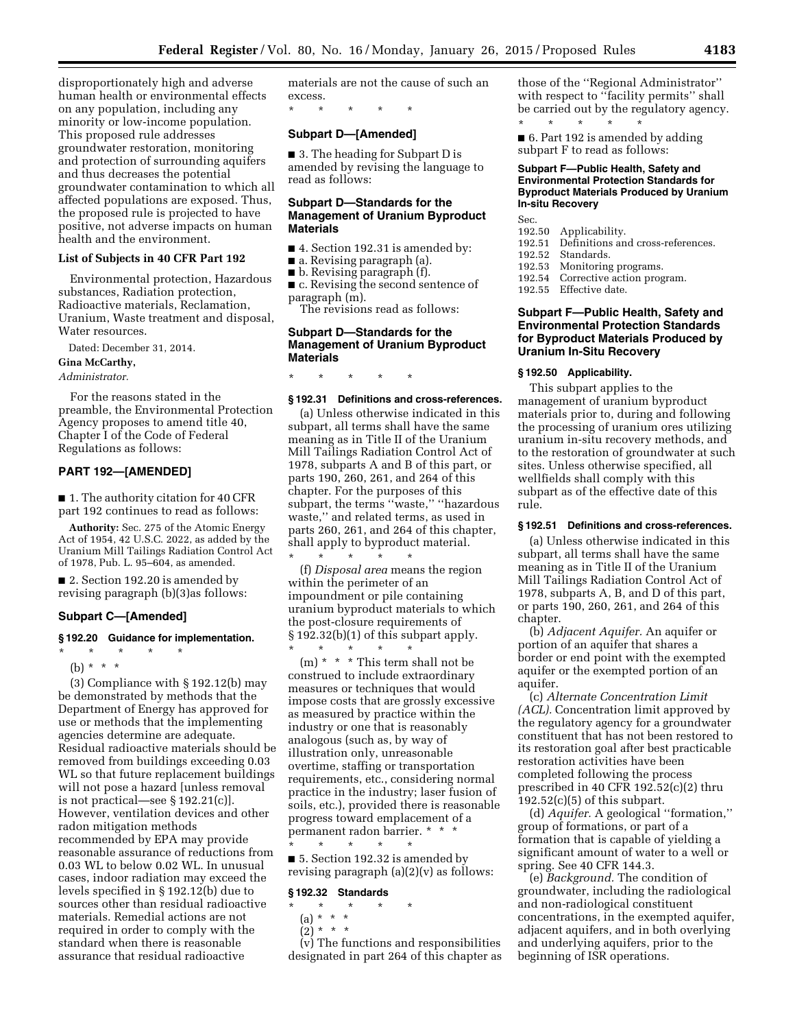disproportionately high and adverse human health or environmental effects on any population, including any minority or low-income population. This proposed rule addresses groundwater restoration, monitoring and protection of surrounding aquifers and thus decreases the potential groundwater contamination to which all affected populations are exposed. Thus, the proposed rule is projected to have positive, not adverse impacts on human health and the environment.

**List of Subjects in 40 CFR Part 192**

Environmental protection, Hazardous substances, Radiation protection, Radioactive materials, Reclamation, Uranium, Waste treatment and disposal, Water resources.

Dated: December 31, 2014.

**Gina McCarthy,**

*Administrator.*

For the reasons stated in the preamble, the Environmental Protection Agency proposes to amend title 40, Chapter I of the Code of Federal Regulations as follows:

## PART 192—[AMENDED]

■ 1. The authority citation for 40 CFR part 192 continues to read as follows:

**Authority:** Sec. 275 of the Atomic Energy Act of 1954, 42 U.S.C. 2022, as added by the Uranium Mill Tailings Radiation Control Act of 1978, Pub. L. 95–604, as amended.

■ 2. Section 192.20 is amended by revising paragraph (b)(3)as follows:

### Subpart C—[Amended]

#### § 192.20 Guidance for implementation.

\* \* \* \* \*

(b) \* \* \*

(3) Compliance with § 192.12(b) may be demonstrated by methods that the Department of Energy has approved for use or methods that the implementing agencies determine are adequate. Residual radioactive materials should be removed from buildings exceeding 0.03 WL so that future replacement buildings will not pose a hazard [unless removal is not practical—see § 192.21(c)]. However, ventilation devices and other radon mitigation methods recommended by EPA may provide reasonable assurance of reductions from 0.03 WL to below 0.02 WL. In unusual cases, indoor radiation may exceed the levels specified in § 192.12(b) due to sources other than residual radioactive materials. Remedial actions are not required in order to comply with the standard when there is reasonable assurance that residual radioactive materials are not the cause of such an excess.

\* \* \* \* \*

### Subpart D—[Amended]

■ 3. The heading for Subpart D is amended by revising the language to read as follows:

### Subpart D—Standards for the Management of Uranium Byproduct Materials

■ 4. Section 192.31 is amended by:

■ a. Revising paragraph (a).

■ b. Revising paragraph (f).

■ c. Revising the second sentence of paragraph (m).

The revisions read as follows:

### Subpart D—Standards for the Management of Uranium Byproduct Materials

\* \* \* \* \*

#### § 192.31 Definitions and cross-references.

(a) Unless otherwise indicated in this subpart, all terms shall have the same meaning as in Title II of the Uranium Mill Tailings Radiation Control Act of 1978, subparts A and B of this part, or parts 190, 260, 261, and 264 of this chapter. For the purposes of this subpart, the terms ''waste,'' ''hazardous waste,'' and related terms, as used in parts 260, 261, and 264 of this chapter, shall apply to byproduct material.

\* \* \* \* \*

(f) *Disposal area* means the region within the perimeter of an impoundment or pile containing uranium byproduct materials to which the post-closure requirements of § 192.32(b)(1) of this subpart apply.

\* \* \* \* \*

(m) \* \* \* This term shall not be construed to include extraordinary measures or techniques that would impose costs that are grossly excessive as measured by practice within the industry or one that is reasonably analogous (such as, by way of illustration only, unreasonable overtime, staffing or transportation requirements, etc., considering normal practice in the industry; laser fusion of soils, etc.), provided there is reasonable progress toward emplacement of a permanent radon barrier. \* \* \*

\* \* \* \* \*

■ 5. Section 192.32 is amended by revising paragraph (a)(2)(v) as follows:

#### § 192.32 Standards

\* \* \* \* \*

(a) \* \* \*

(2) \* \* \*

(v) The functions and responsibilities designated in part 264 of this chapter as those of the ''Regional Administrator'' with respect to ''facility permits'' shall be carried out by the regulatory agency.

\* \* \* \* \*

■ 6. Part 192 is amended by adding subpart F to read as follows:

### Subpart F—Public Health, Safety and Environmental Protection Standards for Byproduct Materials Produced by Uranium In-situ Recovery

Sec.

192.50 Applicability.

192.51 Definitions and cross-references.

192.52 Standards.

192.53 Monitoring programs.

192.54 Corrective action program.

192.55 Effective date.

### Subpart F—Public Health, Safety and Environmental Protection Standards for Byproduct Materials Produced by Uranium In-Situ Recovery

#### § 192.50 Applicability.

This subpart applies to the management of uranium byproduct materials prior to, during and following the processing of uranium ores utilizing uranium in-situ recovery methods, and to the restoration of groundwater at such sites. Unless otherwise specified, all wellfields shall comply with this subpart as of the effective date of this rule.

#### § 192.51 Definitions and cross-references.

(a) Unless otherwise indicated in this subpart, all terms shall have the same meaning as in Title II of the Uranium Mill Tailings Radiation Control Act of 1978, subparts A, B, and D of this part, or parts 190, 260, 261, and 264 of this chapter.

(b) *Adjacent Aquifer.* An aquifer or portion of an aquifer that shares a border or end point with the exempted aquifer or the exempted portion of an aquifer.

(c) *Alternate Concentration Limit (ACL).* Concentration limit approved by the regulatory agency for a groundwater constituent that has not been restored to its restoration goal after best practicable restoration activities have been completed following the process prescribed in 40 CFR 192.52(c)(2) thru 192.52(c)(5) of this subpart.

(d) *Aquifer.* A geological ''formation,'' group of formations, or part of a formation that is capable of yielding a significant amount of water to a well or spring. See 40 CFR 144.3.

(e) *Background.* The condition of groundwater, including the radiological and non-radiological constituent concentrations, in the exempted aquifer, adjacent aquifers, and in both overlying and underlying aquifers, prior to the beginning of ISR operations.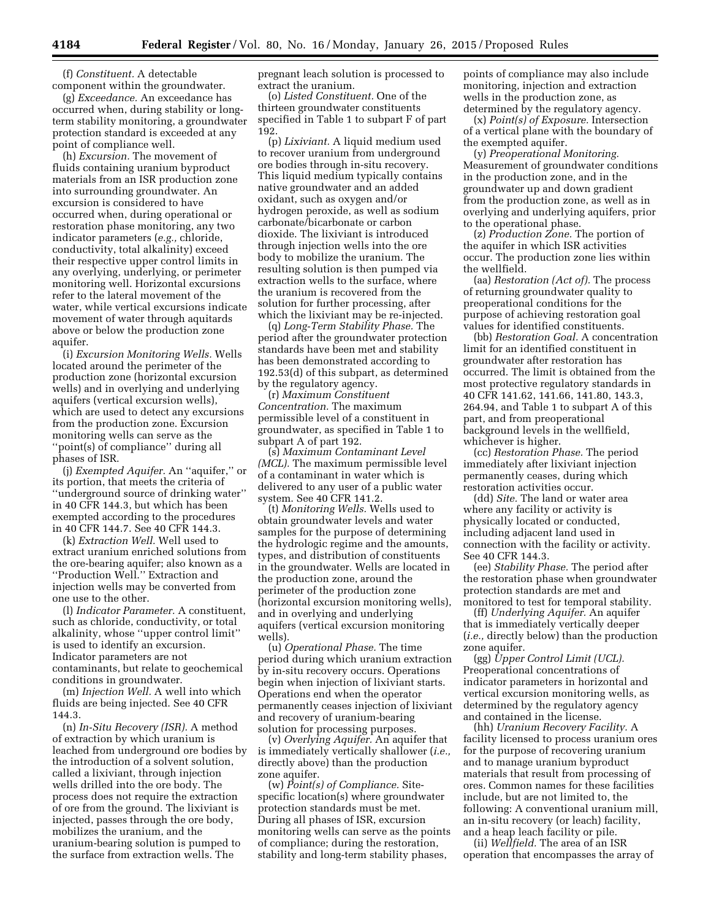(f) *Constituent.* A detectable component within the groundwater.

(g) *Exceedance.* An exceedance has occurred when, during stability or long-term stability monitoring, a groundwater protection standard is exceeded at any point of compliance well.

(h) *Excursion.* The movement of fluids containing uranium byproduct materials from an ISR production zone into surrounding groundwater. An excursion is considered to have occurred when, during operational or restoration phase monitoring, any two indicator parameters (*e.g.,* chloride, conductivity, total alkalinity) exceed their respective upper control limits in any overlying, underlying, or perimeter monitoring well. Horizontal excursions refer to the lateral movement of the water, while vertical excursions indicate movement of water through aquitards above or below the production zone aquifer.

(i) *Excursion Monitoring Wells.* Wells located around the perimeter of the production zone (horizontal excursion wells) and in overlying and underlying aquifers (vertical excursion wells), which are used to detect any excursions from the production zone. Excursion monitoring wells can serve as the ''point(s) of compliance'' during all phases of ISR.

(j) *Exempted Aquifer.* An ''aquifer,'' or its portion, that meets the criteria of ''underground source of drinking water'' in 40 CFR 144.3, but which has been exempted according to the procedures in 40 CFR 144.7. See 40 CFR 144.3.

(k) *Extraction Well.* Well used to extract uranium enriched solutions from the ore-bearing aquifer; also known as a ''Production Well.'' Extraction and injection wells may be converted from one use to the other.

(l) *Indicator Parameter.* A constituent, such as chloride, conductivity, or total alkalinity, whose ''upper control limit'' is used to identify an excursion. Indicator parameters are not contaminants, but relate to geochemical conditions in groundwater.

(m) *Injection Well.* A well into which fluids are being injected. See 40 CFR 144.3.

(n) *In-Situ Recovery (ISR).* A method of extraction by which uranium is leached from underground ore bodies by the introduction of a solvent solution, called a lixiviant, through injection wells drilled into the ore body. The process does not require the extraction of ore from the ground. The lixiviant is injected, passes through the ore body, mobilizes the uranium, and the uranium-bearing solution is pumped to the surface from extraction wells. The pregnant leach solution is processed to extract the uranium.

(o) *Listed Constituent.* One of the thirteen groundwater constituents specified in Table 1 to subpart F of part 192.

(p) *Lixiviant.* A liquid medium used to recover uranium from underground ore bodies through in-situ recovery. This liquid medium typically contains native groundwater and an added oxidant, such as oxygen and/or hydrogen peroxide, as well as sodium carbonate/bicarbonate or carbon dioxide. The lixiviant is introduced through injection wells into the ore body to mobilize the uranium. The resulting solution is then pumped via extraction wells to the surface, where the uranium is recovered from the solution for further processing, after which the lixiviant may be re-injected.

(q) *Long-Term Stability Phase.* The period after the groundwater protection standards have been met and stability has been demonstrated according to 192.53(d) of this subpart, as determined by the regulatory agency.

(r) *Maximum Constituent Concentration.* The maximum permissible level of a constituent in groundwater, as specified in Table 1 to subpart A of part 192.

(s) *Maximum Contaminant Level (MCL).* The maximum permissible level of a contaminant in water which is delivered to any user of a public water system. See 40 CFR 141.2.

(t) *Monitoring Wells.* Wells used to obtain groundwater levels and water samples for the purpose of determining the hydrologic regime and the amounts, types, and distribution of constituents in the groundwater. Wells are located in the production zone, around the perimeter of the production zone (horizontal excursion monitoring wells), and in overlying and underlying aquifers (vertical excursion monitoring wells).

(u) *Operational Phase.* The time period during which uranium extraction by in-situ recovery occurs. Operations begin when injection of lixiviant starts. Operations end when the operator permanently ceases injection of lixiviant and recovery of uranium-bearing solution for processing purposes.

(v) *Overlying Aquifer.* An aquifer that is immediately vertically shallower (*i.e.,* directly above) than the production zone aquifer.

(w) *Point(s) of Compliance.* Site-specific location(s) where groundwater protection standards must be met. During all phases of ISR, excursion monitoring wells can serve as the points of compliance; during the restoration, stability and long-term stability phases, points of compliance may also include monitoring, injection and extraction wells in the production zone, as determined by the regulatory agency.

(x) *Point(s) of Exposure.* Intersection of a vertical plane with the boundary of the exempted aquifer.

(y) *Preoperational Monitoring.* Measurement of groundwater conditions in the production zone, and in the groundwater up and down gradient from the production zone, as well as in overlying and underlying aquifers, prior to the operational phase.

(z) *Production Zone.* The portion of the aquifer in which ISR activities occur. The production zone lies within the wellfield.

(aa) *Restoration (Act of).* The process of returning groundwater quality to preoperational conditions for the purpose of achieving restoration goal values for identified constituents.

(bb) *Restoration Goal.* A concentration limit for an identified constituent in groundwater after restoration has occurred. The limit is obtained from the most protective regulatory standards in 40 CFR 141.62, 141.66, 141.80, 143.3, 264.94, and Table 1 to subpart A of this part, and from preoperational background levels in the wellfield, whichever is higher.

(cc) *Restoration Phase.* The period immediately after lixiviant injection permanently ceases, during which restoration activities occur.

(dd) *Site.* The land or water area where any facility or activity is physically located or conducted, including adjacent land used in connection with the facility or activity. See 40 CFR 144.3.

(ee) *Stability Phase.* The period after the restoration phase when groundwater protection standards are met and monitored to test for temporal stability.

(ff) *Underlying Aquifer.* An aquifer that is immediately vertically deeper (*i.e.,* directly below) than the production zone aquifer.

(gg) *Upper Control Limit (UCL).* Preoperational concentrations of indicator parameters in horizontal and vertical excursion monitoring wells, as determined by the regulatory agency and contained in the license.

(hh) *Uranium Recovery Facility.* A facility licensed to process uranium ores for the purpose of recovering uranium and to manage uranium byproduct materials that result from processing of ores. Common names for these facilities include, but are not limited to, the following: A conventional uranium mill, an in-situ recovery (or leach) facility, and a heap leach facility or pile.

(ii) *Wellfield.* The area of an ISR operation that encompasses the array of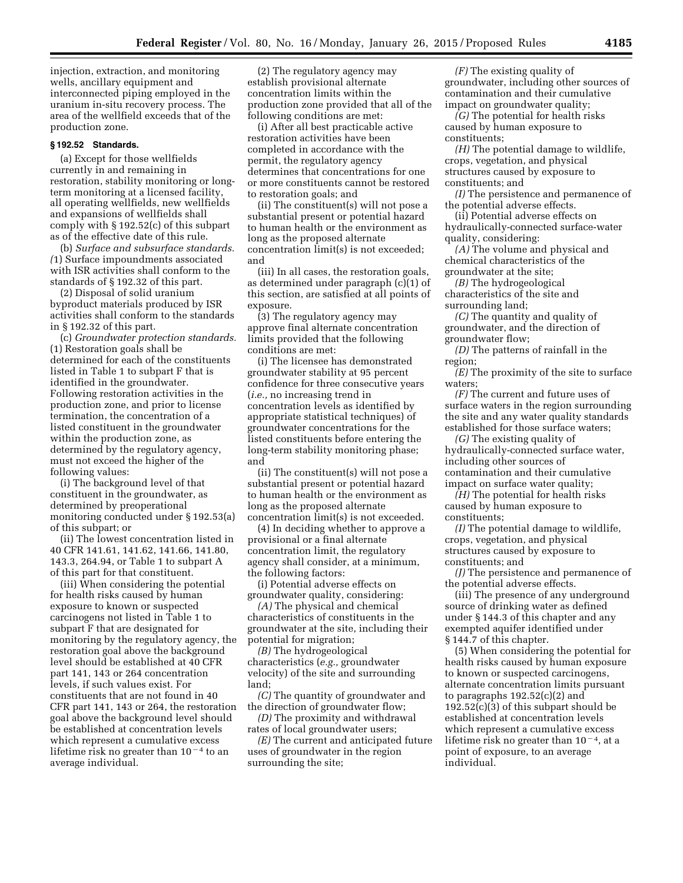injection, extraction, and monitoring wells, ancillary equipment and interconnected piping employed in the uranium in-situ recovery process. The area of the wellfield exceeds that of the production zone.

**§ 192.52 Standards.**

(a) Except for those wellfields currently in and remaining in restoration, stability monitoring or long-term monitoring at a licensed facility, all operating wellfields, new wellfields and expansions of wellfields shall comply with § 192.52(c) of this subpart as of the effective date of this rule.

(b) *Surface and subsurface standards.* (1) Surface impoundments associated with ISR activities shall conform to the standards of § 192.32 of this part.

(2) Disposal of solid uranium byproduct materials produced by ISR activities shall conform to the standards in § 192.32 of this part.

(c) *Groundwater protection standards.* (1) Restoration goals shall be determined for each of the constituents listed in Table 1 to subpart F that is identified in the groundwater. Following restoration activities in the production zone, and prior to license termination, the concentration of a listed constituent in the groundwater within the production zone, as determined by the regulatory agency, must not exceed the higher of the following values:

(i) The background level of that constituent in the groundwater, as determined by preoperational monitoring conducted under § 192.53(a) of this subpart; or

(ii) The lowest concentration listed in 40 CFR 141.61, 141.62, 141.66, 141.80, 143.3, 264.94, or Table 1 to subpart A of this part for that constituent.

(iii) When considering the potential for health risks caused by human exposure to known or suspected carcinogens not listed in Table 1 to subpart F that are designated for monitoring by the regulatory agency, the restoration goal above the background level should be established at 40 CFR part 141, 143 or 264 concentration levels, if such values exist. For constituents that are not found in 40 CFR part 141, 143 or 264, the restoration goal above the background level should be established at concentration levels which represent a cumulative excess lifetime risk no greater than $10^{-4}$ to an average individual.

(2) The regulatory agency may establish provisional alternate concentration limits within the production zone provided that all of the following conditions are met:

(i) After all best practicable active restoration activities have been completed in accordance with the permit, the regulatory agency determines that concentrations for one or more constituents cannot be restored to restoration goals; and

(ii) The constituent(s) will not pose a substantial present or potential hazard to human health or the environment as long as the proposed alternate concentration limit(s) is not exceeded; and

(iii) In all cases, the restoration goals, as determined under paragraph (c)(1) of this section, are satisfied at all points of exposure.

(3) The regulatory agency may approve final alternate concentration limits provided that the following conditions are met:

(i) The licensee has demonstrated groundwater stability at 95 percent confidence for three consecutive years (*i.e.,* no increasing trend in concentration levels as identified by appropriate statistical techniques) of groundwater concentrations for the listed constituents before entering the long-term stability monitoring phase; and

(ii) The constituent(s) will not pose a substantial present or potential hazard to human health or the environment as long as the proposed alternate concentration limit(s) is not exceeded.

(4) In deciding whether to approve a provisional or a final alternate concentration limit, the regulatory agency shall consider, at a minimum, the following factors:

(i) Potential adverse effects on groundwater quality, considering:

*(A)* The physical and chemical characteristics of constituents in the groundwater at the site, including their potential for migration;

*(B)* The hydrogeological characteristics (*e.g.,* groundwater velocity) of the site and surrounding land;

*(C)* The quantity of groundwater and the direction of groundwater flow;

*(D)* The proximity and withdrawal rates of local groundwater users;

*(E)* The current and anticipated future uses of groundwater in the region surrounding the site;

*(F)* The existing quality of groundwater, including other sources of contamination and their cumulative impact on groundwater quality;

*(G)* The potential for health risks caused by human exposure to constituents;

*(H)* The potential damage to wildlife, crops, vegetation, and physical structures caused by exposure to constituents; and

*(I)* The persistence and permanence of the potential adverse effects.

(ii) Potential adverse effects on hydraulically-connected surface-water quality, considering:

*(A)* The volume and physical and chemical characteristics of the groundwater at the site;

*(B)* The hydrogeological characteristics of the site and surrounding land;

*(C)* The quantity and quality of groundwater, and the direction of groundwater flow;

*(D)* The patterns of rainfall in the region;

*(E)* The proximity of the site to surface waters;

*(F)* The current and future uses of surface waters in the region surrounding the site and any water quality standards established for those surface waters;

*(G)* The existing quality of hydraulically-connected surface water, including other sources of contamination and their cumulative impact on surface water quality;

*(H)* The potential for health risks caused by human exposure to constituents;

*(I)* The potential damage to wildlife, crops, vegetation, and physical structures caused by exposure to constituents; and

*(J)* The persistence and permanence of the potential adverse effects.

(iii) The presence of any underground source of drinking water as defined under § 144.3 of this chapter and any exempted aquifer identified under § 144.7 of this chapter.

(5) When considering the potential for health risks caused by human exposure to known or suspected carcinogens, alternate concentration limits pursuant to paragraphs 192.52(c)(2) and 192.52(c)(3) of this subpart should be established at concentration levels which represent a cumulative excess lifetime risk no greater than $10^{-4}$, at a point of exposure, to an average individual.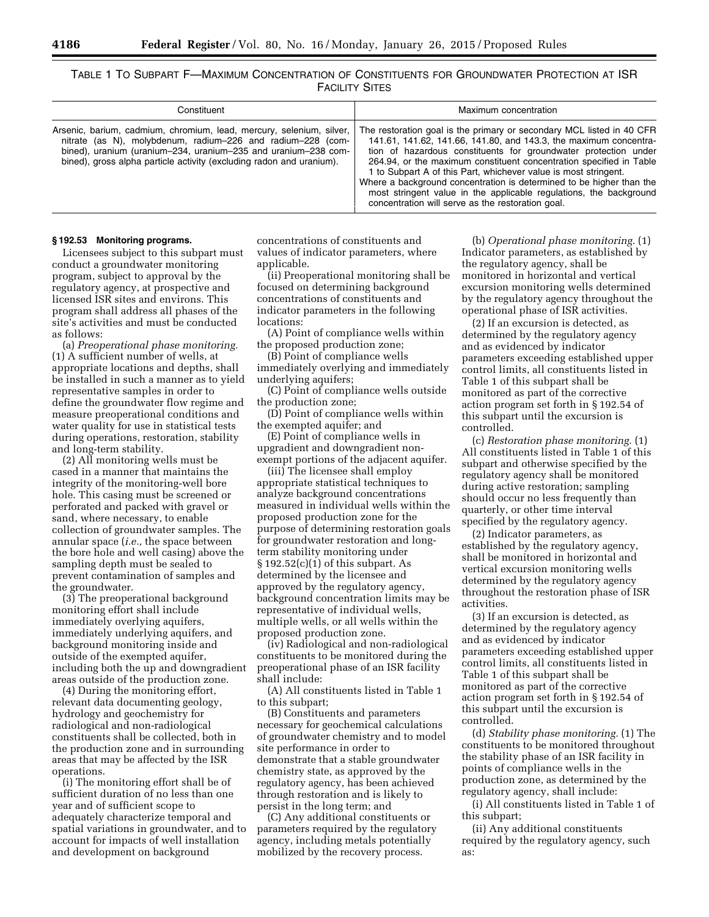TABLE 1 TO SUBPART F—MAXIMUM CONCENTRATION OF CONSTITUENTS FOR GROUNDWATER PROTECTION AT ISR FACILITY SITES

| Constituent | Maximum concentration |
| --- | --- |
| Arsenic, barium, cadmium, chromium, lead, mercury, selenium, silver, nitrate (as N), molybdenum, radium–226 and radium–228 (combined), uranium (uranium–234, uranium–235 and uranium–238 combined), gross alpha particle activity (excluding radon and uranium). | The restoration goal is the primary or secondary MCL listed in 40 CFR 141.61, 141.62, 141.66, 141.80, and 143.3, the maximum concentration of hazardous constituents for groundwater protection under 264.94, or the maximum constituent concentration specified in Table 1 to Subpart A of this Part, whichever value is most stringent. Where a background concentration is determined to be higher than the most stringent value in the applicable regulations, the background concentration will serve as the restoration goal. |

**§ 192.53 Monitoring programs.**

Licensees subject to this subpart must conduct a groundwater monitoring program, subject to approval by the regulatory agency, at prospective and licensed ISR sites and environs. This program shall address all phases of the site's activities and must be conducted as follows:

(a) *Preoperational phase monitoring.* (1) A sufficient number of wells, at appropriate locations and depths, shall be installed in such a manner as to yield representative samples in order to define the groundwater flow regime and measure preoperational conditions and water quality for use in statistical tests during operations, restoration, stability and long-term stability.

(2) All monitoring wells must be cased in a manner that maintains the integrity of the monitoring-well bore hole. This casing must be screened or perforated and packed with gravel or sand, where necessary, to enable collection of groundwater samples. The annular space (*i.e.,* the space between the bore hole and well casing) above the sampling depth must be sealed to prevent contamination of samples and the groundwater.

(3) The preoperational background monitoring effort shall include immediately overlying aquifers, immediately underlying aquifers, and background monitoring inside and outside of the exempted aquifer, including both the up and downgradient areas outside of the production zone.

(4) During the monitoring effort, relevant data documenting geology, hydrology and geochemistry for radiological and non-radiological constituents shall be collected, both in the production zone and in surrounding areas that may be affected by the ISR operations.

(i) The monitoring effort shall be of sufficient duration of no less than one year and of sufficient scope to adequately characterize temporal and spatial variations in groundwater, and to account for impacts of well installation and development on background concentrations of constituents and values of indicator parameters, where applicable.

(ii) Preoperational monitoring shall be focused on determining background concentrations of constituents and indicator parameters in the following locations:

(A) Point of compliance wells within the proposed production zone;

(B) Point of compliance wells immediately overlying and immediately underlying aquifers;

(C) Point of compliance wells outside the production zone;

(D) Point of compliance wells within the exempted aquifer; and

(E) Point of compliance wells in upgradient and downgradient non-exempt portions of the adjacent aquifer.

(iii) The licensee shall employ appropriate statistical techniques to analyze background concentrations measured in individual wells within the proposed production zone for the purpose of determining restoration goals for groundwater restoration and long-term stability monitoring under § 192.52(c)(1) of this subpart. As determined by the licensee and approved by the regulatory agency, background concentration limits may be representative of individual wells, multiple wells, or all wells within the proposed production zone.

(iv) Radiological and non-radiological constituents to be monitored during the preoperational phase of an ISR facility shall include:

(A) All constituents listed in Table 1 to this subpart;

(B) Constituents and parameters necessary for geochemical calculations of groundwater chemistry and to model site performance in order to demonstrate that a stable groundwater chemistry state, as approved by the regulatory agency, has been achieved through restoration and is likely to persist in the long term; and

(C) Any additional constituents or parameters required by the regulatory agency, including metals potentially mobilized by the recovery process.

(b) *Operational phase monitoring.* (1) Indicator parameters, as established by the regulatory agency, shall be monitored in horizontal and vertical excursion monitoring wells determined by the regulatory agency throughout the operational phase of ISR activities.

(2) If an excursion is detected, as determined by the regulatory agency and as evidenced by indicator parameters exceeding established upper control limits, all constituents listed in Table 1 of this subpart shall be monitored as part of the corrective action program set forth in § 192.54 of this subpart until the excursion is controlled.

(c) *Restoration phase monitoring.* (1) All constituents listed in Table 1 of this subpart and otherwise specified by the regulatory agency shall be monitored during active restoration; sampling should occur no less frequently than quarterly, or other time interval specified by the regulatory agency.

(2) Indicator parameters, as established by the regulatory agency, shall be monitored in horizontal and vertical excursion monitoring wells determined by the regulatory agency throughout the restoration phase of ISR activities.

(3) If an excursion is detected, as determined by the regulatory agency and as evidenced by indicator parameters exceeding established upper control limits, all constituents listed in Table 1 of this subpart shall be monitored as part of the corrective action program set forth in § 192.54 of this subpart until the excursion is controlled.

(d) *Stability phase monitoring.* (1) The constituents to be monitored throughout the stability phase of an ISR facility in points of compliance wells in the production zone, as determined by the regulatory agency, shall include:

(i) All constituents listed in Table 1 of this subpart;

(ii) Any additional constituents required by the regulatory agency, such as: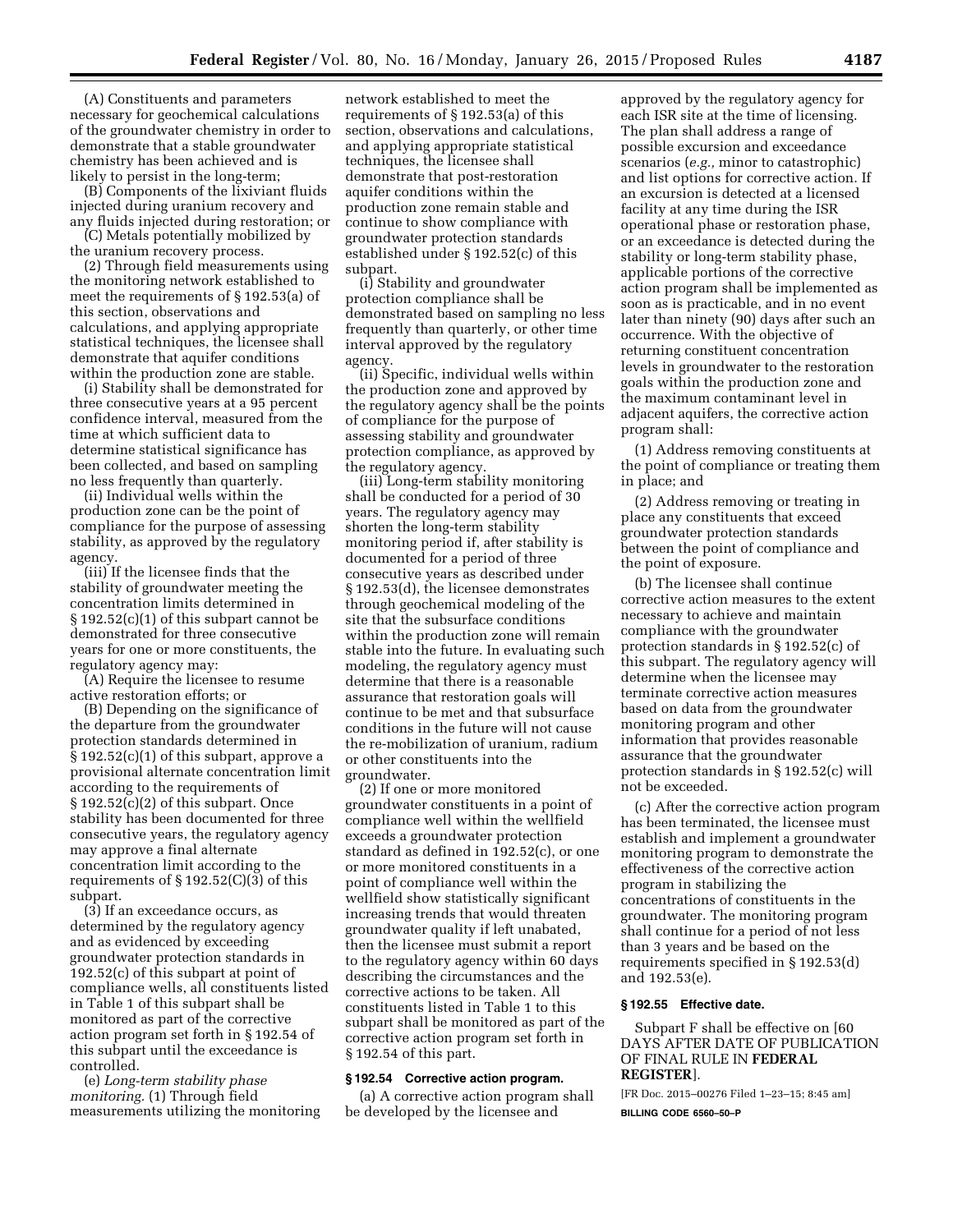(A) Constituents and parameters necessary for geochemical calculations of the groundwater chemistry in order to demonstrate that a stable groundwater chemistry has been achieved and is likely to persist in the long-term;

(B) Components of the lixiviant fluids injected during uranium recovery and any fluids injected during restoration; or

(C) Metals potentially mobilized by the uranium recovery process.

(2) Through field measurements using the monitoring network established to meet the requirements of § 192.53(a) of this section, observations and calculations, and applying appropriate statistical techniques, the licensee shall demonstrate that aquifer conditions within the production zone are stable.

(i) Stability shall be demonstrated for three consecutive years at a 95 percent confidence interval, measured from the time at which sufficient data to determine statistical significance has been collected, and based on sampling no less frequently than quarterly.

(ii) Individual wells within the production zone can be the point of compliance for the purpose of assessing stability, as approved by the regulatory agency.

(iii) If the licensee finds that the stability of groundwater meeting the concentration limits determined in § 192.52(c)(1) of this subpart cannot be demonstrated for three consecutive years for one or more constituents, the regulatory agency may:

(A) Require the licensee to resume active restoration efforts; or

(B) Depending on the significance of the departure from the groundwater protection standards determined in § 192.52(c)(1) of this subpart, approve a provisional alternate concentration limit according to the requirements of § 192.52(c)(2) of this subpart. Once stability has been documented for three consecutive years, the regulatory agency may approve a final alternate concentration limit according to the requirements of § 192.52(C)(3) of this subpart.

(3) If an exceedance occurs, as determined by the regulatory agency and as evidenced by exceeding groundwater protection standards in 192.52(c) of this subpart at point of compliance wells, all constituents listed in Table 1 of this subpart shall be monitored as part of the corrective action program set forth in § 192.54 of this subpart until the exceedance is controlled.

(e) *Long-term stability phase monitoring.* (1) Through field measurements utilizing the monitoring network established to meet the requirements of § 192.53(a) of this section, observations and calculations, and applying appropriate statistical techniques, the licensee shall demonstrate that post-restoration aquifer conditions within the production zone remain stable and continue to show compliance with groundwater protection standards established under § 192.52(c) of this subpart.

(i) Stability and groundwater protection compliance shall be demonstrated based on sampling no less frequently than quarterly, or other time interval approved by the regulatory agency.

(ii) Specific, individual wells within the production zone and approved by the regulatory agency shall be the points of compliance for the purpose of assessing stability and groundwater protection compliance, as approved by the regulatory agency.

(iii) Long-term stability monitoring shall be conducted for a period of 30 years. The regulatory agency may shorten the long-term stability monitoring period if, after stability is documented for a period of three consecutive years as described under § 192.53(d), the licensee demonstrates through geochemical modeling of the site that the subsurface conditions within the production zone will remain stable into the future. In evaluating such modeling, the regulatory agency must determine that there is a reasonable assurance that restoration goals will continue to be met and that subsurface conditions in the future will not cause the re-mobilization of uranium, radium or other constituents into the groundwater.

(2) If one or more monitored groundwater constituents in a point of compliance well within the wellfield exceeds a groundwater protection standard as defined in 192.52(c), or one or more monitored constituents in a point of compliance well within the wellfield show statistically significant increasing trends that would threaten groundwater quality if left unabated, then the licensee must submit a report to the regulatory agency within 60 days describing the circumstances and the corrective actions to be taken. All constituents listed in Table 1 to this subpart shall be monitored as part of the corrective action program set forth in § 192.54 of this part.

### § 192.54 Corrective action program.

(a) A corrective action program shall be developed by the licensee and approved by the regulatory agency for each ISR site at the time of licensing. The plan shall address a range of possible excursion and exceedance scenarios (*e.g.,* minor to catastrophic) and list options for corrective action. If an excursion is detected at a licensed facility at any time during the ISR operational phase or restoration phase, or an exceedance is detected during the stability or long-term stability phase, applicable portions of the corrective action program shall be implemented as soon as is practicable, and in no event later than ninety (90) days after such an occurrence. With the objective of returning constituent concentration levels in groundwater to the restoration goals within the production zone and the maximum contaminant level in adjacent aquifers, the corrective action program shall:

(1) Address removing constituents at the point of compliance or treating them in place; and

(2) Address removing or treating in place any constituents that exceed groundwater protection standards between the point of compliance and the point of exposure.

(b) The licensee shall continue corrective action measures to the extent necessary to achieve and maintain compliance with the groundwater protection standards in § 192.52(c) of this subpart. The regulatory agency will determine when the licensee may terminate corrective action measures based on data from the groundwater monitoring program and other information that provides reasonable assurance that the groundwater protection standards in § 192.52(c) will not be exceeded.

(c) After the corrective action program has been terminated, the licensee must establish and implement a groundwater monitoring program to demonstrate the effectiveness of the corrective action program in stabilizing the concentrations of constituents in the groundwater. The monitoring program shall continue for a period of not less than 3 years and be based on the requirements specified in § 192.53(d) and 192.53(e).

### § 192.55 Effective date.

Subpart F shall be effective on [60 DAYS AFTER DATE OF PUBLICATION OF FINAL RULE IN **FEDERAL REGISTER**].

[FR Doc. 2015–00276 Filed 1–23–15; 8:45 am]

**BILLING CODE 6560–50–P**